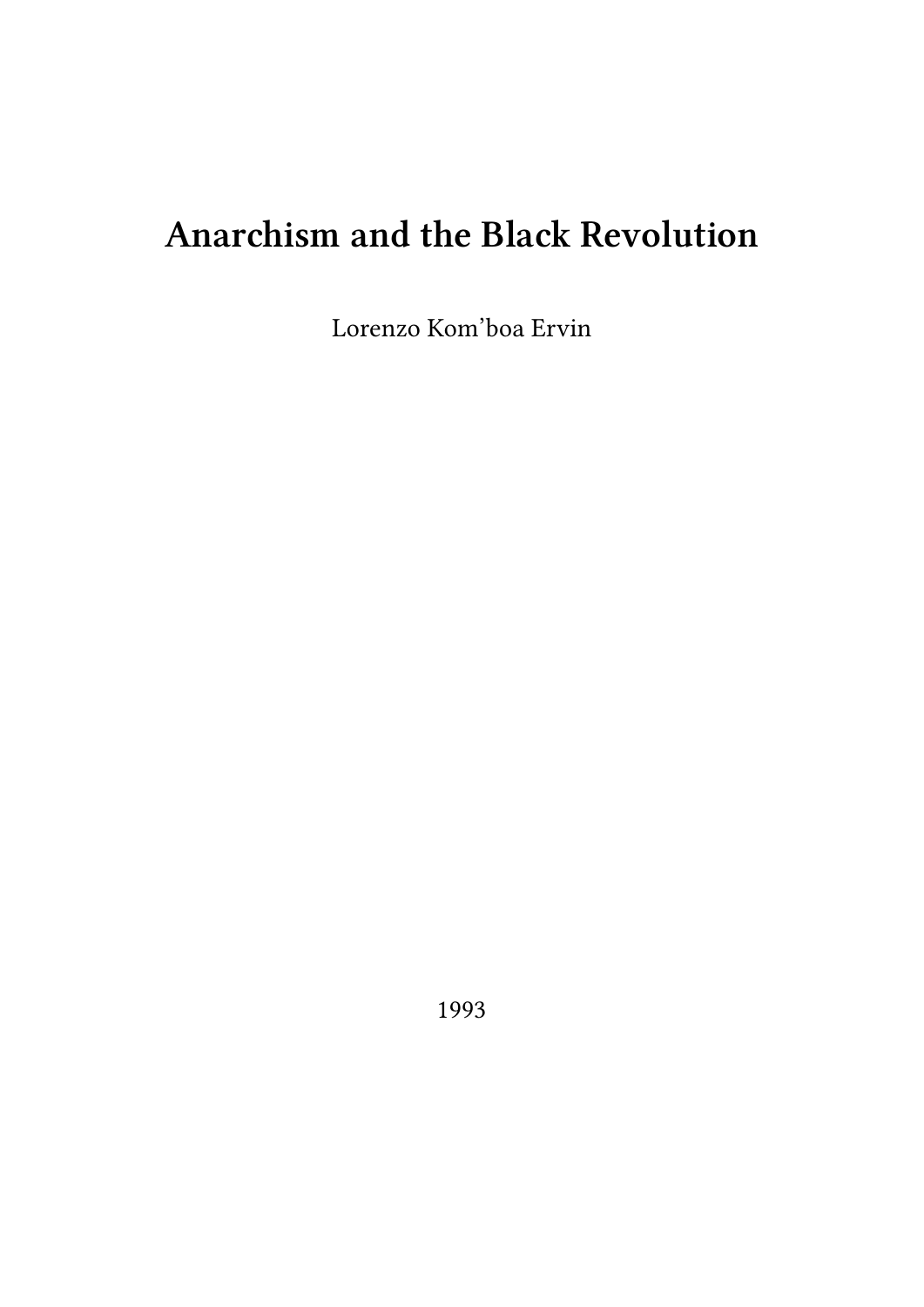# Anarchism and the Black Revolution

Lorenzo Kom'boa Ervin

1993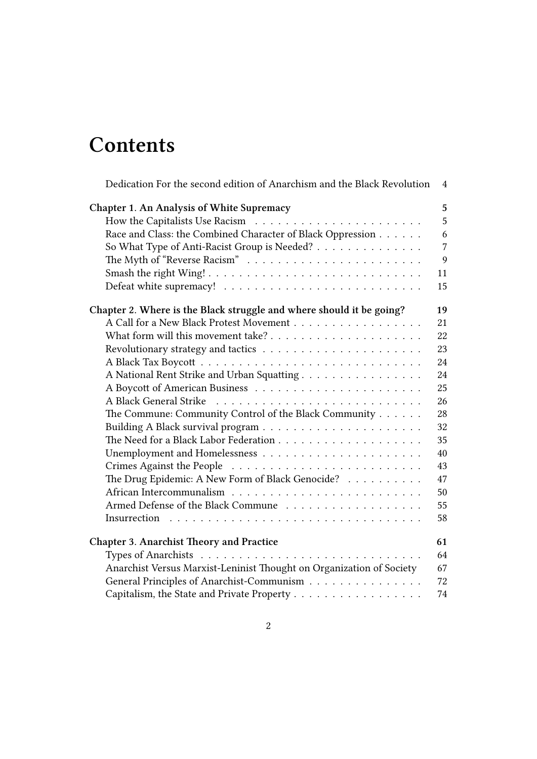# Contents

Dedication For the second edition of Anarchism and the Black Revolution 4

**Chapter 1. An Analysis of White Supremacy 5**

How the Capitalists Use Racism 5
Race and Class: the Combined Character of Black Oppression 6
So What Type of Anti-Racist Group is Needed? 7
The Myth of "Reverse Racism" 9
Smash the right Wing! 11
Defeat white supremacy! 15

**Chapter 2. Where is the Black struggle and where should it be going? 19**

A Call for a New Black Protest Movement 21
What form will this movement take? 22
Revolutionary strategy and tactics 23
A Black Tax Boycott 24
A National Rent Strike and Urban Squatting 24
A Boycott of American Business 25
A Black General Strike 26
The Commune: Community Control of the Black Community 28
Building A Black survival program 32
The Need for a Black Labor Federation 35
Unemployment and Homelessness 40
Crimes Against the People 43
The Drug Epidemic: A New Form of Black Genocide? 47
African Intercommunalism 50
Armed Defense of the Black Commune 55
Insurrection 58

**Chapter 3. Anarchist Theory and Practice 61**

Types of Anarchists 64
Anarchist Versus Marxist-Leninist Thought on Organization of Society 67
General Principles of Anarchist-Communism 72
Capitalism, the State and Private Property 74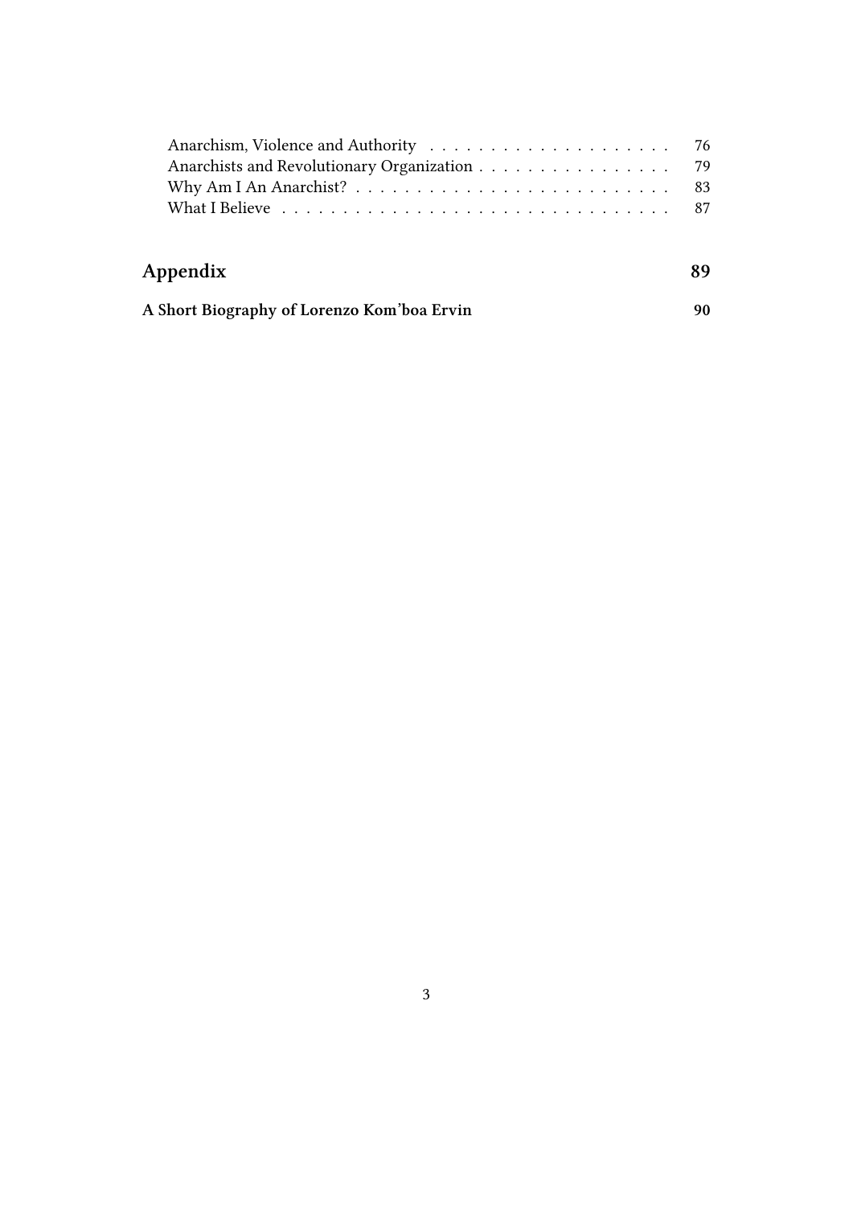Anarchism, Violence and Authority . . . . . . . . . . . . . . . . . . . . 76
Anarchists and Revolutionary Organization . . . . . . . . . . . . . . . . 79
Why Am I An Anarchist? . . . . . . . . . . . . . . . . . . . . . . . . . 83
What I Believe . . . . . . . . . . . . . . . . . . . . . . . . . . . . . . 87

**Appendix** 89

**A Short Biography of Lorenzo Kom'boa Ervin** 90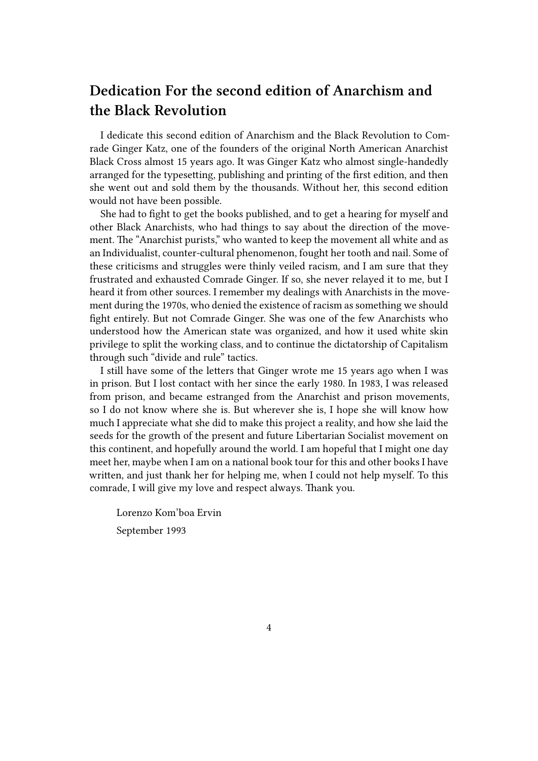## Dedication For the second edition of Anarchism and the Black Revolution

I dedicate this second edition of Anarchism and the Black Revolution to Comrade Ginger Katz, one of the founders of the original North American Anarchist Black Cross almost 15 years ago. It was Ginger Katz who almost single-handedly arranged for the typesetting, publishing and printing of the first edition, and then she went out and sold them by the thousands. Without her, this second edition would not have been possible.

She had to fight to get the books published, and to get a hearing for myself and other Black Anarchists, who had things to say about the direction of the movement. The "Anarchist purists," who wanted to keep the movement all white and as an Individualist, counter-cultural phenomenon, fought her tooth and nail. Some of these criticisms and struggles were thinly veiled racism, and I am sure that they frustrated and exhausted Comrade Ginger. If so, she never relayed it to me, but I heard it from other sources. I remember my dealings with Anarchists in the movement during the 1970s, who denied the existence of racism as something we should fight entirely. But not Comrade Ginger. She was one of the few Anarchists who understood how the American state was organized, and how it used white skin privilege to split the working class, and to continue the dictatorship of Capitalism through such "divide and rule" tactics.

I still have some of the letters that Ginger wrote me 15 years ago when I was in prison. But I lost contact with her since the early 1980. In 1983, I was released from prison, and became estranged from the Anarchist and prison movements, so I do not know where she is. But wherever she is, I hope she will know how much I appreciate what she did to make this project a reality, and how she laid the seeds for the growth of the present and future Libertarian Socialist movement on this continent, and hopefully around the world. I am hopeful that I might one day meet her, maybe when I am on a national book tour for this and other books I have written, and just thank her for helping me, when I could not help myself. To this comrade, I will give my love and respect always. Thank you.

Lorenzo Kom'boa Ervin

September 1993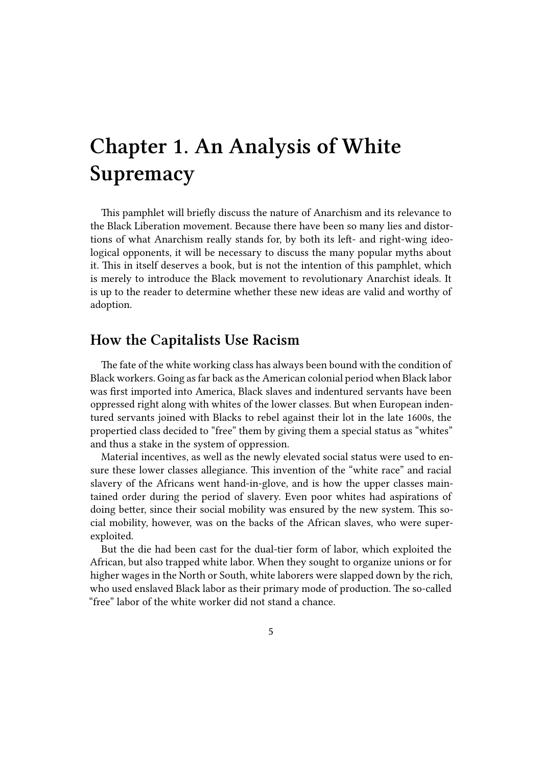# Chapter 1. An Analysis of White Supremacy

This pamphlet will briefly discuss the nature of Anarchism and its relevance to the Black Liberation movement. Because there have been so many lies and distortions of what Anarchism really stands for, by both its left- and right-wing ideological opponents, it will be necessary to discuss the many popular myths about it. This in itself deserves a book, but is not the intention of this pamphlet, which is merely to introduce the Black movement to revolutionary Anarchist ideals. It is up to the reader to determine whether these new ideas are valid and worthy of adoption.

## How the Capitalists Use Racism

The fate of the white working class has always been bound with the condition of Black workers. Going as far back as the American colonial period when Black labor was first imported into America, Black slaves and indentured servants have been oppressed right along with whites of the lower classes. But when European indentured servants joined with Blacks to rebel against their lot in the late 1600s, the propertied class decided to "free" them by giving them a special status as "whites" and thus a stake in the system of oppression.

Material incentives, as well as the newly elevated social status were used to ensure these lower classes allegiance. This invention of the "white race" and racial slavery of the Africans went hand-in-glove, and is how the upper classes maintained order during the period of slavery. Even poor whites had aspirations of doing better, since their social mobility was ensured by the new system. This social mobility, however, was on the backs of the African slaves, who were super-exploited.

But the die had been cast for the dual-tier form of labor, which exploited the African, but also trapped white labor. When they sought to organize unions or for higher wages in the North or South, white laborers were slapped down by the rich, who used enslaved Black labor as their primary mode of production. The so-called "free" labor of the white worker did not stand a chance.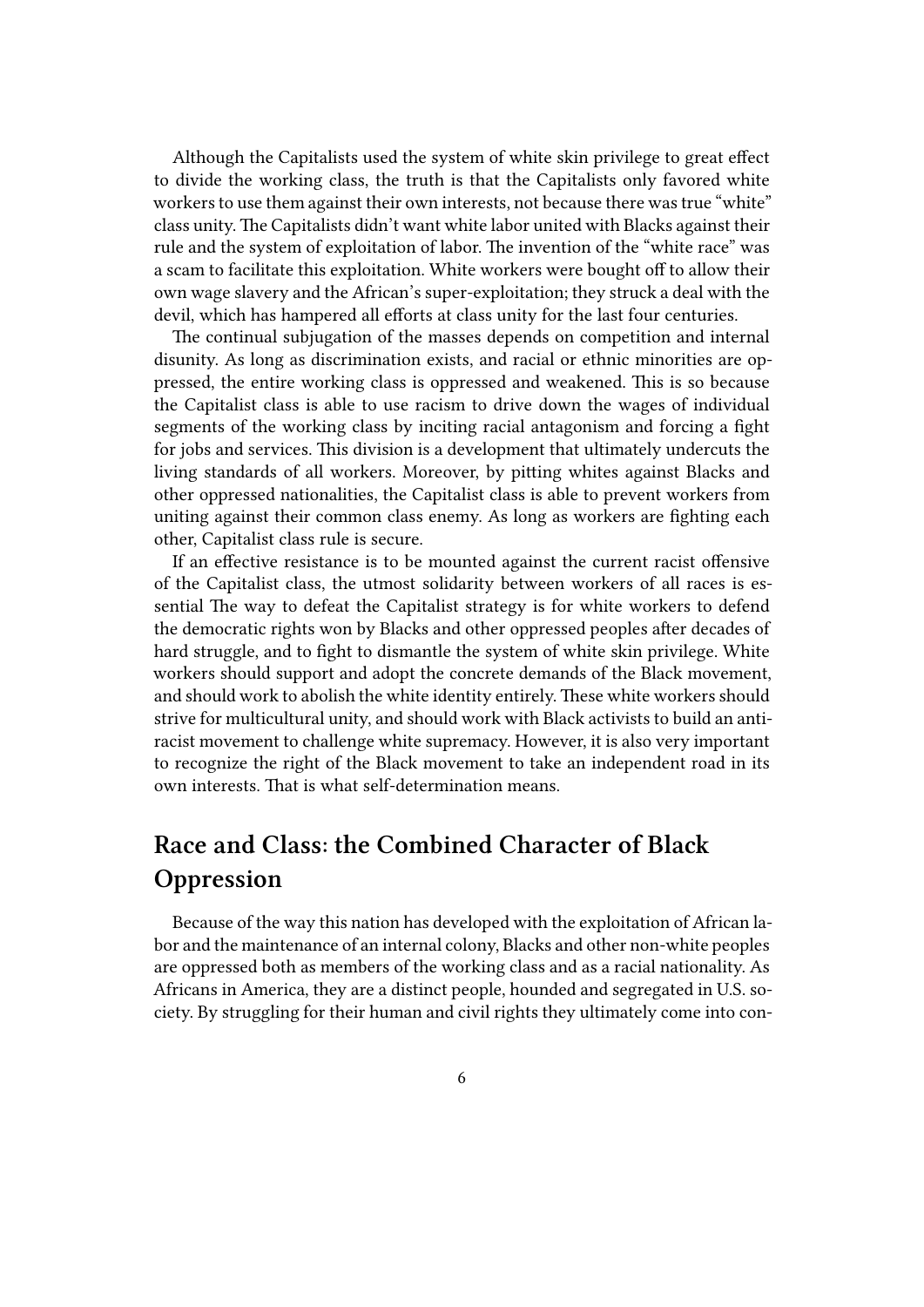Although the Capitalists used the system of white skin privilege to great effect to divide the working class, the truth is that the Capitalists only favored white workers to use them against their own interests, not because there was true "white" class unity. The Capitalists didn't want white labor united with Blacks against their rule and the system of exploitation of labor. The invention of the "white race" was a scam to facilitate this exploitation. White workers were bought off to allow their own wage slavery and the African's super-exploitation; they struck a deal with the devil, which has hampered all efforts at class unity for the last four centuries.

The continual subjugation of the masses depends on competition and internal disunity. As long as discrimination exists, and racial or ethnic minorities are oppressed, the entire working class is oppressed and weakened. This is so because the Capitalist class is able to use racism to drive down the wages of individual segments of the working class by inciting racial antagonism and forcing a fight for jobs and services. This division is a development that ultimately undercuts the living standards of all workers. Moreover, by pitting whites against Blacks and other oppressed nationalities, the Capitalist class is able to prevent workers from uniting against their common class enemy. As long as workers are fighting each other, Capitalist class rule is secure.

If an effective resistance is to be mounted against the current racist offensive of the Capitalist class, the utmost solidarity between workers of all races is essential The way to defeat the Capitalist strategy is for white workers to defend the democratic rights won by Blacks and other oppressed peoples after decades of hard struggle, and to fight to dismantle the system of white skin privilege. White workers should support and adopt the concrete demands of the Black movement, and should work to abolish the white identity entirely. These white workers should strive for multicultural unity, and should work with Black activists to build an anti-racist movement to challenge white supremacy. However, it is also very important to recognize the right of the Black movement to take an independent road in its own interests. That is what self-determination means.

## Race and Class: the Combined Character of Black Oppression

Because of the way this nation has developed with the exploitation of African labor and the maintenance of an internal colony, Blacks and other non-white peoples are oppressed both as members of the working class and as a racial nationality. As Africans in America, they are a distinct people, hounded and segregated in U.S. society. By struggling for their human and civil rights they ultimately come into con-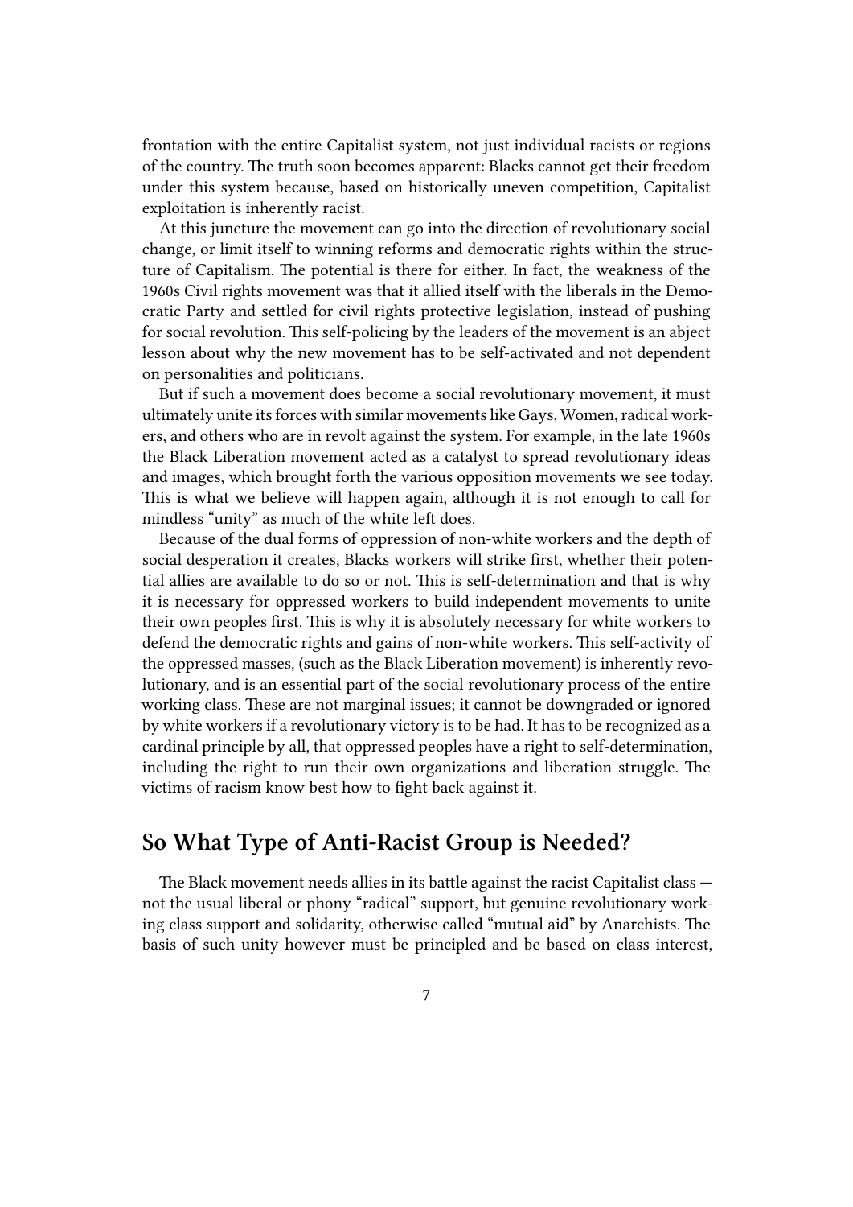frontation with the entire Capitalist system, not just individual racists or regions of the country. The truth soon becomes apparent: Blacks cannot get their freedom under this system because, based on historically uneven competition, Capitalist exploitation is inherently racist.

At this juncture the movement can go into the direction of revolutionary social change, or limit itself to winning reforms and democratic rights within the structure of Capitalism. The potential is there for either. In fact, the weakness of the 1960s Civil rights movement was that it allied itself with the liberals in the Democratic Party and settled for civil rights protective legislation, instead of pushing for social revolution. This self-policing by the leaders of the movement is an abject lesson about why the new movement has to be self-activated and not dependent on personalities and politicians.

But if such a movement does become a social revolutionary movement, it must ultimately unite its forces with similar movements like Gays, Women, radical workers, and others who are in revolt against the system. For example, in the late 1960s the Black Liberation movement acted as a catalyst to spread revolutionary ideas and images, which brought forth the various opposition movements we see today. This is what we believe will happen again, although it is not enough to call for mindless "unity" as much of the white left does.

Because of the dual forms of oppression of non-white workers and the depth of social desperation it creates, Blacks workers will strike first, whether their potential allies are available to do so or not. This is self-determination and that is why it is necessary for oppressed workers to build independent movements to unite their own peoples first. This is why it is absolutely necessary for white workers to defend the democratic rights and gains of non-white workers. This self-activity of the oppressed masses, (such as the Black Liberation movement) is inherently revolutionary, and is an essential part of the social revolutionary process of the entire working class. These are not marginal issues; it cannot be downgraded or ignored by white workers if a revolutionary victory is to be had. It has to be recognized as a cardinal principle by all, that oppressed peoples have a right to self-determination, including the right to run their own organizations and liberation struggle. The victims of racism know best how to fight back against it.

## So What Type of Anti-Racist Group is Needed?

The Black movement needs allies in its battle against the racist Capitalist class — not the usual liberal or phony "radical" support, but genuine revolutionary working class support and solidarity, otherwise called "mutual aid" by Anarchists. The basis of such unity however must be principled and be based on class interest,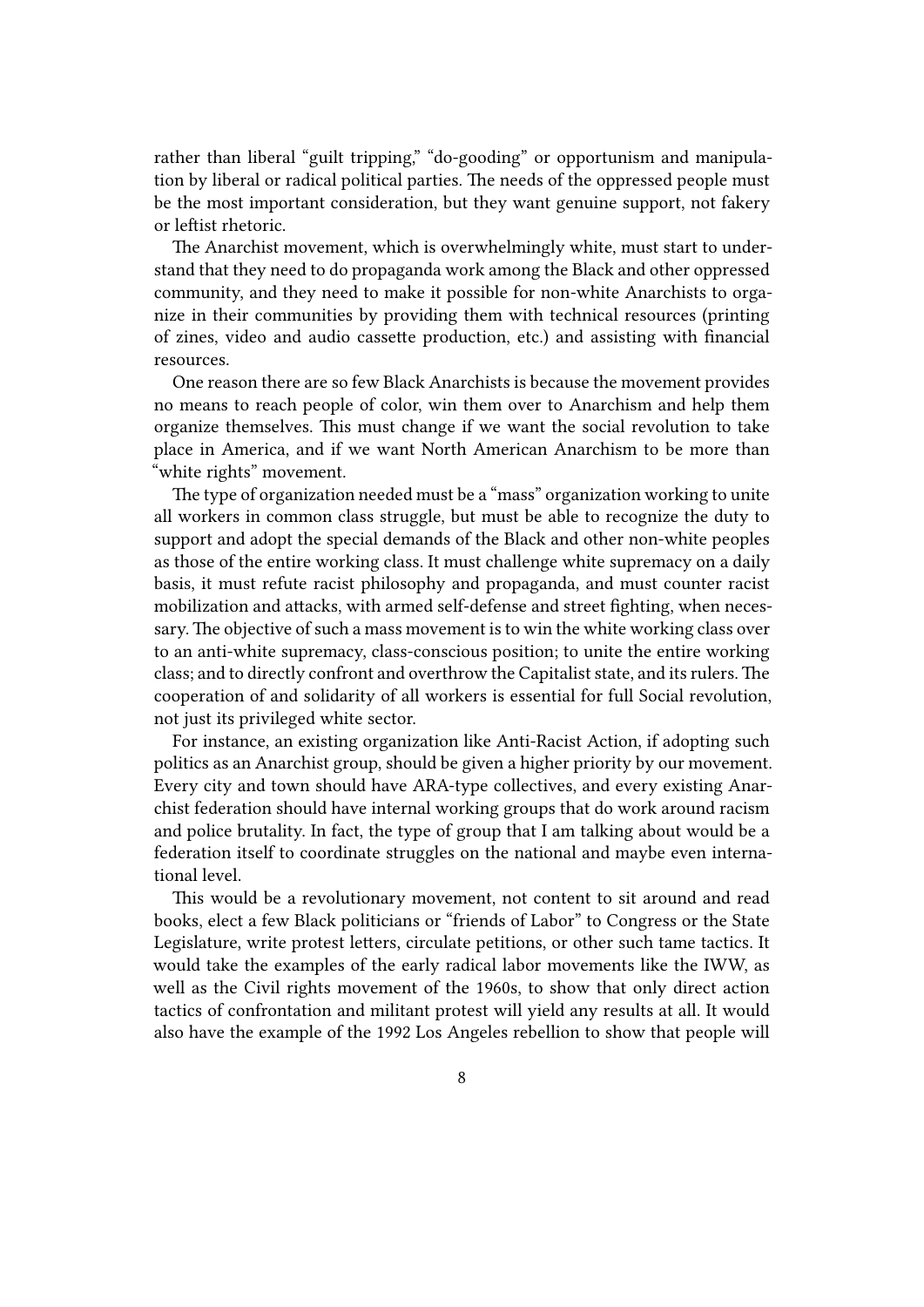rather than liberal "guilt tripping," "do-gooding" or opportunism and manipulation by liberal or radical political parties. The needs of the oppressed people must be the most important consideration, but they want genuine support, not fakery or leftist rhetoric.

The Anarchist movement, which is overwhelmingly white, must start to understand that they need to do propaganda work among the Black and other oppressed community, and they need to make it possible for non-white Anarchists to organize in their communities by providing them with technical resources (printing of zines, video and audio cassette production, etc.) and assisting with financial resources.

One reason there are so few Black Anarchists is because the movement provides no means to reach people of color, win them over to Anarchism and help them organize themselves. This must change if we want the social revolution to take place in America, and if we want North American Anarchism to be more than "white rights" movement.

The type of organization needed must be a "mass" organization working to unite all workers in common class struggle, but must be able to recognize the duty to support and adopt the special demands of the Black and other non-white peoples as those of the entire working class. It must challenge white supremacy on a daily basis, it must refute racist philosophy and propaganda, and must counter racist mobilization and attacks, with armed self-defense and street fighting, when necessary. The objective of such a mass movement is to win the white working class over to an anti-white supremacy, class-conscious position; to unite the entire working class; and to directly confront and overthrow the Capitalist state, and its rulers. The cooperation of and solidarity of all workers is essential for full Social revolution, not just its privileged white sector.

For instance, an existing organization like Anti-Racist Action, if adopting such politics as an Anarchist group, should be given a higher priority by our movement. Every city and town should have ARA-type collectives, and every existing Anarchist federation should have internal working groups that do work around racism and police brutality. In fact, the type of group that I am talking about would be a federation itself to coordinate struggles on the national and maybe even international level.

This would be a revolutionary movement, not content to sit around and read books, elect a few Black politicians or "friends of Labor" to Congress or the State Legislature, write protest letters, circulate petitions, or other such tame tactics. It would take the examples of the early radical labor movements like the IWW, as well as the Civil rights movement of the 1960s, to show that only direct action tactics of confrontation and militant protest will yield any results at all. It would also have the example of the 1992 Los Angeles rebellion to show that people will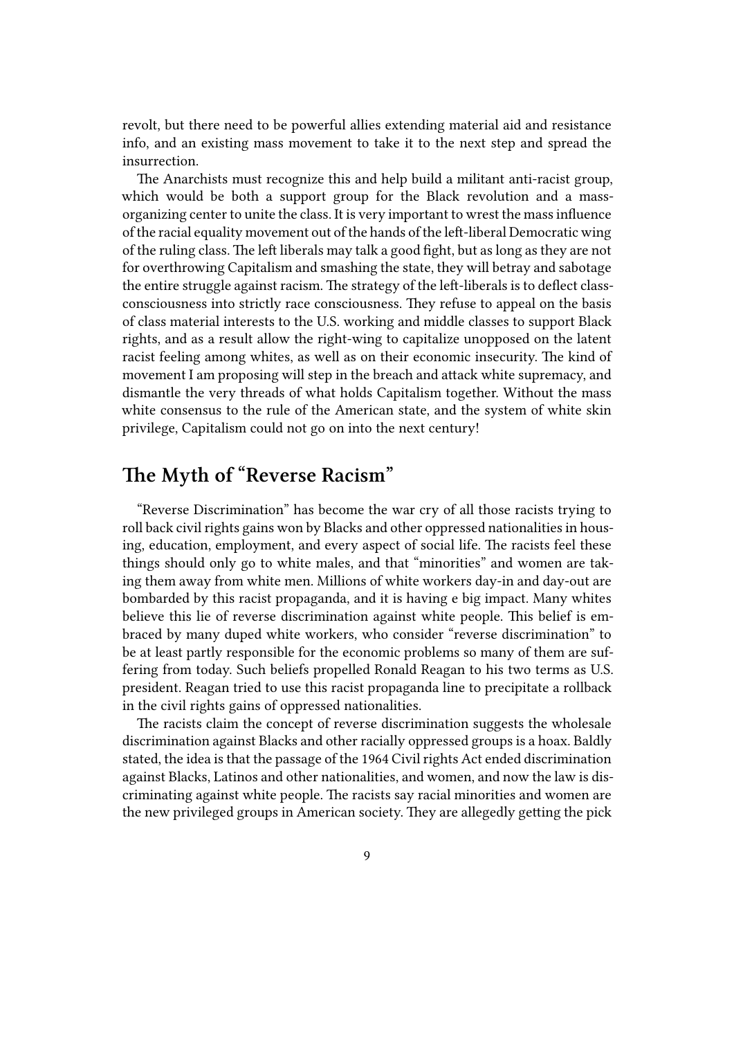revolt, but there need to be powerful allies extending material aid and resistance info, and an existing mass movement to take it to the next step and spread the insurrection.

The Anarchists must recognize this and help build a militant anti-racist group, which would be both a support group for the Black revolution and a mass-organizing center to unite the class. It is very important to wrest the mass influence of the racial equality movement out of the hands of the left-liberal Democratic wing of the ruling class. The left liberals may talk a good fight, but as long as they are not for overthrowing Capitalism and smashing the state, they will betray and sabotage the entire struggle against racism. The strategy of the left-liberals is to deflect class-consciousness into strictly race consciousness. They refuse to appeal on the basis of class material interests to the U.S. working and middle classes to support Black rights, and as a result allow the right-wing to capitalize unopposed on the latent racist feeling among whites, as well as on their economic insecurity. The kind of movement I am proposing will step in the breach and attack white supremacy, and dismantle the very threads of what holds Capitalism together. Without the mass white consensus to the rule of the American state, and the system of white skin privilege, Capitalism could not go on into the next century!

## The Myth of "Reverse Racism"

"Reverse Discrimination" has become the war cry of all those racists trying to roll back civil rights gains won by Blacks and other oppressed nationalities in housing, education, employment, and every aspect of social life. The racists feel these things should only go to white males, and that "minorities" and women are taking them away from white men. Millions of white workers day-in and day-out are bombarded by this racist propaganda, and it is having e big impact. Many whites believe this lie of reverse discrimination against white people. This belief is embraced by many duped white workers, who consider "reverse discrimination" to be at least partly responsible for the economic problems so many of them are suffering from today. Such beliefs propelled Ronald Reagan to his two terms as U.S. president. Reagan tried to use this racist propaganda line to precipitate a rollback in the civil rights gains of oppressed nationalities.

The racists claim the concept of reverse discrimination suggests the wholesale discrimination against Blacks and other racially oppressed groups is a hoax. Baldly stated, the idea is that the passage of the 1964 Civil rights Act ended discrimination against Blacks, Latinos and other nationalities, and women, and now the law is discriminating against white people. The racists say racial minorities and women are the new privileged groups in American society. They are allegedly getting the pick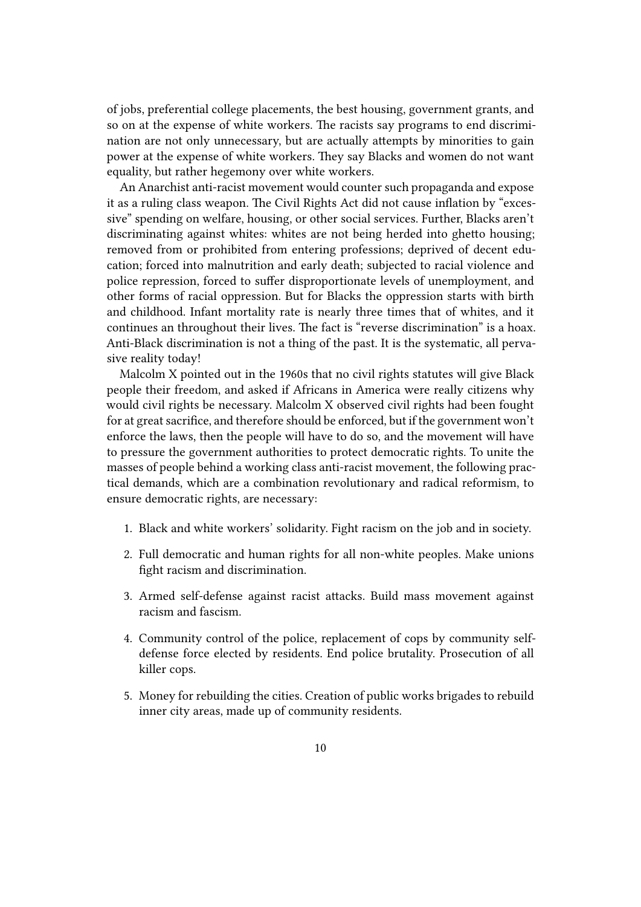of jobs, preferential college placements, the best housing, government grants, and so on at the expense of white workers. The racists say programs to end discrimination are not only unnecessary, but are actually attempts by minorities to gain power at the expense of white workers. They say Blacks and women do not want equality, but rather hegemony over white workers.

An Anarchist anti-racist movement would counter such propaganda and expose it as a ruling class weapon. The Civil Rights Act did not cause inflation by "excessive" spending on welfare, housing, or other social services. Further, Blacks aren't discriminating against whites: whites are not being herded into ghetto housing; removed from or prohibited from entering professions; deprived of decent education; forced into malnutrition and early death; subjected to racial violence and police repression, forced to suffer disproportionate levels of unemployment, and other forms of racial oppression. But for Blacks the oppression starts with birth and childhood. Infant mortality rate is nearly three times that of whites, and it continues an throughout their lives. The fact is "reverse discrimination" is a hoax. Anti-Black discrimination is not a thing of the past. It is the systematic, all pervasive reality today!

Malcolm X pointed out in the 1960s that no civil rights statutes will give Black people their freedom, and asked if Africans in America were really citizens why would civil rights be necessary. Malcolm X observed civil rights had been fought for at great sacrifice, and therefore should be enforced, but if the government won't enforce the laws, then the people will have to do so, and the movement will have to pressure the government authorities to protect democratic rights. To unite the masses of people behind a working class anti-racist movement, the following practical demands, which are a combination revolutionary and radical reformism, to ensure democratic rights, are necessary:

1. Black and white workers' solidarity. Fight racism on the job and in society.
2. Full democratic and human rights for all non-white peoples. Make unions fight racism and discrimination.
3. Armed self-defense against racist attacks. Build mass movement against racism and fascism.
4. Community control of the police, replacement of cops by community self-defense force elected by residents. End police brutality. Prosecution of all killer cops.
5. Money for rebuilding the cities. Creation of public works brigades to rebuild inner city areas, made up of community residents.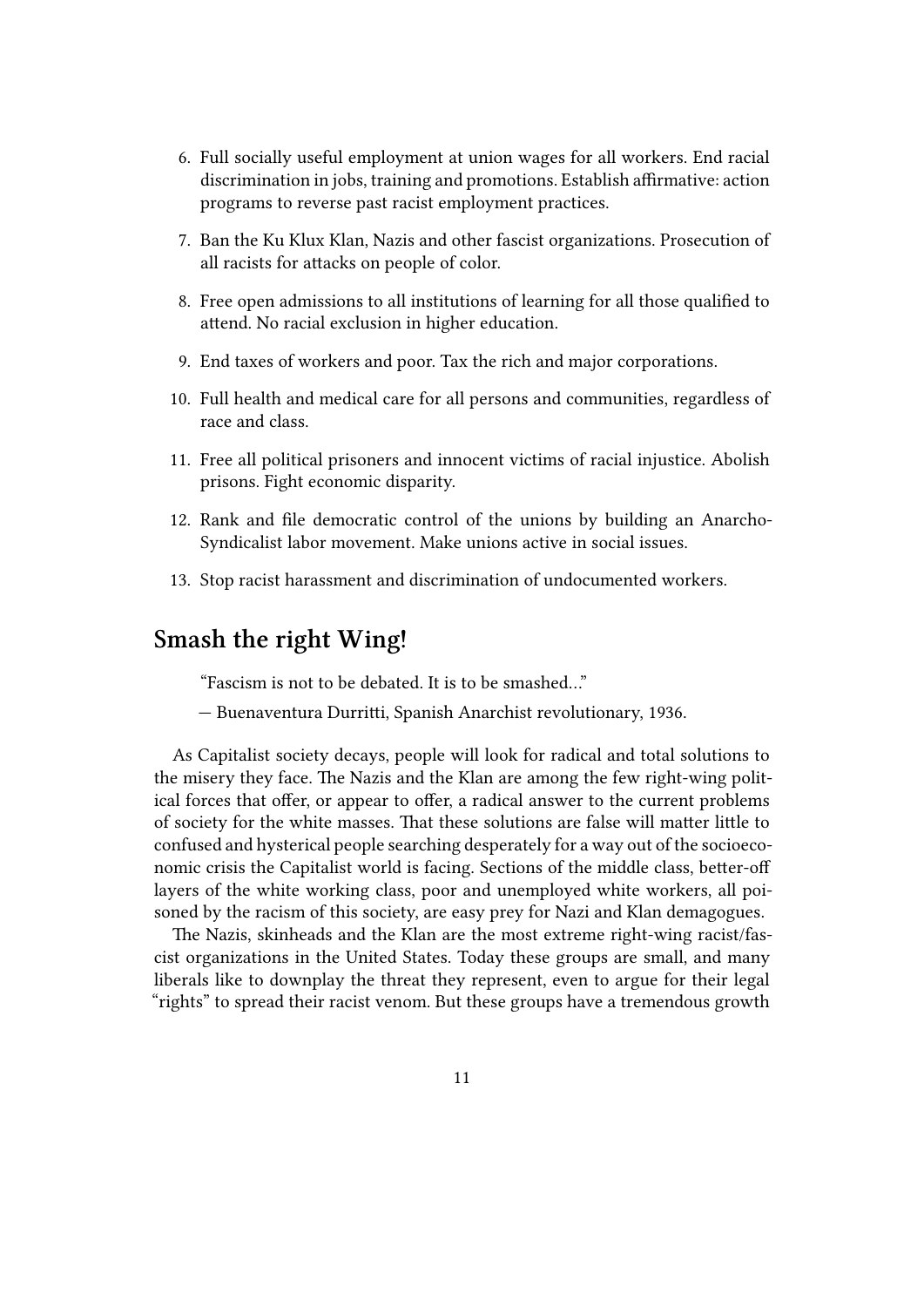6. Full socially useful employment at union wages for all workers. End racial discrimination in jobs, training and promotions. Establish affirmative: action programs to reverse past racist employment practices.
7. Ban the Ku Klux Klan, Nazis and other fascist organizations. Prosecution of all racists for attacks on people of color.
8. Free open admissions to all institutions of learning for all those qualified to attend. No racial exclusion in higher education.
9. End taxes of workers and poor. Tax the rich and major corporations.
10. Full health and medical care for all persons and communities, regardless of race and class.
11. Free all political prisoners and innocent victims of racial injustice. Abolish prisons. Fight economic disparity.
12. Rank and file democratic control of the unions by building an Anarcho-Syndicalist labor movement. Make unions active in social issues.
13. Stop racist harassment and discrimination of undocumented workers.

## Smash the right Wing!

> "Fascism is not to be debated. It is to be smashed…"
>
> — Buenaventura Durritti, Spanish Anarchist revolutionary, 1936.

As Capitalist society decays, people will look for radical and total solutions to the misery they face. The Nazis and the Klan are among the few right-wing political forces that offer, or appear to offer, a radical answer to the current problems of society for the white masses. That these solutions are false will matter little to confused and hysterical people searching desperately for a way out of the socioeconomic crisis the Capitalist world is facing. Sections of the middle class, better-off layers of the white working class, poor and unemployed white workers, all poisoned by the racism of this society, are easy prey for Nazi and Klan demagogues.

The Nazis, skinheads and the Klan are the most extreme right-wing racist/fascist organizations in the United States. Today these groups are small, and many liberals like to downplay the threat they represent, even to argue for their legal "rights" to spread their racist venom. But these groups have a tremendous growth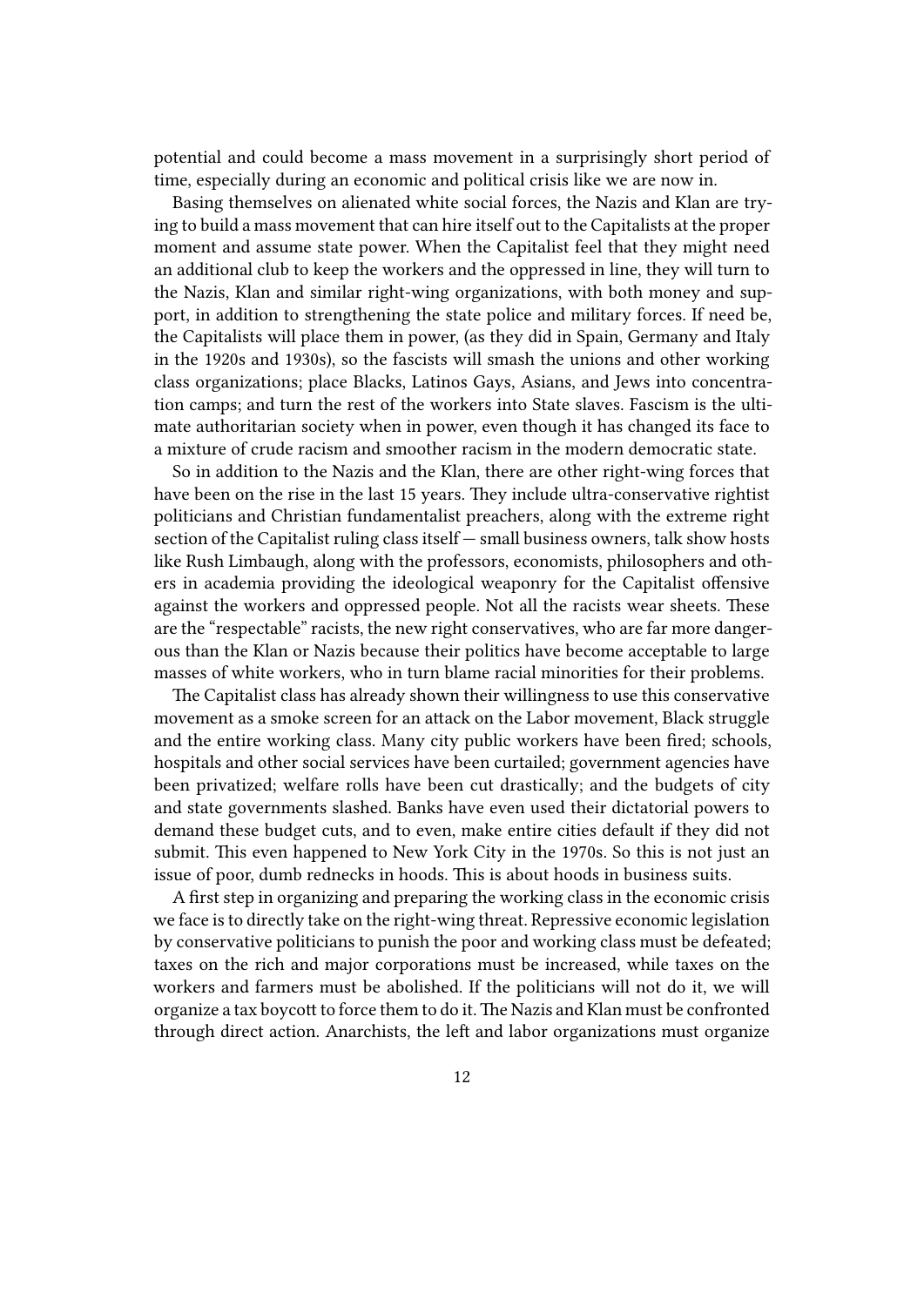potential and could become a mass movement in a surprisingly short period of time, especially during an economic and political crisis like we are now in.

Basing themselves on alienated white social forces, the Nazis and Klan are trying to build a mass movement that can hire itself out to the Capitalists at the proper moment and assume state power. When the Capitalist feel that they might need an additional club to keep the workers and the oppressed in line, they will turn to the Nazis, Klan and similar right-wing organizations, with both money and support, in addition to strengthening the state police and military forces. If need be, the Capitalists will place them in power, (as they did in Spain, Germany and Italy in the 1920s and 1930s), so the fascists will smash the unions and other working class organizations; place Blacks, Latinos Gays, Asians, and Jews into concentration camps; and turn the rest of the workers into State slaves. Fascism is the ultimate authoritarian society when in power, even though it has changed its face to a mixture of crude racism and smoother racism in the modern democratic state.

So in addition to the Nazis and the Klan, there are other right-wing forces that have been on the rise in the last 15 years. They include ultra-conservative rightist politicians and Christian fundamentalist preachers, along with the extreme right section of the Capitalist ruling class itself — small business owners, talk show hosts like Rush Limbaugh, along with the professors, economists, philosophers and others in academia providing the ideological weaponry for the Capitalist offensive against the workers and oppressed people. Not all the racists wear sheets. These are the "respectable" racists, the new right conservatives, who are far more dangerous than the Klan or Nazis because their politics have become acceptable to large masses of white workers, who in turn blame racial minorities for their problems.

The Capitalist class has already shown their willingness to use this conservative movement as a smoke screen for an attack on the Labor movement, Black struggle and the entire working class. Many city public workers have been fired; schools, hospitals and other social services have been curtailed; government agencies have been privatized; welfare rolls have been cut drastically; and the budgets of city and state governments slashed. Banks have even used their dictatorial powers to demand these budget cuts, and to even, make entire cities default if they did not submit. This even happened to New York City in the 1970s. So this is not just an issue of poor, dumb rednecks in hoods. This is about hoods in business suits.

A first step in organizing and preparing the working class in the economic crisis we face is to directly take on the right-wing threat. Repressive economic legislation by conservative politicians to punish the poor and working class must be defeated; taxes on the rich and major corporations must be increased, while taxes on the workers and farmers must be abolished. If the politicians will not do it, we will organize a tax boycott to force them to do it. The Nazis and Klan must be confronted through direct action. Anarchists, the left and labor organizations must organize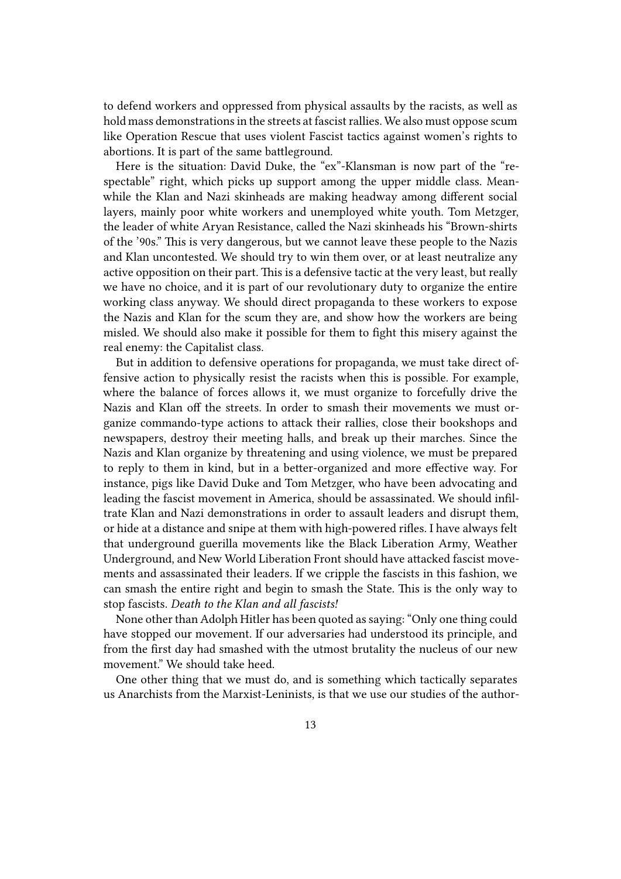to defend workers and oppressed from physical assaults by the racists, as well as hold mass demonstrations in the streets at fascist rallies. We also must oppose scum like Operation Rescue that uses violent Fascist tactics against women's rights to abortions. It is part of the same battleground.

Here is the situation: David Duke, the "ex"-Klansman is now part of the "respectable" right, which picks up support among the upper middle class. Meanwhile the Klan and Nazi skinheads are making headway among different social layers, mainly poor white workers and unemployed white youth. Tom Metzger, the leader of white Aryan Resistance, called the Nazi skinheads his "Brown-shirts of the '90s." This is very dangerous, but we cannot leave these people to the Nazis and Klan uncontested. We should try to win them over, or at least neutralize any active opposition on their part. This is a defensive tactic at the very least, but really we have no choice, and it is part of our revolutionary duty to organize the entire working class anyway. We should direct propaganda to these workers to expose the Nazis and Klan for the scum they are, and show how the workers are being misled. We should also make it possible for them to fight this misery against the real enemy: the Capitalist class.

But in addition to defensive operations for propaganda, we must take direct offensive action to physically resist the racists when this is possible. For example, where the balance of forces allows it, we must organize to forcefully drive the Nazis and Klan off the streets. In order to smash their movements we must organize commando-type actions to attack their rallies, close their bookshops and newspapers, destroy their meeting halls, and break up their marches. Since the Nazis and Klan organize by threatening and using violence, we must be prepared to reply to them in kind, but in a better-organized and more effective way. For instance, pigs like David Duke and Tom Metzger, who have been advocating and leading the fascist movement in America, should be assassinated. We should infiltrate Klan and Nazi demonstrations in order to assault leaders and disrupt them, or hide at a distance and snipe at them with high-powered rifles. I have always felt that underground guerilla movements like the Black Liberation Army, Weather Underground, and New World Liberation Front should have attacked fascist movements and assassinated their leaders. If we cripple the fascists in this fashion, we can smash the entire right and begin to smash the State. This is the only way to stop fascists. *Death to the Klan and all fascists!*

None other than Adolph Hitler has been quoted as saying: "Only one thing could have stopped our movement. If our adversaries had understood its principle, and from the first day had smashed with the utmost brutality the nucleus of our new movement." We should take heed.

One other thing that we must do, and is something which tactically separates us Anarchists from the Marxist-Leninists, is that we use our studies of the author-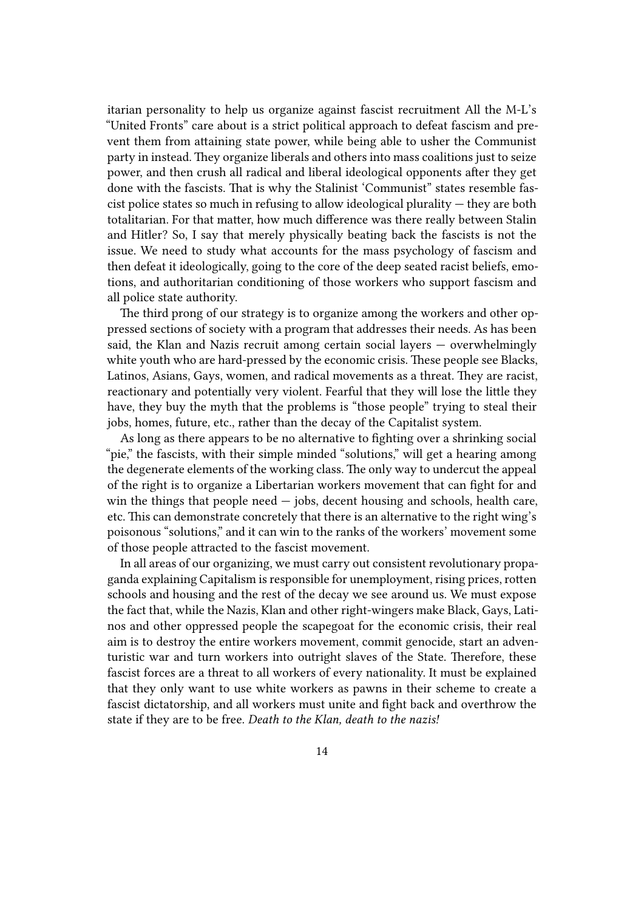itarian personality to help us organize against fascist recruitment All the M-L's "United Fronts" care about is a strict political approach to defeat fascism and prevent them from attaining state power, while being able to usher the Communist party in instead. They organize liberals and others into mass coalitions just to seize power, and then crush all radical and liberal ideological opponents after they get done with the fascists. That is why the Stalinist 'Communist" states resemble fascist police states so much in refusing to allow ideological plurality — they are both totalitarian. For that matter, how much difference was there really between Stalin and Hitler? So, I say that merely physically beating back the fascists is not the issue. We need to study what accounts for the mass psychology of fascism and then defeat it ideologically, going to the core of the deep seated racist beliefs, emotions, and authoritarian conditioning of those workers who support fascism and all police state authority.

The third prong of our strategy is to organize among the workers and other oppressed sections of society with a program that addresses their needs. As has been said, the Klan and Nazis recruit among certain social layers — overwhelmingly white youth who are hard-pressed by the economic crisis. These people see Blacks, Latinos, Asians, Gays, women, and radical movements as a threat. They are racist, reactionary and potentially very violent. Fearful that they will lose the little they have, they buy the myth that the problems is "those people" trying to steal their jobs, homes, future, etc., rather than the decay of the Capitalist system.

As long as there appears to be no alternative to fighting over a shrinking social "pie," the fascists, with their simple minded "solutions," will get a hearing among the degenerate elements of the working class. The only way to undercut the appeal of the right is to organize a Libertarian workers movement that can fight for and win the things that people need — jobs, decent housing and schools, health care, etc. This can demonstrate concretely that there is an alternative to the right wing's poisonous "solutions," and it can win to the ranks of the workers' movement some of those people attracted to the fascist movement.

In all areas of our organizing, we must carry out consistent revolutionary propaganda explaining Capitalism is responsible for unemployment, rising prices, rotten schools and housing and the rest of the decay we see around us. We must expose the fact that, while the Nazis, Klan and other right-wingers make Black, Gays, Latinos and other oppressed people the scapegoat for the economic crisis, their real aim is to destroy the entire workers movement, commit genocide, start an adventuristic war and turn workers into outright slaves of the State. Therefore, these fascist forces are a threat to all workers of every nationality. It must be explained that they only want to use white workers as pawns in their scheme to create a fascist dictatorship, and all workers must unite and fight back and overthrow the state if they are to be free. *Death to the Klan, death to the nazis!*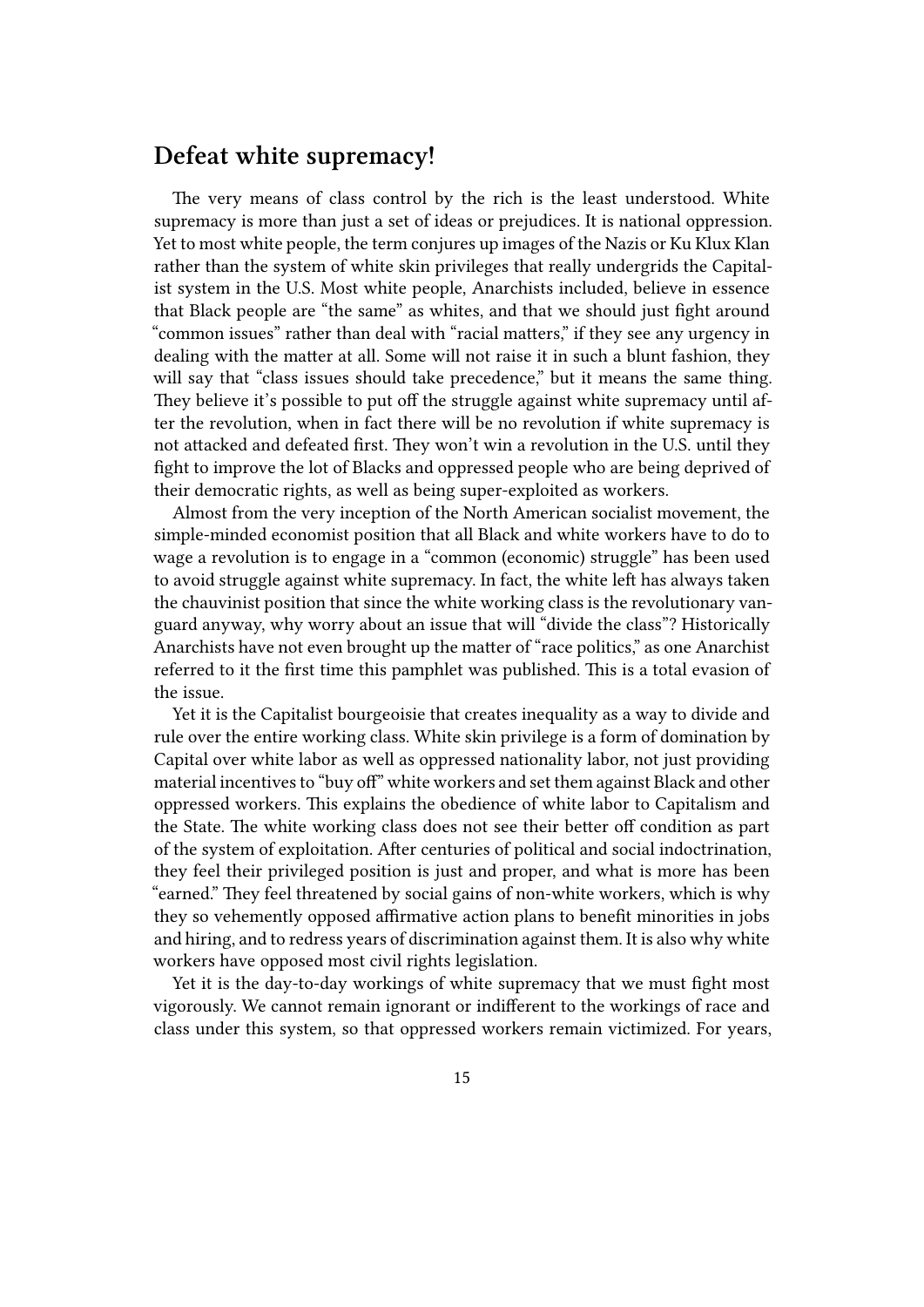## Defeat white supremacy!

The very means of class control by the rich is the least understood. White supremacy is more than just a set of ideas or prejudices. It is national oppression. Yet to most white people, the term conjures up images of the Nazis or Ku Klux Klan rather than the system of white skin privileges that really undergirds the Capitalist system in the U.S. Most white people, Anarchists included, believe in essence that Black people are "the same" as whites, and that we should just fight around "common issues" rather than deal with "racial matters," if they see any urgency in dealing with the matter at all. Some will not raise it in such a blunt fashion, they will say that "class issues should take precedence," but it means the same thing. They believe it's possible to put off the struggle against white supremacy until after the revolution, when in fact there will be no revolution if white supremacy is not attacked and defeated first. They won't win a revolution in the U.S. until they fight to improve the lot of Blacks and oppressed people who are being deprived of their democratic rights, as well as being super-exploited as workers.

Almost from the very inception of the North American socialist movement, the simple-minded economist position that all Black and white workers have to do to wage a revolution is to engage in a "common (economic) struggle" has been used to avoid struggle against white supremacy. In fact, the white left has always taken the chauvinist position that since the white working class is the revolutionary vanguard anyway, why worry about an issue that will "divide the class"? Historically Anarchists have not even brought up the matter of "race politics," as one Anarchist referred to it the first time this pamphlet was published. This is a total evasion of the issue.

Yet it is the Capitalist bourgeoisie that creates inequality as a way to divide and rule over the entire working class. White skin privilege is a form of domination by Capital over white labor as well as oppressed nationality labor, not just providing material incentives to "buy off" white workers and set them against Black and other oppressed workers. This explains the obedience of white labor to Capitalism and the State. The white working class does not see their better off condition as part of the system of exploitation. After centuries of political and social indoctrination, they feel their privileged position is just and proper, and what is more has been "earned." They feel threatened by social gains of non-white workers, which is why they so vehemently opposed affirmative action plans to benefit minorities in jobs and hiring, and to redress years of discrimination against them. It is also why white workers have opposed most civil rights legislation.

Yet it is the day-to-day workings of white supremacy that we must fight most vigorously. We cannot remain ignorant or indifferent to the workings of race and class under this system, so that oppressed workers remain victimized. For years,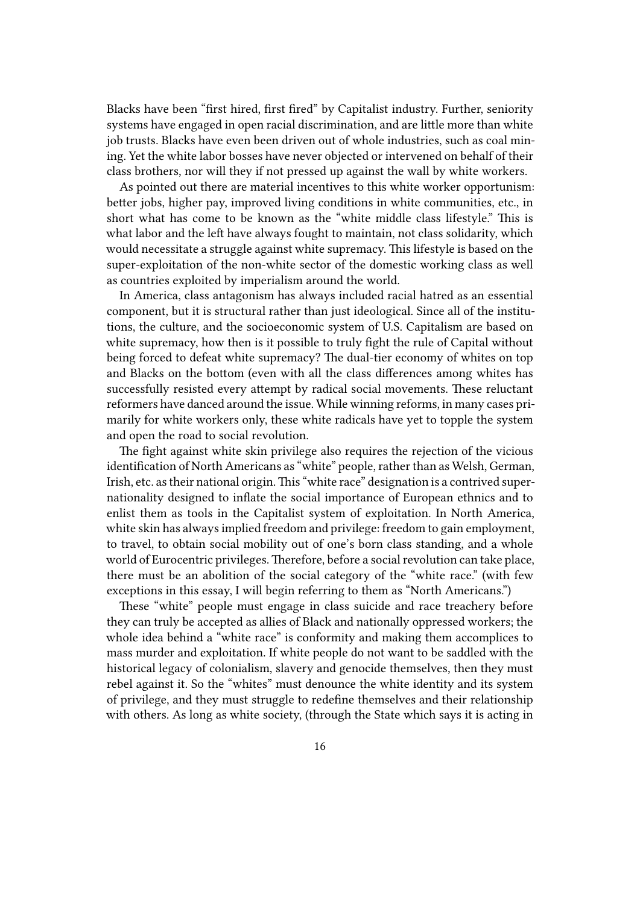Blacks have been "first hired, first fired" by Capitalist industry. Further, seniority systems have engaged in open racial discrimination, and are little more than white job trusts. Blacks have even been driven out of whole industries, such as coal mining. Yet the white labor bosses have never objected or intervened on behalf of their class brothers, nor will they if not pressed up against the wall by white workers.

As pointed out there are material incentives to this white worker opportunism: better jobs, higher pay, improved living conditions in white communities, etc., in short what has come to be known as the "white middle class lifestyle." This is what labor and the left have always fought to maintain, not class solidarity, which would necessitate a struggle against white supremacy. This lifestyle is based on the super-exploitation of the non-white sector of the domestic working class as well as countries exploited by imperialism around the world.

In America, class antagonism has always included racial hatred as an essential component, but it is structural rather than just ideological. Since all of the institutions, the culture, and the socioeconomic system of U.S. Capitalism are based on white supremacy, how then is it possible to truly fight the rule of Capital without being forced to defeat white supremacy? The dual-tier economy of whites on top and Blacks on the bottom (even with all the class differences among whites has successfully resisted every attempt by radical social movements. These reluctant reformers have danced around the issue. While winning reforms, in many cases primarily for white workers only, these white radicals have yet to topple the system and open the road to social revolution.

The fight against white skin privilege also requires the rejection of the vicious identification of North Americans as "white" people, rather than as Welsh, German, Irish, etc. as their national origin. This "white race" designation is a contrived supernationality designed to inflate the social importance of European ethnics and to enlist them as tools in the Capitalist system of exploitation. In North America, white skin has always implied freedom and privilege: freedom to gain employment, to travel, to obtain social mobility out of one's born class standing, and a whole world of Eurocentric privileges. Therefore, before a social revolution can take place, there must be an abolition of the social category of the "white race." (with few exceptions in this essay, I will begin referring to them as "North Americans.")

These "white" people must engage in class suicide and race treachery before they can truly be accepted as allies of Black and nationally oppressed workers; the whole idea behind a "white race" is conformity and making them accomplices to mass murder and exploitation. If white people do not want to be saddled with the historical legacy of colonialism, slavery and genocide themselves, then they must rebel against it. So the "whites" must denounce the white identity and its system of privilege, and they must struggle to redefine themselves and their relationship with others. As long as white society, (through the State which says it is acting in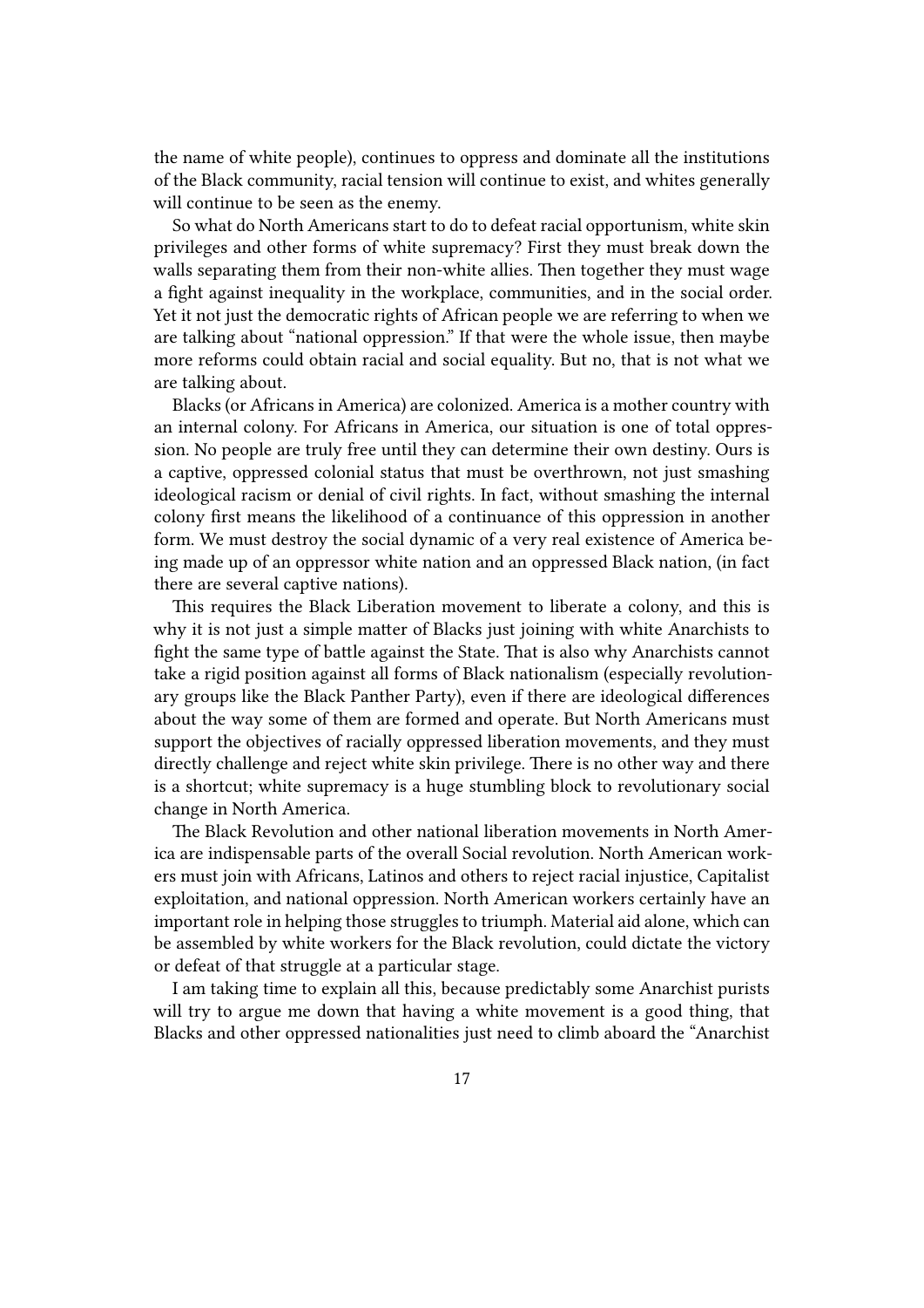the name of white people), continues to oppress and dominate all the institutions of the Black community, racial tension will continue to exist, and whites generally will continue to be seen as the enemy.

So what do North Americans start to do to defeat racial opportunism, white skin privileges and other forms of white supremacy? First they must break down the walls separating them from their non-white allies. Then together they must wage a fight against inequality in the workplace, communities, and in the social order. Yet it not just the democratic rights of African people we are referring to when we are talking about "national oppression." If that were the whole issue, then maybe more reforms could obtain racial and social equality. But no, that is not what we are talking about.

Blacks (or Africans in America) are colonized. America is a mother country with an internal colony. For Africans in America, our situation is one of total oppression. No people are truly free until they can determine their own destiny. Ours is a captive, oppressed colonial status that must be overthrown, not just smashing ideological racism or denial of civil rights. In fact, without smashing the internal colony first means the likelihood of a continuance of this oppression in another form. We must destroy the social dynamic of a very real existence of America being made up of an oppressor white nation and an oppressed Black nation, (in fact there are several captive nations).

This requires the Black Liberation movement to liberate a colony, and this is why it is not just a simple matter of Blacks just joining with white Anarchists to fight the same type of battle against the State. That is also why Anarchists cannot take a rigid position against all forms of Black nationalism (especially revolutionary groups like the Black Panther Party), even if there are ideological differences about the way some of them are formed and operate. But North Americans must support the objectives of racially oppressed liberation movements, and they must directly challenge and reject white skin privilege. There is no other way and there is a shortcut; white supremacy is a huge stumbling block to revolutionary social change in North America.

The Black Revolution and other national liberation movements in North America are indispensable parts of the overall Social revolution. North American workers must join with Africans, Latinos and others to reject racial injustice, Capitalist exploitation, and national oppression. North American workers certainly have an important role in helping those struggles to triumph. Material aid alone, which can be assembled by white workers for the Black revolution, could dictate the victory or defeat of that struggle at a particular stage.

I am taking time to explain all this, because predictably some Anarchist purists will try to argue me down that having a white movement is a good thing, that Blacks and other oppressed nationalities just need to climb aboard the "Anarchist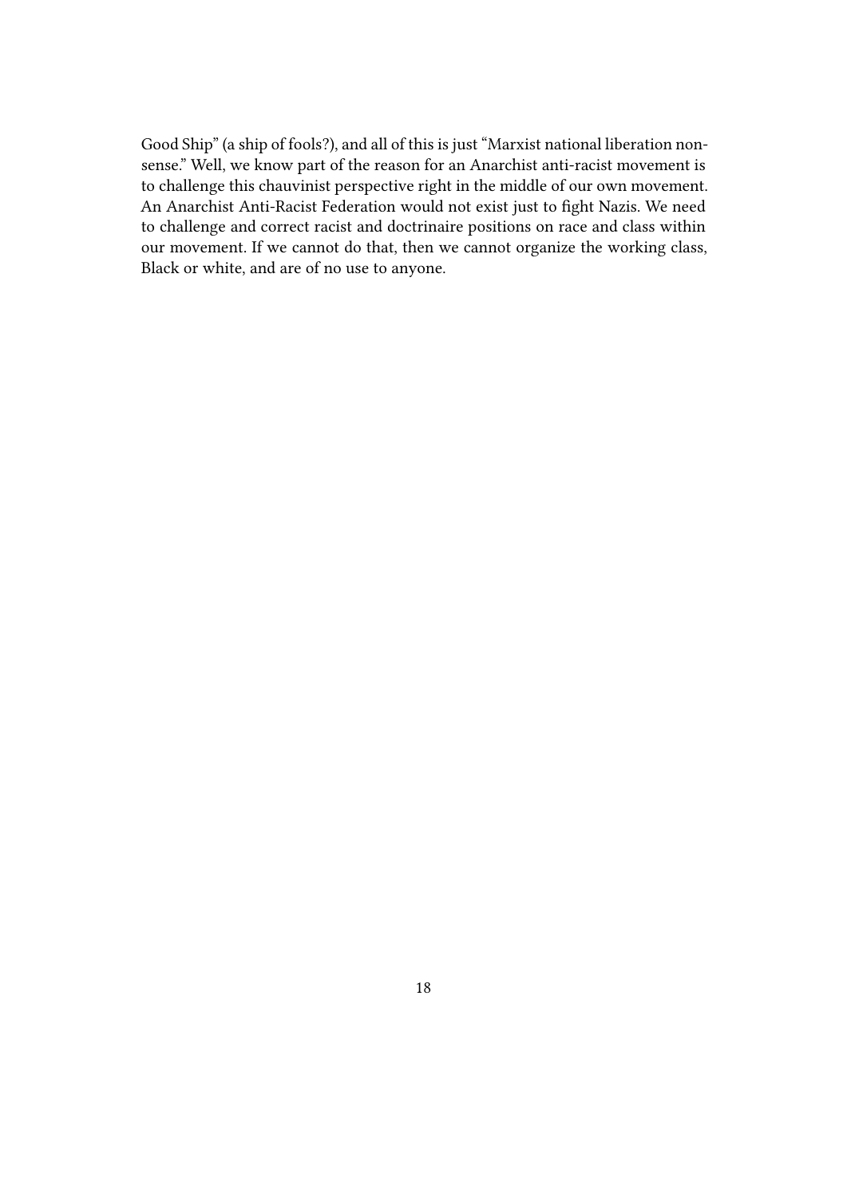Good Ship" (a ship of fools?), and all of this is just "Marxist national liberation nonsense." Well, we know part of the reason for an Anarchist anti-racist movement is to challenge this chauvinist perspective right in the middle of our own movement. An Anarchist Anti-Racist Federation would not exist just to fight Nazis. We need to challenge and correct racist and doctrinaire positions on race and class within our movement. If we cannot do that, then we cannot organize the working class, Black or white, and are of no use to anyone.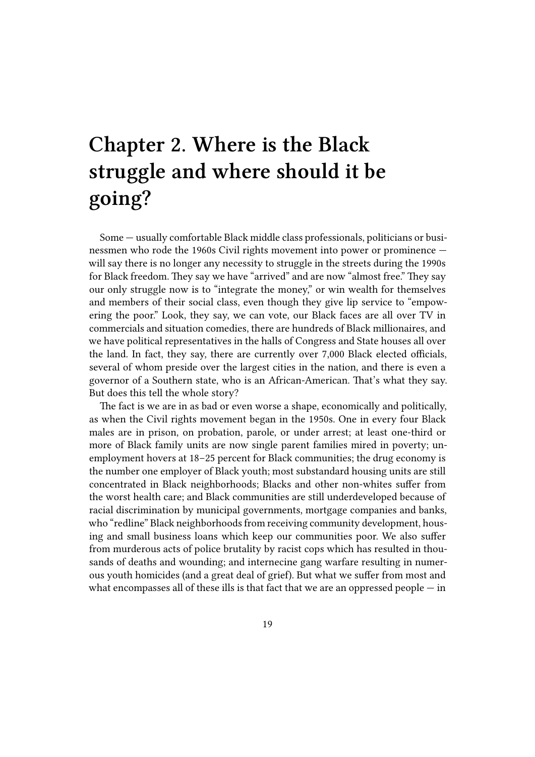# Chapter 2. Where is the Black struggle and where should it be going?

Some — usually comfortable Black middle class professionals, politicians or businessmen who rode the 1960s Civil rights movement into power or prominence — will say there is no longer any necessity to struggle in the streets during the 1990s for Black freedom. They say we have "arrived" and are now "almost free." They say our only struggle now is to "integrate the money," or win wealth for themselves and members of their social class, even though they give lip service to "empowering the poor." Look, they say, we can vote, our Black faces are all over TV in commercials and situation comedies, there are hundreds of Black millionaires, and we have political representatives in the halls of Congress and State houses all over the land. In fact, they say, there are currently over 7,000 Black elected officials, several of whom preside over the largest cities in the nation, and there is even a governor of a Southern state, who is an African-American. That's what they say. But does this tell the whole story?

The fact is we are in as bad or even worse a shape, economically and politically, as when the Civil rights movement began in the 1950s. One in every four Black males are in prison, on probation, parole, or under arrest; at least one-third or more of Black family units are now single parent families mired in poverty; unemployment hovers at 18–25 percent for Black communities; the drug economy is the number one employer of Black youth; most substandard housing units are still concentrated in Black neighborhoods; Blacks and other non-whites suffer from the worst health care; and Black communities are still underdeveloped because of racial discrimination by municipal governments, mortgage companies and banks, who "redline" Black neighborhoods from receiving community development, housing and small business loans which keep our communities poor. We also suffer from murderous acts of police brutality by racist cops which has resulted in thousands of deaths and wounding; and internecine gang warfare resulting in numerous youth homicides (and a great deal of grief). But what we suffer from most and what encompasses all of these ills is that fact that we are an oppressed people — in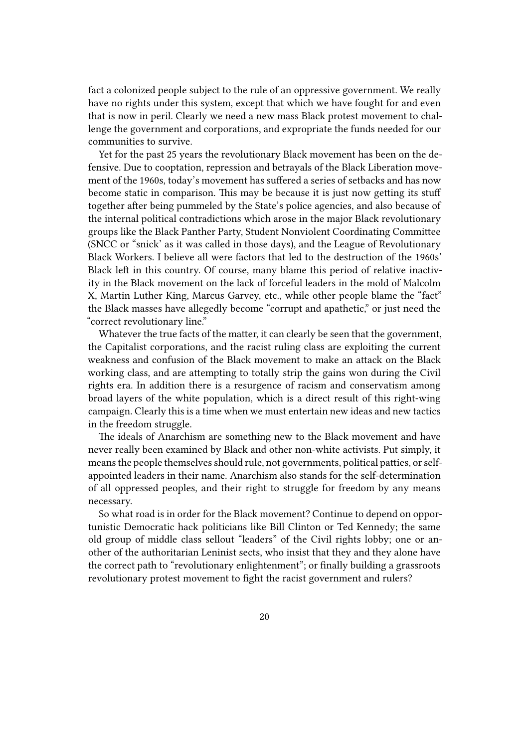fact a colonized people subject to the rule of an oppressive government. We really have no rights under this system, except that which we have fought for and even that is now in peril. Clearly we need a new mass Black protest movement to challenge the government and corporations, and expropriate the funds needed for our communities to survive.

Yet for the past 25 years the revolutionary Black movement has been on the defensive. Due to cooptation, repression and betrayals of the Black Liberation movement of the 1960s, today's movement has suffered a series of setbacks and has now become static in comparison. This may be because it is just now getting its stuff together after being pummeled by the State's police agencies, and also because of the internal political contradictions which arose in the major Black revolutionary groups like the Black Panther Party, Student Nonviolent Coordinating Committee (SNCC or "snick' as it was called in those days), and the League of Revolutionary Black Workers. I believe all were factors that led to the destruction of the 1960s' Black left in this country. Of course, many blame this period of relative inactivity in the Black movement on the lack of forceful leaders in the mold of Malcolm X, Martin Luther King, Marcus Garvey, etc., while other people blame the "fact" the Black masses have allegedly become "corrupt and apathetic," or just need the "correct revolutionary line."

Whatever the true facts of the matter, it can clearly be seen that the government, the Capitalist corporations, and the racist ruling class are exploiting the current weakness and confusion of the Black movement to make an attack on the Black working class, and are attempting to totally strip the gains won during the Civil rights era. In addition there is a resurgence of racism and conservatism among broad layers of the white population, which is a direct result of this right-wing campaign. Clearly this is a time when we must entertain new ideas and new tactics in the freedom struggle.

The ideals of Anarchism are something new to the Black movement and have never really been examined by Black and other non-white activists. Put simply, it means the people themselves should rule, not governments, political patties, or self-appointed leaders in their name. Anarchism also stands for the self-determination of all oppressed peoples, and their right to struggle for freedom by any means necessary.

So what road is in order for the Black movement? Continue to depend on opportunistic Democratic hack politicians like Bill Clinton or Ted Kennedy; the same old group of middle class sellout "leaders" of the Civil rights lobby; one or another of the authoritarian Leninist sects, who insist that they and they alone have the correct path to "revolutionary enlightenment"; or finally building a grassroots revolutionary protest movement to fight the racist government and rulers?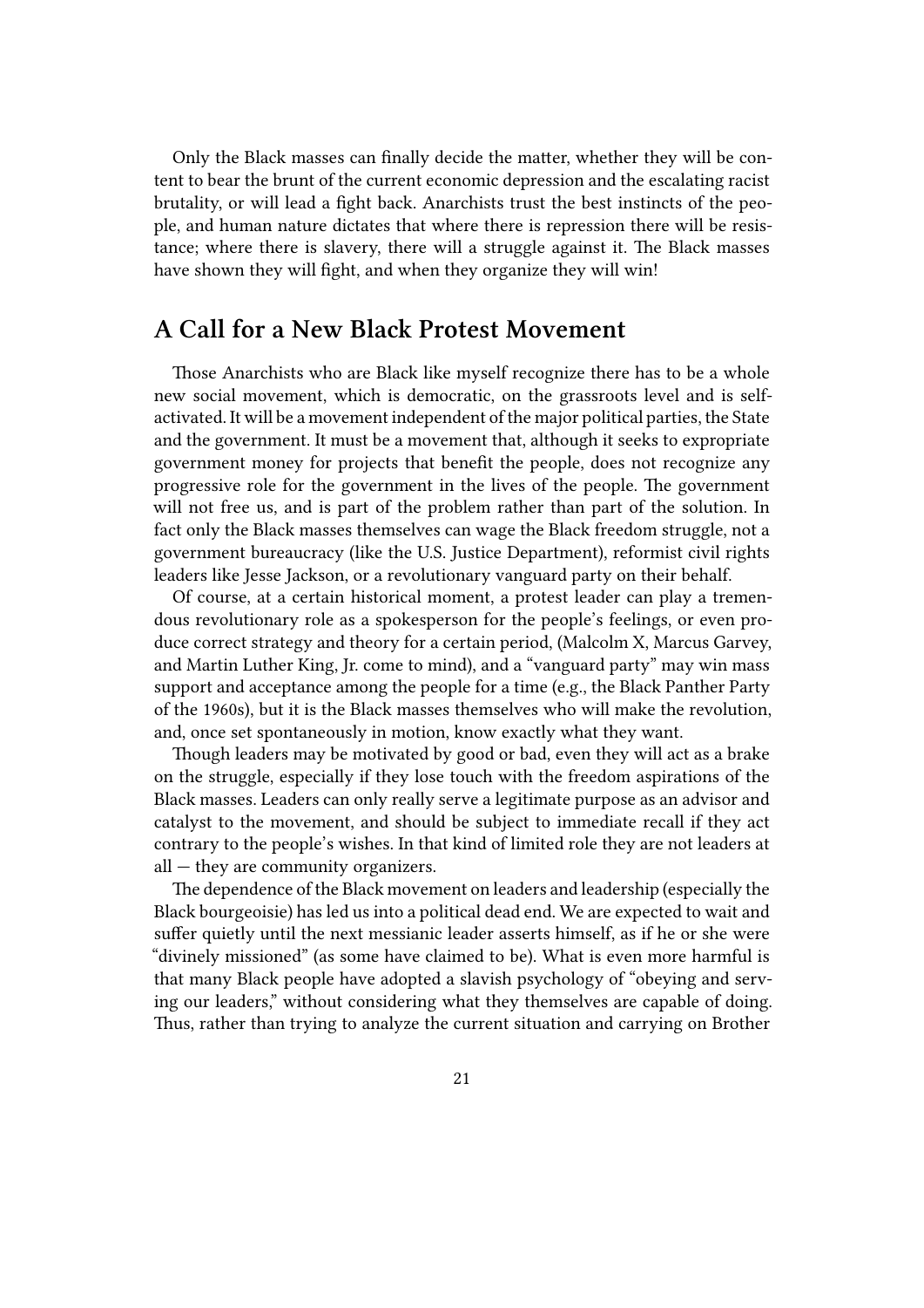Only the Black masses can finally decide the matter, whether they will be content to bear the brunt of the current economic depression and the escalating racist brutality, or will lead a fight back. Anarchists trust the best instincts of the people, and human nature dictates that where there is repression there will be resistance; where there is slavery, there will a struggle against it. The Black masses have shown they will fight, and when they organize they will win!

## A Call for a New Black Protest Movement

Those Anarchists who are Black like myself recognize there has to be a whole new social movement, which is democratic, on the grassroots level and is self-activated. It will be a movement independent of the major political parties, the State and the government. It must be a movement that, although it seeks to expropriate government money for projects that benefit the people, does not recognize any progressive role for the government in the lives of the people. The government will not free us, and is part of the problem rather than part of the solution. In fact only the Black masses themselves can wage the Black freedom struggle, not a government bureaucracy (like the U.S. Justice Department), reformist civil rights leaders like Jesse Jackson, or a revolutionary vanguard party on their behalf.

Of course, at a certain historical moment, a protest leader can play a tremendous revolutionary role as a spokesperson for the people's feelings, or even produce correct strategy and theory for a certain period, (Malcolm X, Marcus Garvey, and Martin Luther King, Jr. come to mind), and a "vanguard party" may win mass support and acceptance among the people for a time (e.g., the Black Panther Party of the 1960s), but it is the Black masses themselves who will make the revolution, and, once set spontaneously in motion, know exactly what they want.

Though leaders may be motivated by good or bad, even they will act as a brake on the struggle, especially if they lose touch with the freedom aspirations of the Black masses. Leaders can only really serve a legitimate purpose as an advisor and catalyst to the movement, and should be subject to immediate recall if they act contrary to the people's wishes. In that kind of limited role they are not leaders at all — they are community organizers.

The dependence of the Black movement on leaders and leadership (especially the Black bourgeoisie) has led us into a political dead end. We are expected to wait and suffer quietly until the next messianic leader asserts himself, as if he or she were "divinely missioned" (as some have claimed to be). What is even more harmful is that many Black people have adopted a slavish psychology of "obeying and serving our leaders," without considering what they themselves are capable of doing. Thus, rather than trying to analyze the current situation and carrying on Brother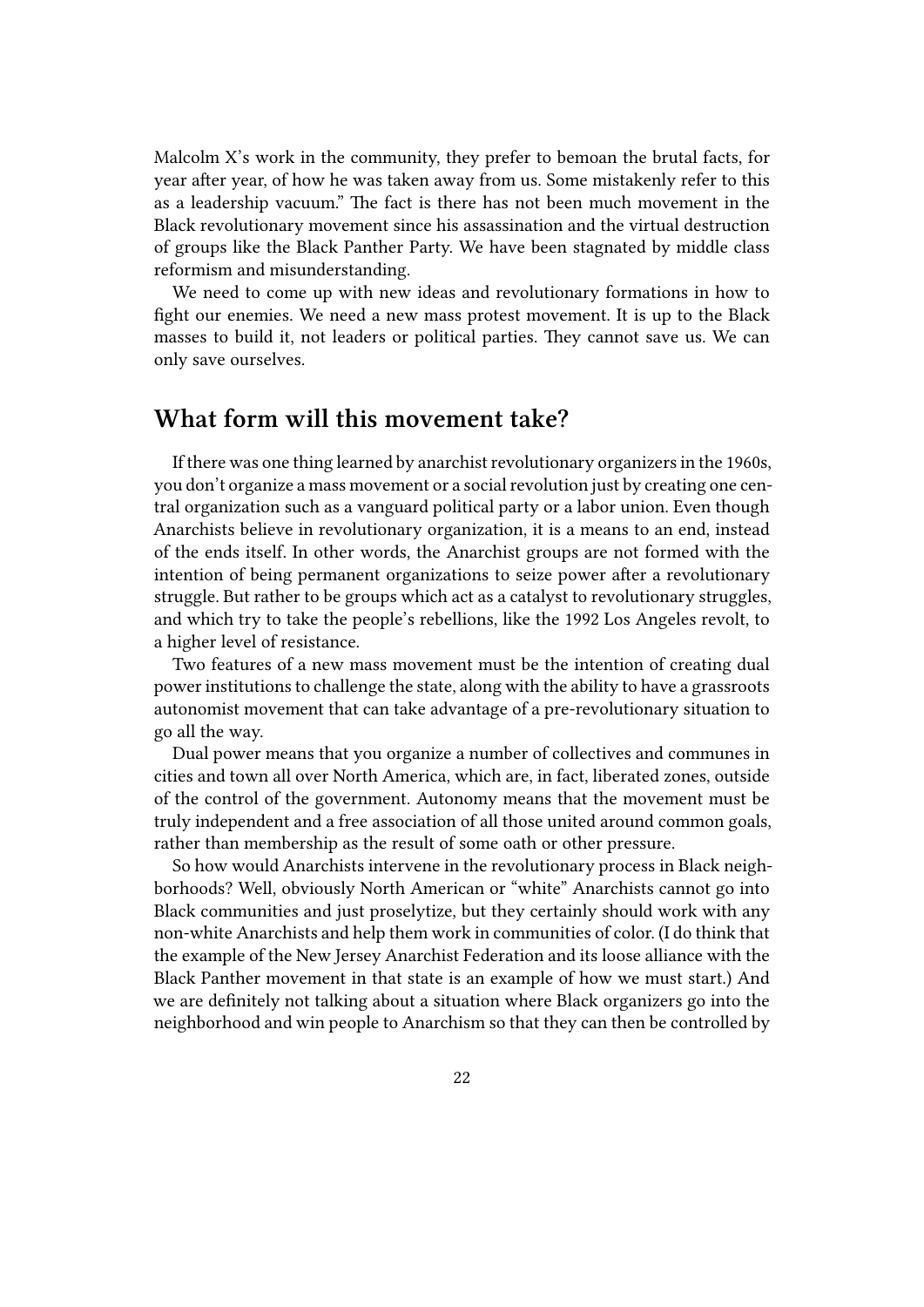Malcolm X's work in the community, they prefer to bemoan the brutal facts, for year after year, of how he was taken away from us. Some mistakenly refer to this as a leadership vacuum." The fact is there has not been much movement in the Black revolutionary movement since his assassination and the virtual destruction of groups like the Black Panther Party. We have been stagnated by middle class reformism and misunderstanding.

We need to come up with new ideas and revolutionary formations in how to fight our enemies. We need a new mass protest movement. It is up to the Black masses to build it, not leaders or political parties. They cannot save us. We can only save ourselves.

## What form will this movement take?

If there was one thing learned by anarchist revolutionary organizers in the 1960s, you don't organize a mass movement or a social revolution just by creating one central organization such as a vanguard political party or a labor union. Even though Anarchists believe in revolutionary organization, it is a means to an end, instead of the ends itself. In other words, the Anarchist groups are not formed with the intention of being permanent organizations to seize power after a revolutionary struggle. But rather to be groups which act as a catalyst to revolutionary struggles, and which try to take the people's rebellions, like the 1992 Los Angeles revolt, to a higher level of resistance.

Two features of a new mass movement must be the intention of creating dual power institutions to challenge the state, along with the ability to have a grassroots autonomist movement that can take advantage of a pre-revolutionary situation to go all the way.

Dual power means that you organize a number of collectives and communes in cities and town all over North America, which are, in fact, liberated zones, outside of the control of the government. Autonomy means that the movement must be truly independent and a free association of all those united around common goals, rather than membership as the result of some oath or other pressure.

So how would Anarchists intervene in the revolutionary process in Black neighborhoods? Well, obviously North American or "white" Anarchists cannot go into Black communities and just proselytize, but they certainly should work with any non-white Anarchists and help them work in communities of color. (I do think that the example of the New Jersey Anarchist Federation and its loose alliance with the Black Panther movement in that state is an example of how we must start.) And we are definitely not talking about a situation where Black organizers go into the neighborhood and win people to Anarchism so that they can then be controlled by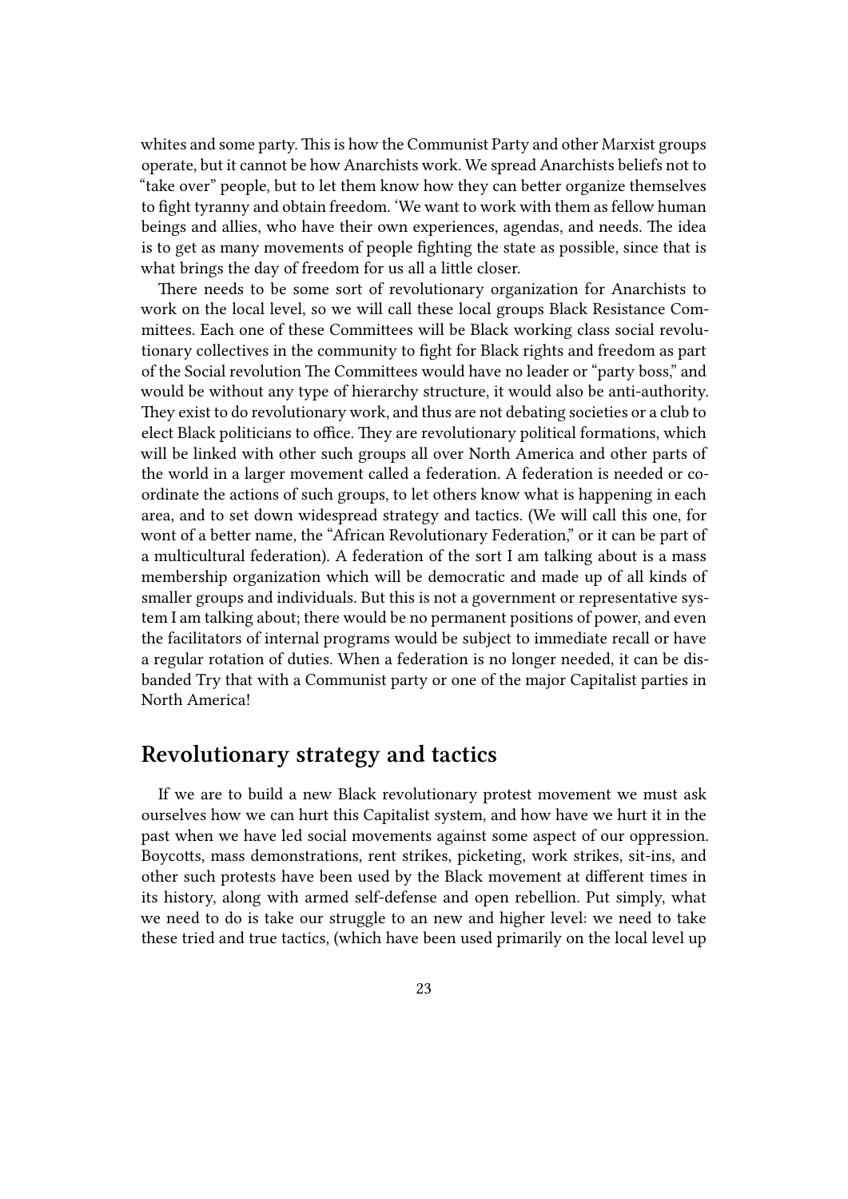whites and some party. This is how the Communist Party and other Marxist groups operate, but it cannot be how Anarchists work. We spread Anarchists beliefs not to "take over" people, but to let them know how they can better organize themselves to fight tyranny and obtain freedom. 'We want to work with them as fellow human beings and allies, who have their own experiences, agendas, and needs. The idea is to get as many movements of people fighting the state as possible, since that is what brings the day of freedom for us all a little closer.

There needs to be some sort of revolutionary organization for Anarchists to work on the local level, so we will call these local groups Black Resistance Committees. Each one of these Committees will be Black working class social revolutionary collectives in the community to fight for Black rights and freedom as part of the Social revolution The Committees would have no leader or "party boss," and would be without any type of hierarchy structure, it would also be anti-authority. They exist to do revolutionary work, and thus are not debating societies or a club to elect Black politicians to office. They are revolutionary political formations, which will be linked with other such groups all over North America and other parts of the world in a larger movement called a federation. A federation is needed or coordinate the actions of such groups, to let others know what is happening in each area, and to set down widespread strategy and tactics. (We will call this one, for wont of a better name, the "African Revolutionary Federation," or it can be part of a multicultural federation). A federation of the sort I am talking about is a mass membership organization which will be democratic and made up of all kinds of smaller groups and individuals. But this is not a government or representative system I am talking about; there would be no permanent positions of power, and even the facilitators of internal programs would be subject to immediate recall or have a regular rotation of duties. When a federation is no longer needed, it can be disbanded Try that with a Communist party or one of the major Capitalist parties in North America!

## Revolutionary strategy and tactics

If we are to build a new Black revolutionary protest movement we must ask ourselves how we can hurt this Capitalist system, and how have we hurt it in the past when we have led social movements against some aspect of our oppression. Boycotts, mass demonstrations, rent strikes, picketing, work strikes, sit-ins, and other such protests have been used by the Black movement at different times in its history, along with armed self-defense and open rebellion. Put simply, what we need to do is take our struggle to an new and higher level: we need to take these tried and true tactics, (which have been used primarily on the local level up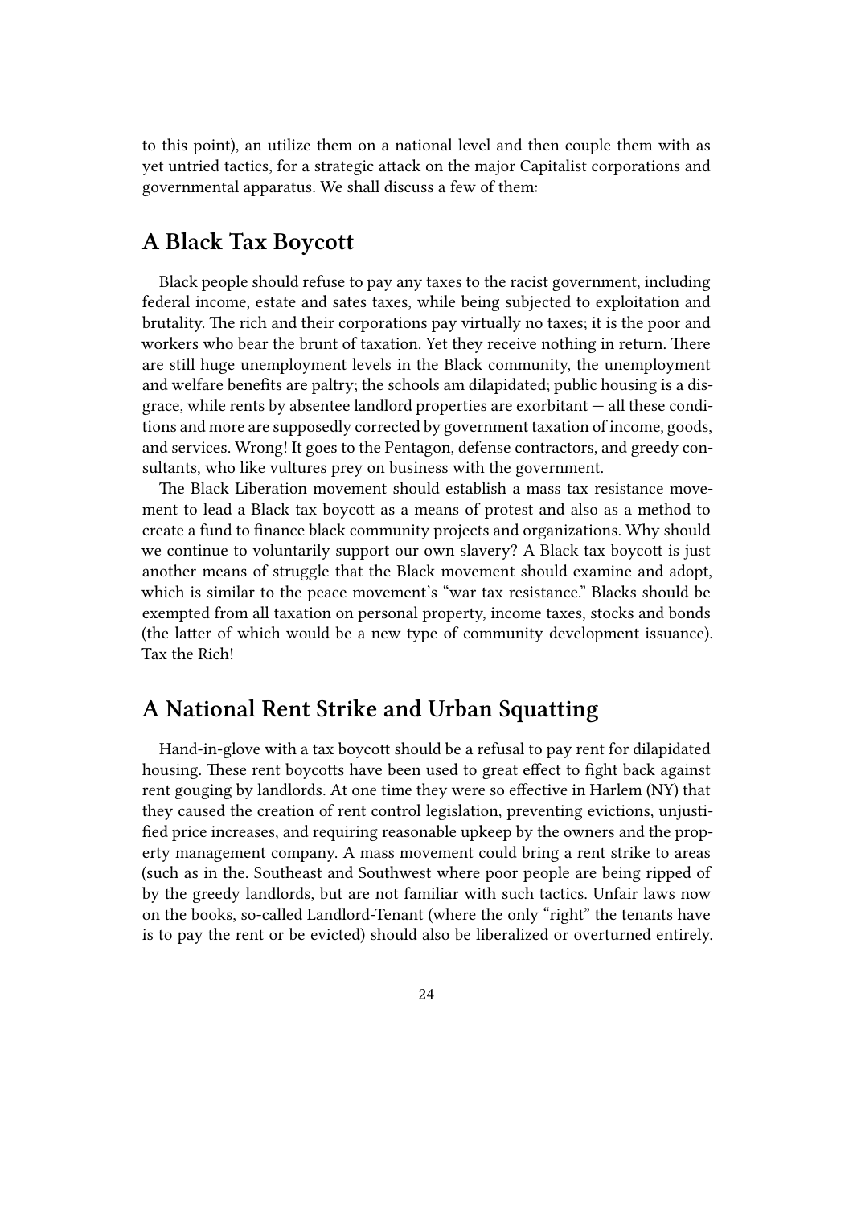to this point), an utilize them on a national level and then couple them with as yet untried tactics, for a strategic attack on the major Capitalist corporations and governmental apparatus. We shall discuss a few of them:

## A Black Tax Boycott

Black people should refuse to pay any taxes to the racist government, including federal income, estate and sates taxes, while being subjected to exploitation and brutality. The rich and their corporations pay virtually no taxes; it is the poor and workers who bear the brunt of taxation. Yet they receive nothing in return. There are still huge unemployment levels in the Black community, the unemployment and welfare benefits are paltry; the schools am dilapidated; public housing is a disgrace, while rents by absentee landlord properties are exorbitant — all these conditions and more are supposedly corrected by government taxation of income, goods, and services. Wrong! It goes to the Pentagon, defense contractors, and greedy consultants, who like vultures prey on business with the government.

The Black Liberation movement should establish a mass tax resistance movement to lead a Black tax boycott as a means of protest and also as a method to create a fund to finance black community projects and organizations. Why should we continue to voluntarily support our own slavery? A Black tax boycott is just another means of struggle that the Black movement should examine and adopt, which is similar to the peace movement's "war tax resistance." Blacks should be exempted from all taxation on personal property, income taxes, stocks and bonds (the latter of which would be a new type of community development issuance). Tax the Rich!

## A National Rent Strike and Urban Squatting

Hand-in-glove with a tax boycott should be a refusal to pay rent for dilapidated housing. These rent boycotts have been used to great effect to fight back against rent gouging by landlords. At one time they were so effective in Harlem (NY) that they caused the creation of rent control legislation, preventing evictions, unjustified price increases, and requiring reasonable upkeep by the owners and the property management company. A mass movement could bring a rent strike to areas (such as in the. Southeast and Southwest where poor people are being ripped of by the greedy landlords, but are not familiar with such tactics. Unfair laws now on the books, so-called Landlord-Tenant (where the only "right" the tenants have is to pay the rent or be evicted) should also be liberalized or overturned entirely.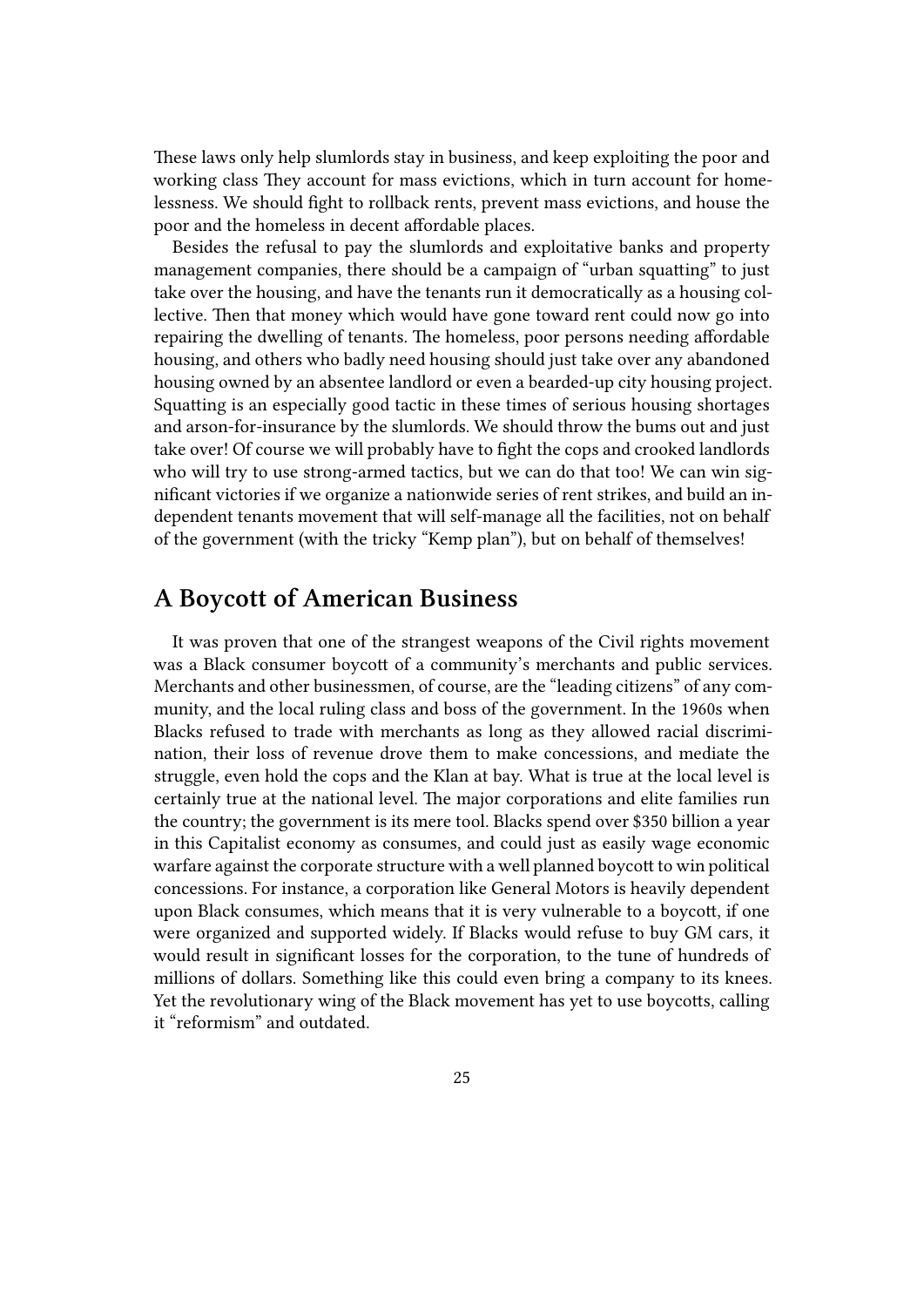These laws only help slumlords stay in business, and keep exploiting the poor and working class They account for mass evictions, which in turn account for homelessness. We should fight to rollback rents, prevent mass evictions, and house the poor and the homeless in decent affordable places.

Besides the refusal to pay the slumlords and exploitative banks and property management companies, there should be a campaign of "urban squatting" to just take over the housing, and have the tenants run it democratically as a housing collective. Then that money which would have gone toward rent could now go into repairing the dwelling of tenants. The homeless, poor persons needing affordable housing, and others who badly need housing should just take over any abandoned housing owned by an absentee landlord or even a bearded-up city housing project. Squatting is an especially good tactic in these times of serious housing shortages and arson-for-insurance by the slumlords. We should throw the bums out and just take over! Of course we will probably have to fight the cops and crooked landlords who will try to use strong-armed tactics, but we can do that too! We can win significant victories if we organize a nationwide series of rent strikes, and build an independent tenants movement that will self-manage all the facilities, not on behalf of the government (with the tricky "Kemp plan"), but on behalf of themselves!

## A Boycott of American Business

It was proven that one of the strangest weapons of the Civil rights movement was a Black consumer boycott of a community's merchants and public services. Merchants and other businessmen, of course, are the "leading citizens" of any community, and the local ruling class and boss of the government. In the 1960s when Blacks refused to trade with merchants as long as they allowed racial discrimination, their loss of revenue drove them to make concessions, and mediate the struggle, even hold the cops and the Klan at bay. What is true at the local level is certainly true at the national level. The major corporations and elite families run the country; the government is its mere tool. Blacks spend over $350 billion a year in this Capitalist economy as consumes, and could just as easily wage economic warfare against the corporate structure with a well planned boycott to win political concessions. For instance, a corporation like General Motors is heavily dependent upon Black consumes, which means that it is very vulnerable to a boycott, if one were organized and supported widely. If Blacks would refuse to buy GM cars, it would result in significant losses for the corporation, to the tune of hundreds of millions of dollars. Something like this could even bring a company to its knees. Yet the revolutionary wing of the Black movement has yet to use boycotts, calling it "reformism" and outdated.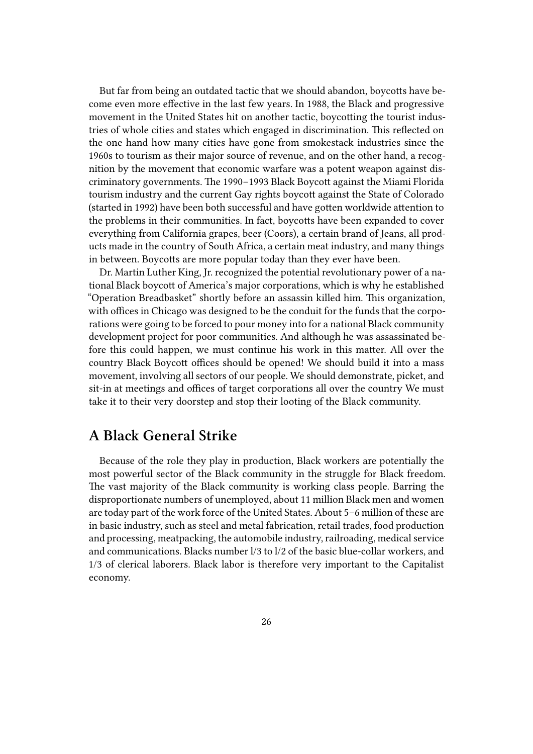But far from being an outdated tactic that we should abandon, boycotts have become even more effective in the last few years. In 1988, the Black and progressive movement in the United States hit on another tactic, boycotting the tourist industries of whole cities and states which engaged in discrimination. This reflected on the one hand how many cities have gone from smokestack industries since the 1960s to tourism as their major source of revenue, and on the other hand, a recognition by the movement that economic warfare was a potent weapon against discriminatory governments. The 1990–1993 Black Boycott against the Miami Florida tourism industry and the current Gay rights boycott against the State of Colorado (started in 1992) have been both successful and have gotten worldwide attention to the problems in their communities. In fact, boycotts have been expanded to cover everything from California grapes, beer (Coors), a certain brand of Jeans, all products made in the country of South Africa, a certain meat industry, and many things in between. Boycotts are more popular today than they ever have been.

Dr. Martin Luther King, Jr. recognized the potential revolutionary power of a national Black boycott of America's major corporations, which is why he established "Operation Breadbasket" shortly before an assassin killed him. This organization, with offices in Chicago was designed to be the conduit for the funds that the corporations were going to be forced to pour money into for a national Black community development project for poor communities. And although he was assassinated before this could happen, we must continue his work in this matter. All over the country Black Boycott offices should be opened! We should build it into a mass movement, involving all sectors of our people. We should demonstrate, picket, and sit-in at meetings and offices of target corporations all over the country We must take it to their very doorstep and stop their looting of the Black community.

## A Black General Strike

Because of the role they play in production, Black workers are potentially the most powerful sector of the Black community in the struggle for Black freedom. The vast majority of the Black community is working class people. Barring the disproportionate numbers of unemployed, about 11 million Black men and women are today part of the work force of the United States. About 5–6 million of these are in basic industry, such as steel and metal fabrication, retail trades, food production and processing, meatpacking, the automobile industry, railroading, medical service and communications. Blacks number l/3 to l/2 of the basic blue-collar workers, and 1/3 of clerical laborers. Black labor is therefore very important to the Capitalist economy.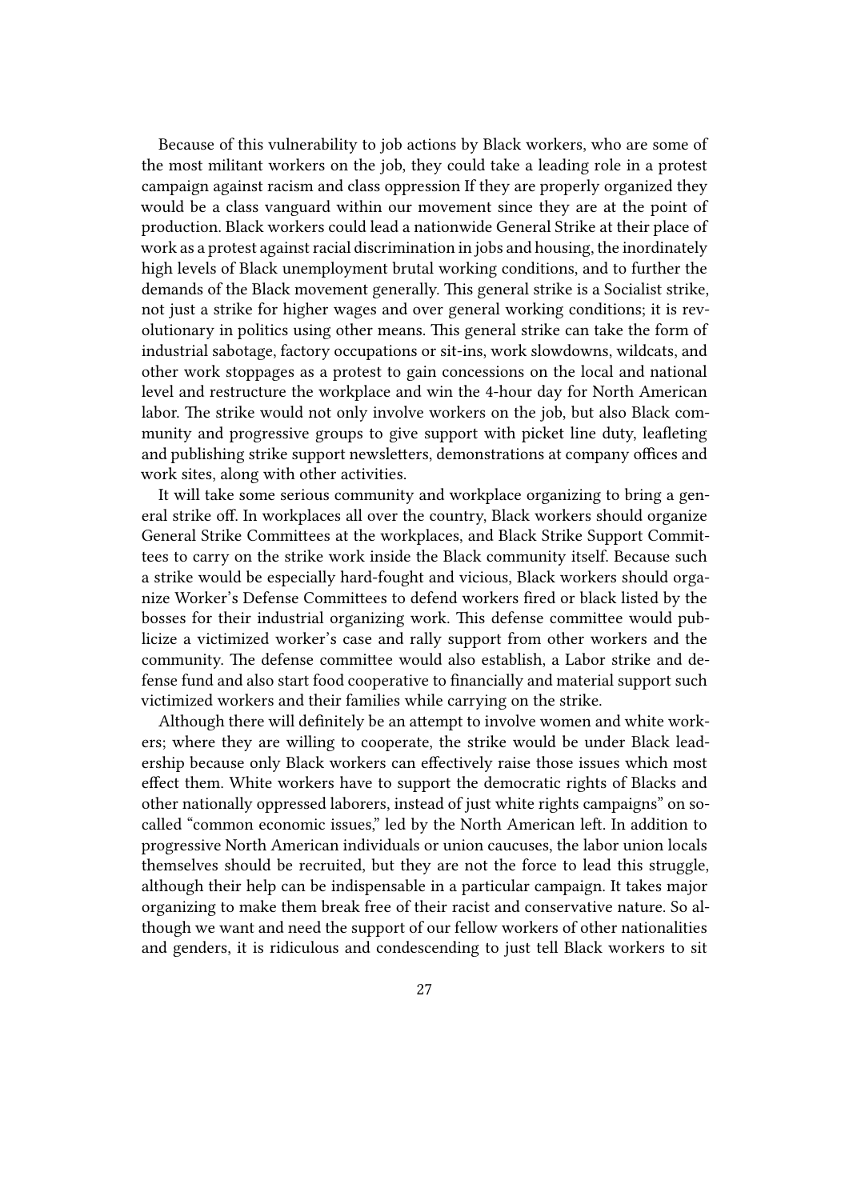Because of this vulnerability to job actions by Black workers, who are some of the most militant workers on the job, they could take a leading role in a protest campaign against racism and class oppression If they are properly organized they would be a class vanguard within our movement since they are at the point of production. Black workers could lead a nationwide General Strike at their place of work as a protest against racial discrimination in jobs and housing, the inordinately high levels of Black unemployment brutal working conditions, and to further the demands of the Black movement generally. This general strike is a Socialist strike, not just a strike for higher wages and over general working conditions; it is revolutionary in politics using other means. This general strike can take the form of industrial sabotage, factory occupations or sit-ins, work slowdowns, wildcats, and other work stoppages as a protest to gain concessions on the local and national level and restructure the workplace and win the 4-hour day for North American labor. The strike would not only involve workers on the job, but also Black community and progressive groups to give support with picket line duty, leafleting and publishing strike support newsletters, demonstrations at company offices and work sites, along with other activities.

It will take some serious community and workplace organizing to bring a general strike off. In workplaces all over the country, Black workers should organize General Strike Committees at the workplaces, and Black Strike Support Committees to carry on the strike work inside the Black community itself. Because such a strike would be especially hard-fought and vicious, Black workers should organize Worker's Defense Committees to defend workers fired or black listed by the bosses for their industrial organizing work. This defense committee would publicize a victimized worker's case and rally support from other workers and the community. The defense committee would also establish, a Labor strike and defense fund and also start food cooperative to financially and material support such victimized workers and their families while carrying on the strike.

Although there will definitely be an attempt to involve women and white workers; where they are willing to cooperate, the strike would be under Black leadership because only Black workers can effectively raise those issues which most effect them. White workers have to support the democratic rights of Blacks and other nationally oppressed laborers, instead of just white rights campaigns" on so-called "common economic issues," led by the North American left. In addition to progressive North American individuals or union caucuses, the labor union locals themselves should be recruited, but they are not the force to lead this struggle, although their help can be indispensable in a particular campaign. It takes major organizing to make them break free of their racist and conservative nature. So although we want and need the support of our fellow workers of other nationalities and genders, it is ridiculous and condescending to just tell Black workers to sit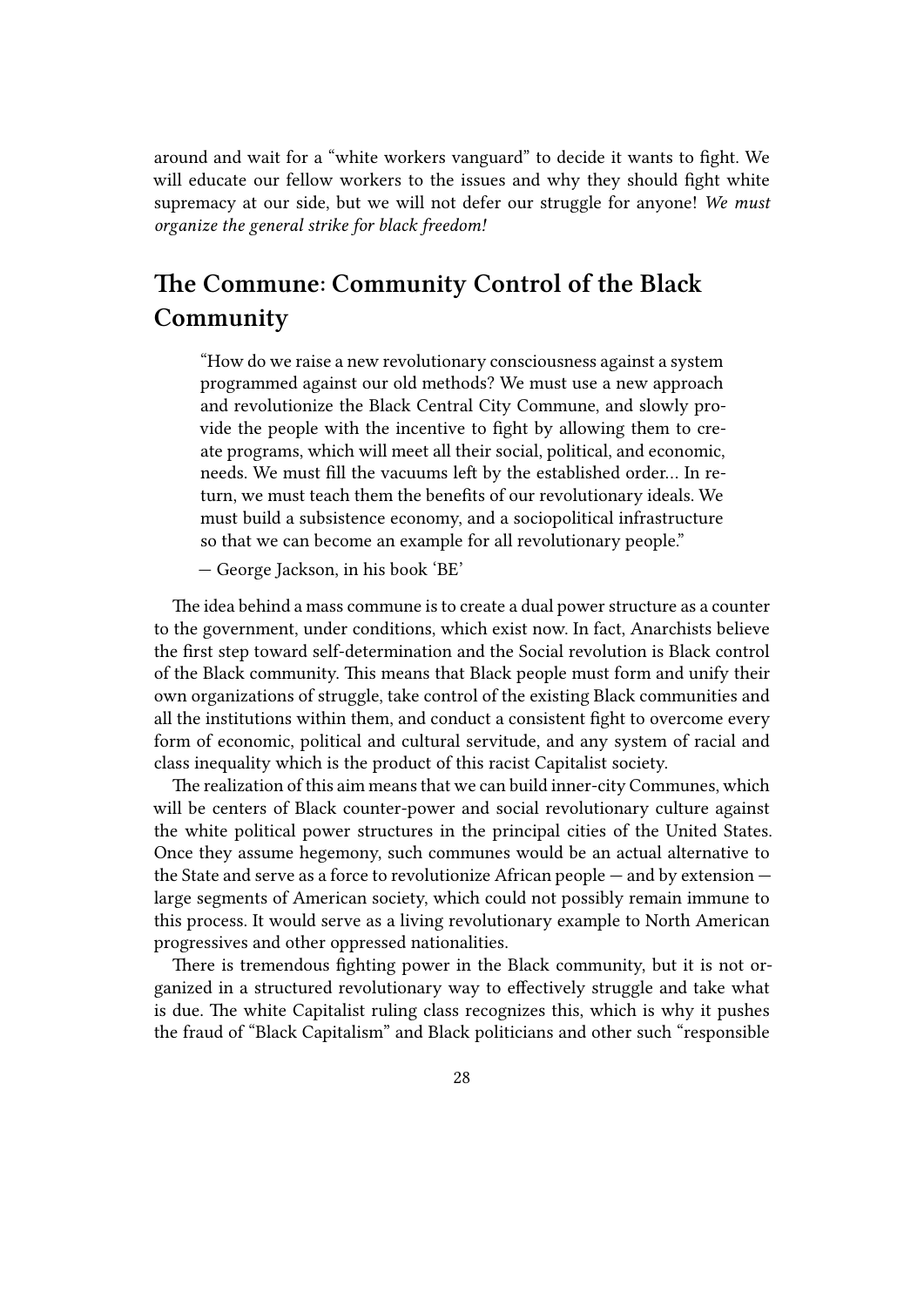around and wait for a "white workers vanguard" to decide it wants to fight. We will educate our fellow workers to the issues and why they should fight white supremacy at our side, but we will not defer our struggle for anyone! *We must organize the general strike for black freedom!*

## The Commune: Community Control of the Black Community

> "How do we raise a new revolutionary consciousness against a system programmed against our old methods? We must use a new approach and revolutionize the Black Central City Commune, and slowly provide the people with the incentive to fight by allowing them to create programs, which will meet all their social, political, and economic, needs. We must fill the vacuums left by the established order… In return, we must teach them the benefits of our revolutionary ideals. We must build a subsistence economy, and a sociopolitical infrastructure so that we can become an example for all revolutionary people."
>
> — George Jackson, in his book 'BE'

The idea behind a mass commune is to create a dual power structure as a counter to the government, under conditions, which exist now. In fact, Anarchists believe the first step toward self-determination and the Social revolution is Black control of the Black community. This means that Black people must form and unify their own organizations of struggle, take control of the existing Black communities and all the institutions within them, and conduct a consistent fight to overcome every form of economic, political and cultural servitude, and any system of racial and class inequality which is the product of this racist Capitalist society.

The realization of this aim means that we can build inner-city Communes, which will be centers of Black counter-power and social revolutionary culture against the white political power structures in the principal cities of the United States. Once they assume hegemony, such communes would be an actual alternative to the State and serve as a force to revolutionize African people — and by extension — large segments of American society, which could not possibly remain immune to this process. It would serve as a living revolutionary example to North American progressives and other oppressed nationalities.

There is tremendous fighting power in the Black community, but it is not organized in a structured revolutionary way to effectively struggle and take what is due. The white Capitalist ruling class recognizes this, which is why it pushes the fraud of "Black Capitalism" and Black politicians and other such "responsible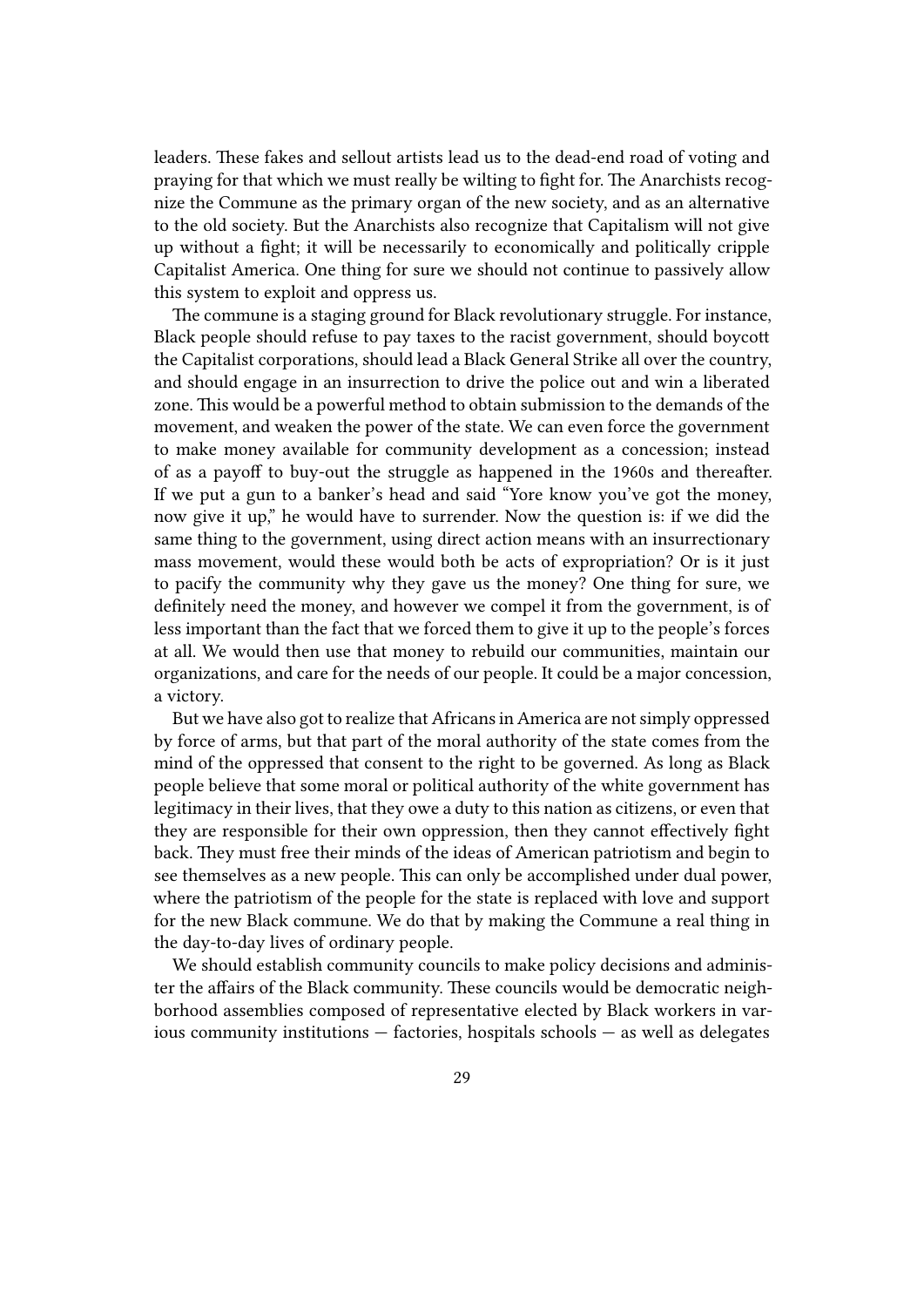leaders. These fakes and sellout artists lead us to the dead-end road of voting and praying for that which we must really be wilting to fight for. The Anarchists recognize the Commune as the primary organ of the new society, and as an alternative to the old society. But the Anarchists also recognize that Capitalism will not give up without a fight; it will be necessarily to economically and politically cripple Capitalist America. One thing for sure we should not continue to passively allow this system to exploit and oppress us.

The commune is a staging ground for Black revolutionary struggle. For instance, Black people should refuse to pay taxes to the racist government, should boycott the Capitalist corporations, should lead a Black General Strike all over the country, and should engage in an insurrection to drive the police out and win a liberated zone. This would be a powerful method to obtain submission to the demands of the movement, and weaken the power of the state. We can even force the government to make money available for community development as a concession; instead of as a payoff to buy-out the struggle as happened in the 1960s and thereafter. If we put a gun to a banker's head and said "Yore know you've got the money, now give it up," he would have to surrender. Now the question is: if we did the same thing to the government, using direct action means with an insurrectionary mass movement, would these would both be acts of expropriation? Or is it just to pacify the community why they gave us the money? One thing for sure, we definitely need the money, and however we compel it from the government, is of less important than the fact that we forced them to give it up to the people's forces at all. We would then use that money to rebuild our communities, maintain our organizations, and care for the needs of our people. It could be a major concession, a victory.

But we have also got to realize that Africans in America are not simply oppressed by force of arms, but that part of the moral authority of the state comes from the mind of the oppressed that consent to the right to be governed. As long as Black people believe that some moral or political authority of the white government has legitimacy in their lives, that they owe a duty to this nation as citizens, or even that they are responsible for their own oppression, then they cannot effectively fight back. They must free their minds of the ideas of American patriotism and begin to see themselves as a new people. This can only be accomplished under dual power, where the patriotism of the people for the state is replaced with love and support for the new Black commune. We do that by making the Commune a real thing in the day-to-day lives of ordinary people.

We should establish community councils to make policy decisions and administer the affairs of the Black community. These councils would be democratic neighborhood assemblies composed of representative elected by Black workers in various community institutions — factories, hospitals schools — as well as delegates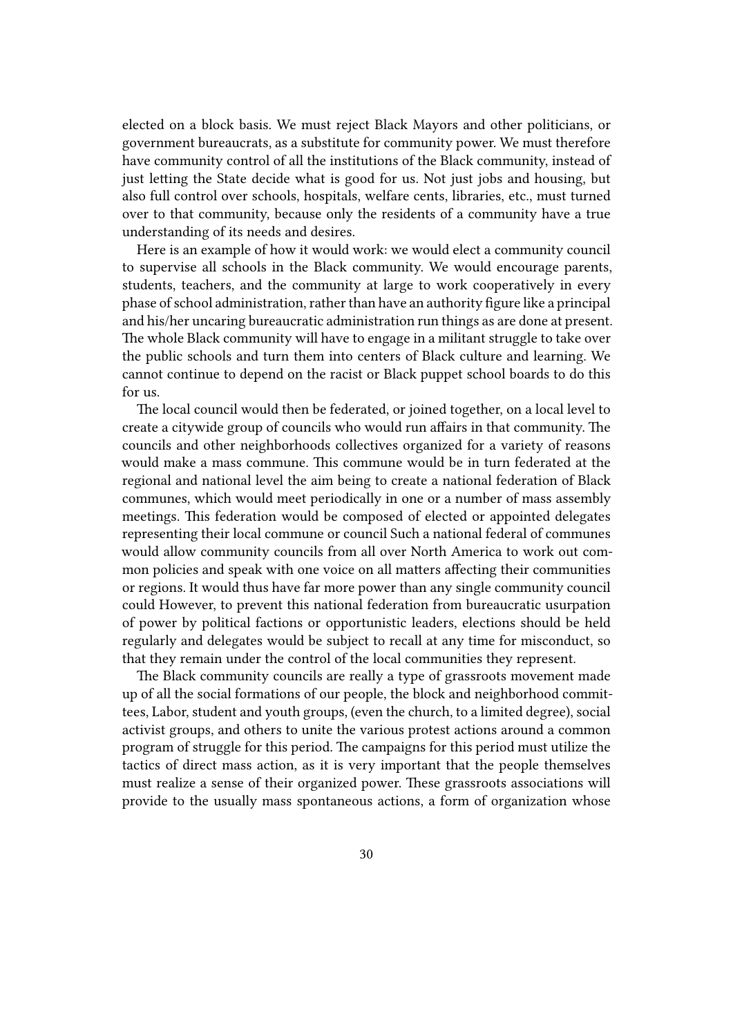elected on a block basis. We must reject Black Mayors and other politicians, or government bureaucrats, as a substitute for community power. We must therefore have community control of all the institutions of the Black community, instead of just letting the State decide what is good for us. Not just jobs and housing, but also full control over schools, hospitals, welfare cents, libraries, etc., must turned over to that community, because only the residents of a community have a true understanding of its needs and desires.

Here is an example of how it would work: we would elect a community council to supervise all schools in the Black community. We would encourage parents, students, teachers, and the community at large to work cooperatively in every phase of school administration, rather than have an authority figure like a principal and his/her uncaring bureaucratic administration run things as are done at present. The whole Black community will have to engage in a militant struggle to take over the public schools and turn them into centers of Black culture and learning. We cannot continue to depend on the racist or Black puppet school boards to do this for us.

The local council would then be federated, or joined together, on a local level to create a citywide group of councils who would run affairs in that community. The councils and other neighborhoods collectives organized for a variety of reasons would make a mass commune. This commune would be in turn federated at the regional and national level the aim being to create a national federation of Black communes, which would meet periodically in one or a number of mass assembly meetings. This federation would be composed of elected or appointed delegates representing their local commune or council Such a national federal of communes would allow community councils from all over North America to work out common policies and speak with one voice on all matters affecting their communities or regions. It would thus have far more power than any single community council could However, to prevent this national federation from bureaucratic usurpation of power by political factions or opportunistic leaders, elections should be held regularly and delegates would be subject to recall at any time for misconduct, so that they remain under the control of the local communities they represent.

The Black community councils are really a type of grassroots movement made up of all the social formations of our people, the block and neighborhood committees, Labor, student and youth groups, (even the church, to a limited degree), social activist groups, and others to unite the various protest actions around a common program of struggle for this period. The campaigns for this period must utilize the tactics of direct mass action, as it is very important that the people themselves must realize a sense of their organized power. These grassroots associations will provide to the usually mass spontaneous actions, a form of organization whose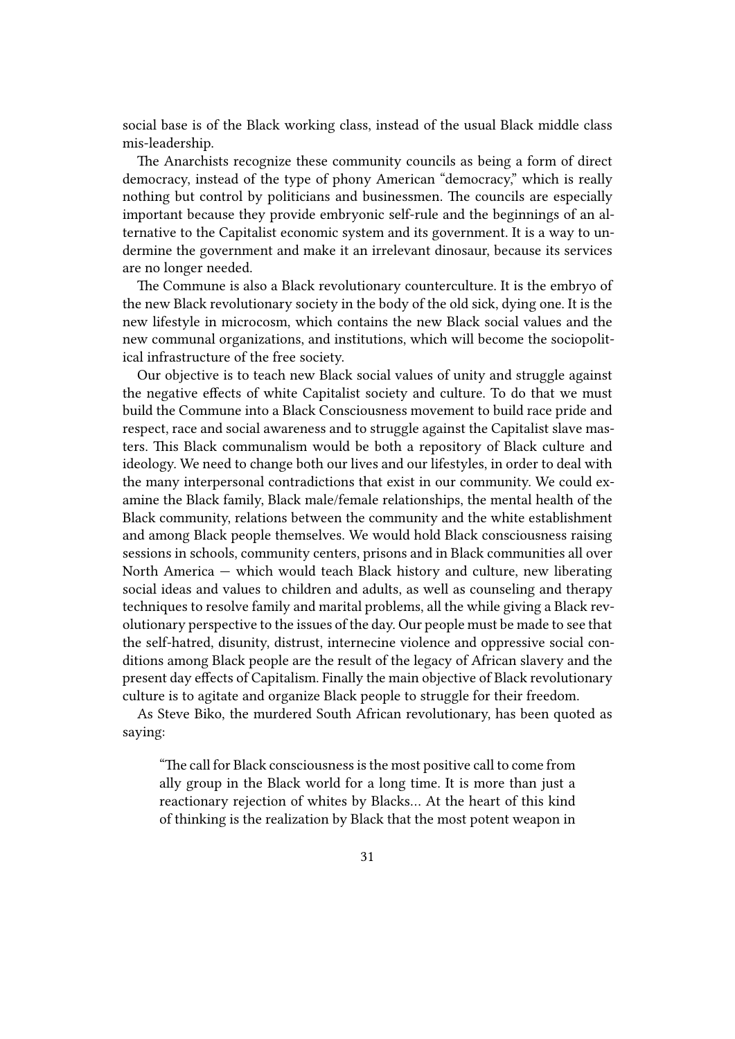social base is of the Black working class, instead of the usual Black middle class mis-leadership.

The Anarchists recognize these community councils as being a form of direct democracy, instead of the type of phony American "democracy," which is really nothing but control by politicians and businessmen. The councils are especially important because they provide embryonic self-rule and the beginnings of an alternative to the Capitalist economic system and its government. It is a way to undermine the government and make it an irrelevant dinosaur, because its services are no longer needed.

The Commune is also a Black revolutionary counterculture. It is the embryo of the new Black revolutionary society in the body of the old sick, dying one. It is the new lifestyle in microcosm, which contains the new Black social values and the new communal organizations, and institutions, which will become the sociopolitical infrastructure of the free society.

Our objective is to teach new Black social values of unity and struggle against the negative effects of white Capitalist society and culture. To do that we must build the Commune into a Black Consciousness movement to build race pride and respect, race and social awareness and to struggle against the Capitalist slave masters. This Black communalism would be both a repository of Black culture and ideology. We need to change both our lives and our lifestyles, in order to deal with the many interpersonal contradictions that exist in our community. We could examine the Black family, Black male/female relationships, the mental health of the Black community, relations between the community and the white establishment and among Black people themselves. We would hold Black consciousness raising sessions in schools, community centers, prisons and in Black communities all over North America — which would teach Black history and culture, new liberating social ideas and values to children and adults, as well as counseling and therapy techniques to resolve family and marital problems, all the while giving a Black revolutionary perspective to the issues of the day. Our people must be made to see that the self-hatred, disunity, distrust, internecine violence and oppressive social conditions among Black people are the result of the legacy of African slavery and the present day effects of Capitalism. Finally the main objective of Black revolutionary culture is to agitate and organize Black people to struggle for their freedom.

As Steve Biko, the murdered South African revolutionary, has been quoted as saying:

> "The call for Black consciousness is the most positive call to come from ally group in the Black world for a long time. It is more than just a reactionary rejection of whites by Blacks… At the heart of this kind of thinking is the realization by Black that the most potent weapon in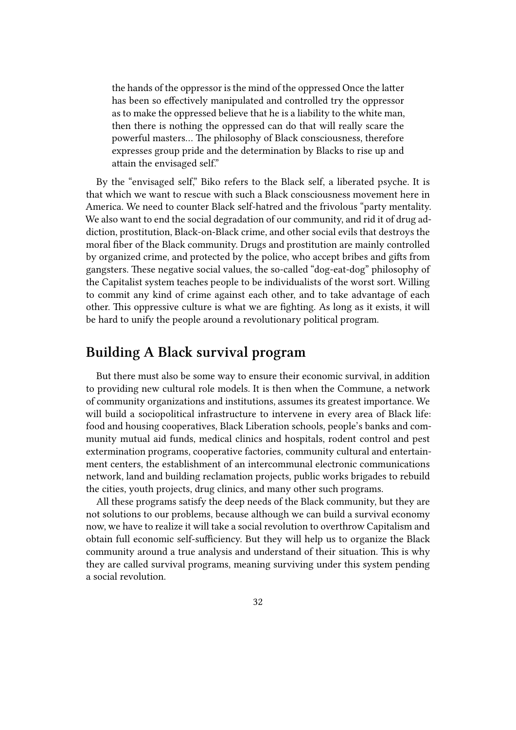> the hands of the oppressor is the mind of the oppressed Once the latter has been so effectively manipulated and controlled try the oppressor as to make the oppressed believe that he is a liability to the white man, then there is nothing the oppressed can do that will really scare the powerful masters… The philosophy of Black consciousness, therefore expresses group pride and the determination by Blacks to rise up and attain the envisaged self."

By the "envisaged self," Biko refers to the Black self, a liberated psyche. It is that which we want to rescue with such a Black consciousness movement here in America. We need to counter Black self-hatred and the frivolous "party mentality. We also want to end the social degradation of our community, and rid it of drug addiction, prostitution, Black-on-Black crime, and other social evils that destroys the moral fiber of the Black community. Drugs and prostitution are mainly controlled by organized crime, and protected by the police, who accept bribes and gifts from gangsters. These negative social values, the so-called "dog-eat-dog" philosophy of the Capitalist system teaches people to be individualists of the worst sort. Willing to commit any kind of crime against each other, and to take advantage of each other. This oppressive culture is what we are fighting. As long as it exists, it will be hard to unify the people around a revolutionary political program.

## Building A Black survival program

But there must also be some way to ensure their economic survival, in addition to providing new cultural role models. It is then when the Commune, a network of community organizations and institutions, assumes its greatest importance. We will build a sociopolitical infrastructure to intervene in every area of Black life: food and housing cooperatives, Black Liberation schools, people's banks and community mutual aid funds, medical clinics and hospitals, rodent control and pest extermination programs, cooperative factories, community cultural and entertainment centers, the establishment of an intercommunal electronic communications network, land and building reclamation projects, public works brigades to rebuild the cities, youth projects, drug clinics, and many other such programs.

All these programs satisfy the deep needs of the Black community, but they are not solutions to our problems, because although we can build a survival economy now, we have to realize it will take a social revolution to overthrow Capitalism and obtain full economic self-sufficiency. But they will help us to organize the Black community around a true analysis and understand of their situation. This is why they are called survival programs, meaning surviving under this system pending a social revolution.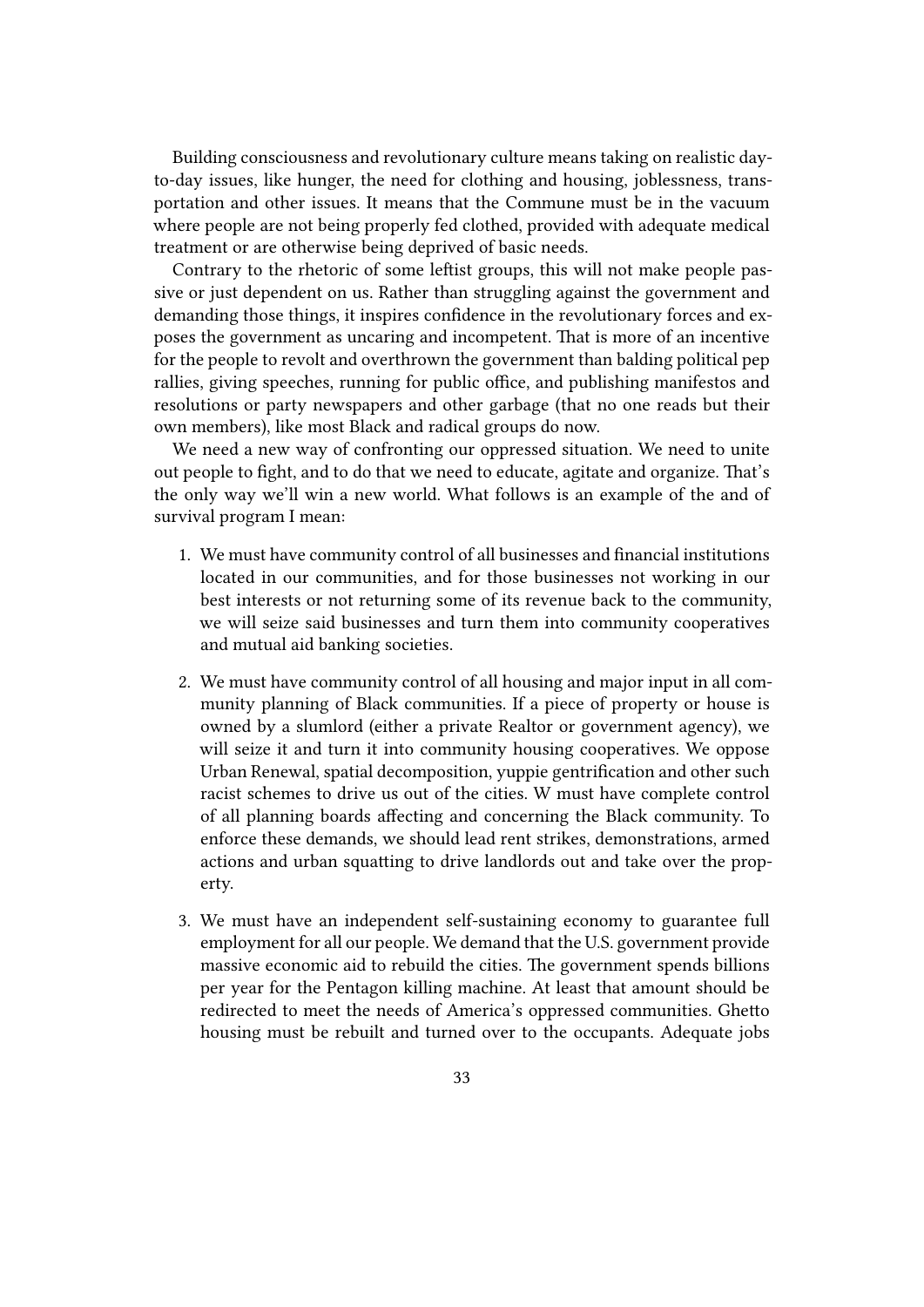Building consciousness and revolutionary culture means taking on realistic day-to-day issues, like hunger, the need for clothing and housing, joblessness, transportation and other issues. It means that the Commune must be in the vacuum where people are not being properly fed clothed, provided with adequate medical treatment or are otherwise being deprived of basic needs.

Contrary to the rhetoric of some leftist groups, this will not make people passive or just dependent on us. Rather than struggling against the government and demanding those things, it inspires confidence in the revolutionary forces and exposes the government as uncaring and incompetent. That is more of an incentive for the people to revolt and overthrown the government than balding political pep rallies, giving speeches, running for public office, and publishing manifestos and resolutions or party newspapers and other garbage (that no one reads but their own members), like most Black and radical groups do now.

We need a new way of confronting our oppressed situation. We need to unite out people to fight, and to do that we need to educate, agitate and organize. That's the only way we'll win a new world. What follows is an example of the and of survival program I mean:

1. We must have community control of all businesses and financial institutions located in our communities, and for those businesses not working in our best interests or not returning some of its revenue back to the community, we will seize said businesses and turn them into community cooperatives and mutual aid banking societies.

2. We must have community control of all housing and major input in all community planning of Black communities. If a piece of property or house is owned by a slumlord (either a private Realtor or government agency), we will seize it and turn it into community housing cooperatives. We oppose Urban Renewal, spatial decomposition, yuppie gentrification and other such racist schemes to drive us out of the cities. W must have complete control of all planning boards affecting and concerning the Black community. To enforce these demands, we should lead rent strikes, demonstrations, armed actions and urban squatting to drive landlords out and take over the property.

3. We must have an independent self-sustaining economy to guarantee full employment for all our people. We demand that the U.S. government provide massive economic aid to rebuild the cities. The government spends billions per year for the Pentagon killing machine. At least that amount should be redirected to meet the needs of America's oppressed communities. Ghetto housing must be rebuilt and turned over to the occupants. Adequate jobs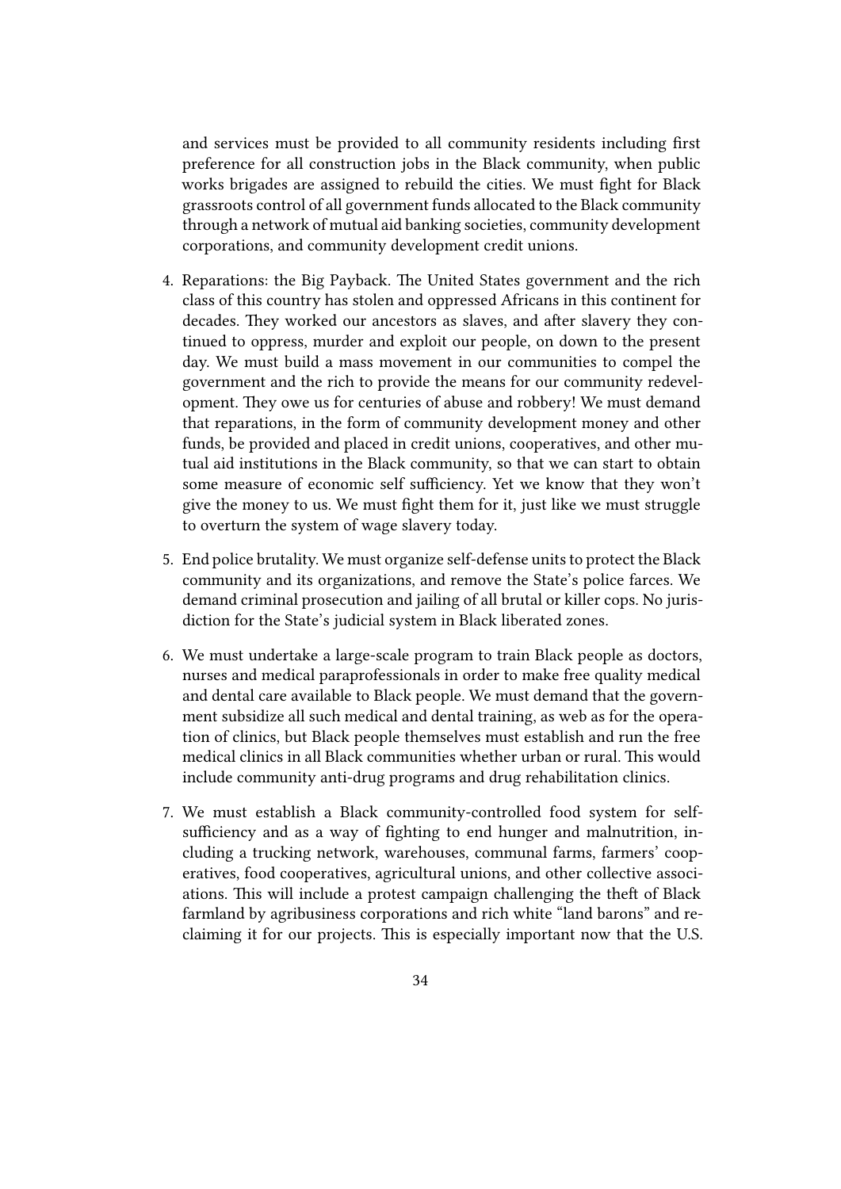and services must be provided to all community residents including first preference for all construction jobs in the Black community, when public works brigades are assigned to rebuild the cities. We must fight for Black grassroots control of all government funds allocated to the Black community through a network of mutual aid banking societies, community development corporations, and community development credit unions.

4. Reparations: the Big Payback. The United States government and the rich class of this country has stolen and oppressed Africans in this continent for decades. They worked our ancestors as slaves, and after slavery they continued to oppress, murder and exploit our people, on down to the present day. We must build a mass movement in our communities to compel the government and the rich to provide the means for our community redevelopment. They owe us for centuries of abuse and robbery! We must demand that reparations, in the form of community development money and other funds, be provided and placed in credit unions, cooperatives, and other mutual aid institutions in the Black community, so that we can start to obtain some measure of economic self sufficiency. Yet we know that they won't give the money to us. We must fight them for it, just like we must struggle to overturn the system of wage slavery today.

5. End police brutality. We must organize self-defense units to protect the Black community and its organizations, and remove the State's police farces. We demand criminal prosecution and jailing of all brutal or killer cops. No jurisdiction for the State's judicial system in Black liberated zones.

6. We must undertake a large-scale program to train Black people as doctors, nurses and medical paraprofessionals in order to make free quality medical and dental care available to Black people. We must demand that the government subsidize all such medical and dental training, as web as for the operation of clinics, but Black people themselves must establish and run the free medical clinics in all Black communities whether urban or rural. This would include community anti-drug programs and drug rehabilitation clinics.

7. We must establish a Black community-controlled food system for self-sufficiency and as a way of fighting to end hunger and malnutrition, including a trucking network, warehouses, communal farms, farmers' cooperatives, food cooperatives, agricultural unions, and other collective associations. This will include a protest campaign challenging the theft of Black farmland by agribusiness corporations and rich white "land barons" and reclaiming it for our projects. This is especially important now that the U.S.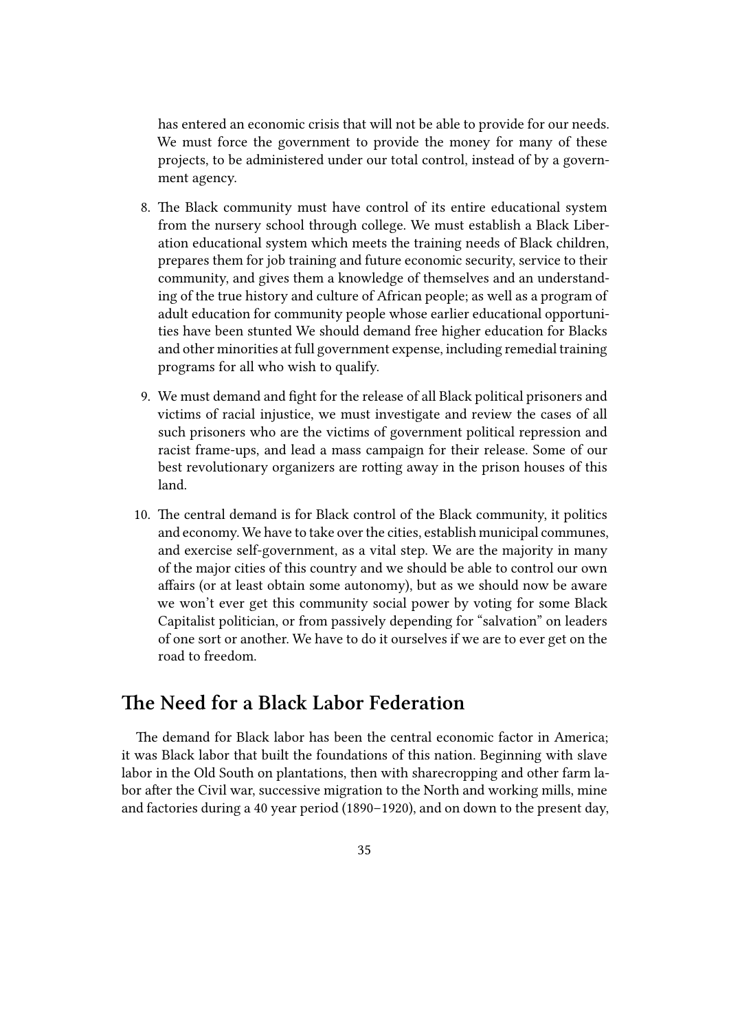has entered an economic crisis that will not be able to provide for our needs. We must force the government to provide the money for many of these projects, to be administered under our total control, instead of by a government agency.

8. The Black community must have control of its entire educational system from the nursery school through college. We must establish a Black Liberation educational system which meets the training needs of Black children, prepares them for job training and future economic security, service to their community, and gives them a knowledge of themselves and an understanding of the true history and culture of African people; as well as a program of adult education for community people whose earlier educational opportunities have been stunted We should demand free higher education for Blacks and other minorities at full government expense, including remedial training programs for all who wish to qualify.
9. We must demand and fight for the release of all Black political prisoners and victims of racial injustice, we must investigate and review the cases of all such prisoners who are the victims of government political repression and racist frame-ups, and lead a mass campaign for their release. Some of our best revolutionary organizers are rotting away in the prison houses of this land.
10. The central demand is for Black control of the Black community, it politics and economy. We have to take over the cities, establish municipal communes, and exercise self-government, as a vital step. We are the majority in many of the major cities of this country and we should be able to control our own affairs (or at least obtain some autonomy), but as we should now be aware we won't ever get this community social power by voting for some Black Capitalist politician, or from passively depending for "salvation" on leaders of one sort or another. We have to do it ourselves if we are to ever get on the road to freedom.

## The Need for a Black Labor Federation

The demand for Black labor has been the central economic factor in America; it was Black labor that built the foundations of this nation. Beginning with slave labor in the Old South on plantations, then with sharecropping and other farm labor after the Civil war, successive migration to the North and working mills, mine and factories during a 40 year period (1890–1920), and on down to the present day,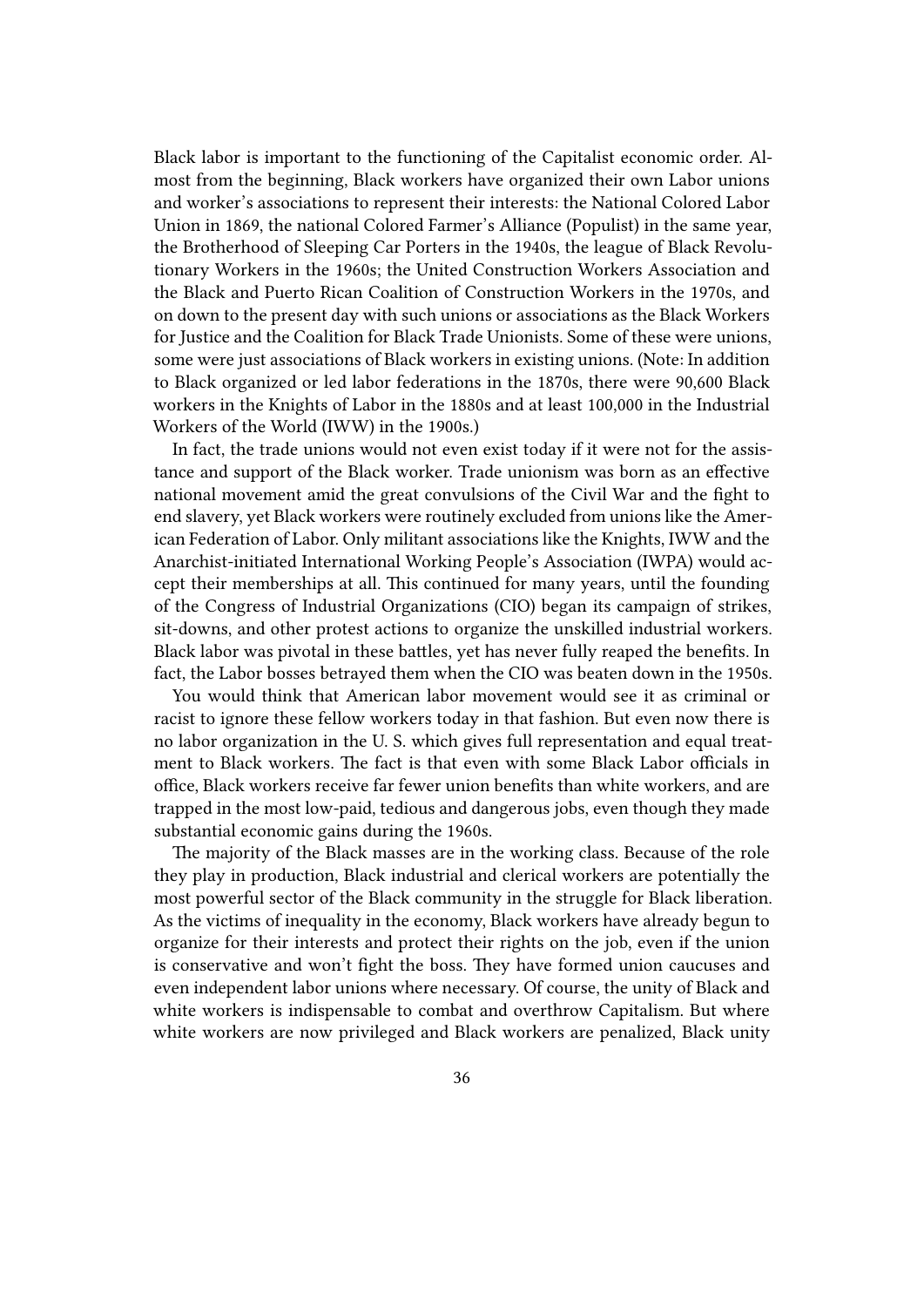Black labor is important to the functioning of the Capitalist economic order. Almost from the beginning, Black workers have organized their own Labor unions and worker's associations to represent their interests: the National Colored Labor Union in 1869, the national Colored Farmer's Alliance (Populist) in the same year, the Brotherhood of Sleeping Car Porters in the 1940s, the league of Black Revolutionary Workers in the 1960s; the United Construction Workers Association and the Black and Puerto Rican Coalition of Construction Workers in the 1970s, and on down to the present day with such unions or associations as the Black Workers for Justice and the Coalition for Black Trade Unionists. Some of these were unions, some were just associations of Black workers in existing unions. (Note: In addition to Black organized or led labor federations in the 1870s, there were 90,600 Black workers in the Knights of Labor in the 1880s and at least 100,000 in the Industrial Workers of the World (IWW) in the 1900s.)

In fact, the trade unions would not even exist today if it were not for the assistance and support of the Black worker. Trade unionism was born as an effective national movement amid the great convulsions of the Civil War and the fight to end slavery, yet Black workers were routinely excluded from unions like the American Federation of Labor. Only militant associations like the Knights, IWW and the Anarchist-initiated International Working People's Association (IWPA) would accept their memberships at all. This continued for many years, until the founding of the Congress of Industrial Organizations (CIO) began its campaign of strikes, sit-downs, and other protest actions to organize the unskilled industrial workers. Black labor was pivotal in these battles, yet has never fully reaped the benefits. In fact, the Labor bosses betrayed them when the CIO was beaten down in the 1950s.

You would think that American labor movement would see it as criminal or racist to ignore these fellow workers today in that fashion. But even now there is no labor organization in the U. S. which gives full representation and equal treatment to Black workers. The fact is that even with some Black Labor officials in office, Black workers receive far fewer union benefits than white workers, and are trapped in the most low-paid, tedious and dangerous jobs, even though they made substantial economic gains during the 1960s.

The majority of the Black masses are in the working class. Because of the role they play in production, Black industrial and clerical workers are potentially the most powerful sector of the Black community in the struggle for Black liberation. As the victims of inequality in the economy, Black workers have already begun to organize for their interests and protect their rights on the job, even if the union is conservative and won't fight the boss. They have formed union caucuses and even independent labor unions where necessary. Of course, the unity of Black and white workers is indispensable to combat and overthrow Capitalism. But where white workers are now privileged and Black workers are penalized, Black unity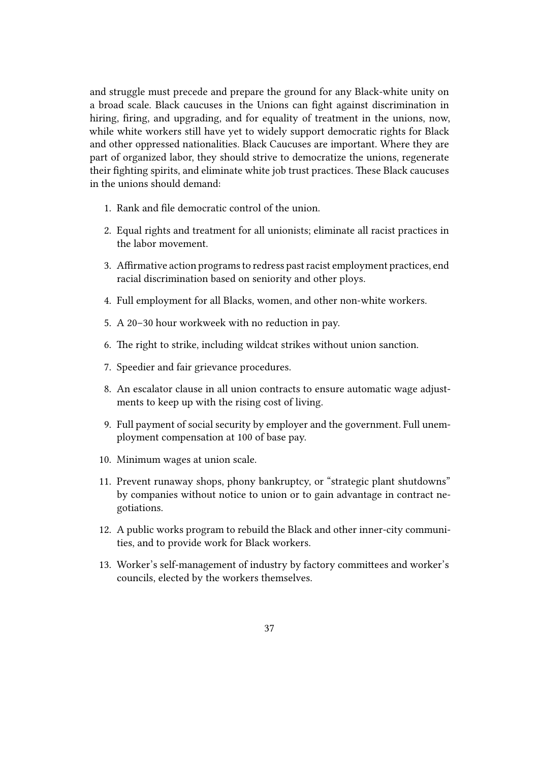and struggle must precede and prepare the ground for any Black-white unity on a broad scale. Black caucuses in the Unions can fight against discrimination in hiring, firing, and upgrading, and for equality of treatment in the unions, now, while white workers still have yet to widely support democratic rights for Black and other oppressed nationalities. Black Caucuses are important. Where they are part of organized labor, they should strive to democratize the unions, regenerate their fighting spirits, and eliminate white job trust practices. These Black caucuses in the unions should demand:

1. Rank and file democratic control of the union.
2. Equal rights and treatment for all unionists; eliminate all racist practices in the labor movement.
3. Affirmative action programs to redress past racist employment practices, end racial discrimination based on seniority and other ploys.
4. Full employment for all Blacks, women, and other non-white workers.
5. A 20–30 hour workweek with no reduction in pay.
6. The right to strike, including wildcat strikes without union sanction.
7. Speedier and fair grievance procedures.
8. An escalator clause in all union contracts to ensure automatic wage adjustments to keep up with the rising cost of living.
9. Full payment of social security by employer and the government. Full unemployment compensation at 100 of base pay.
10. Minimum wages at union scale.
11. Prevent runaway shops, phony bankruptcy, or "strategic plant shutdowns" by companies without notice to union or to gain advantage in contract negotiations.
12. A public works program to rebuild the Black and other inner-city communities, and to provide work for Black workers.
13. Worker's self-management of industry by factory committees and worker's councils, elected by the workers themselves.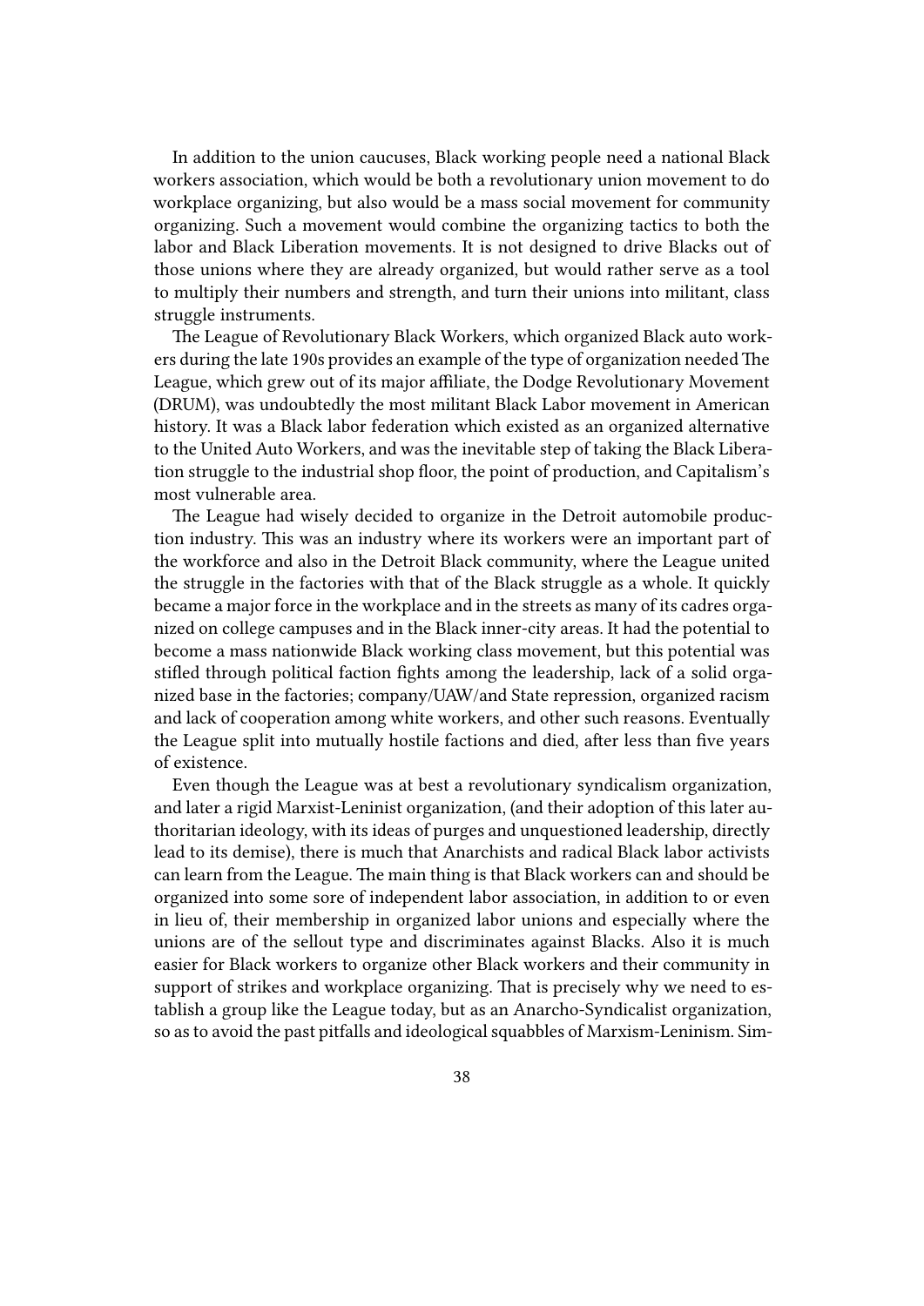In addition to the union caucuses, Black working people need a national Black workers association, which would be both a revolutionary union movement to do workplace organizing, but also would be a mass social movement for community organizing. Such a movement would combine the organizing tactics to both the labor and Black Liberation movements. It is not designed to drive Blacks out of those unions where they are already organized, but would rather serve as a tool to multiply their numbers and strength, and turn their unions into militant, class struggle instruments.

The League of Revolutionary Black Workers, which organized Black auto workers during the late 190s provides an example of the type of organization needed The League, which grew out of its major affiliate, the Dodge Revolutionary Movement (DRUM), was undoubtedly the most militant Black Labor movement in American history. It was a Black labor federation which existed as an organized alternative to the United Auto Workers, and was the inevitable step of taking the Black Liberation struggle to the industrial shop floor, the point of production, and Capitalism's most vulnerable area.

The League had wisely decided to organize in the Detroit automobile production industry. This was an industry where its workers were an important part of the workforce and also in the Detroit Black community, where the League united the struggle in the factories with that of the Black struggle as a whole. It quickly became a major force in the workplace and in the streets as many of its cadres organized on college campuses and in the Black inner-city areas. It had the potential to become a mass nationwide Black working class movement, but this potential was stifled through political faction fights among the leadership, lack of a solid organized base in the factories; company/UAW/and State repression, organized racism and lack of cooperation among white workers, and other such reasons. Eventually the League split into mutually hostile factions and died, after less than five years of existence.

Even though the League was at best a revolutionary syndicalism organization, and later a rigid Marxist-Leninist organization, (and their adoption of this later authoritarian ideology, with its ideas of purges and unquestioned leadership, directly lead to its demise), there is much that Anarchists and radical Black labor activists can learn from the League. The main thing is that Black workers can and should be organized into some sore of independent labor association, in addition to or even in lieu of, their membership in organized labor unions and especially where the unions are of the sellout type and discriminates against Blacks. Also it is much easier for Black workers to organize other Black workers and their community in support of strikes and workplace organizing. That is precisely why we need to establish a group like the League today, but as an Anarcho-Syndicalist organization, so as to avoid the past pitfalls and ideological squabbles of Marxism-Leninism. Sim-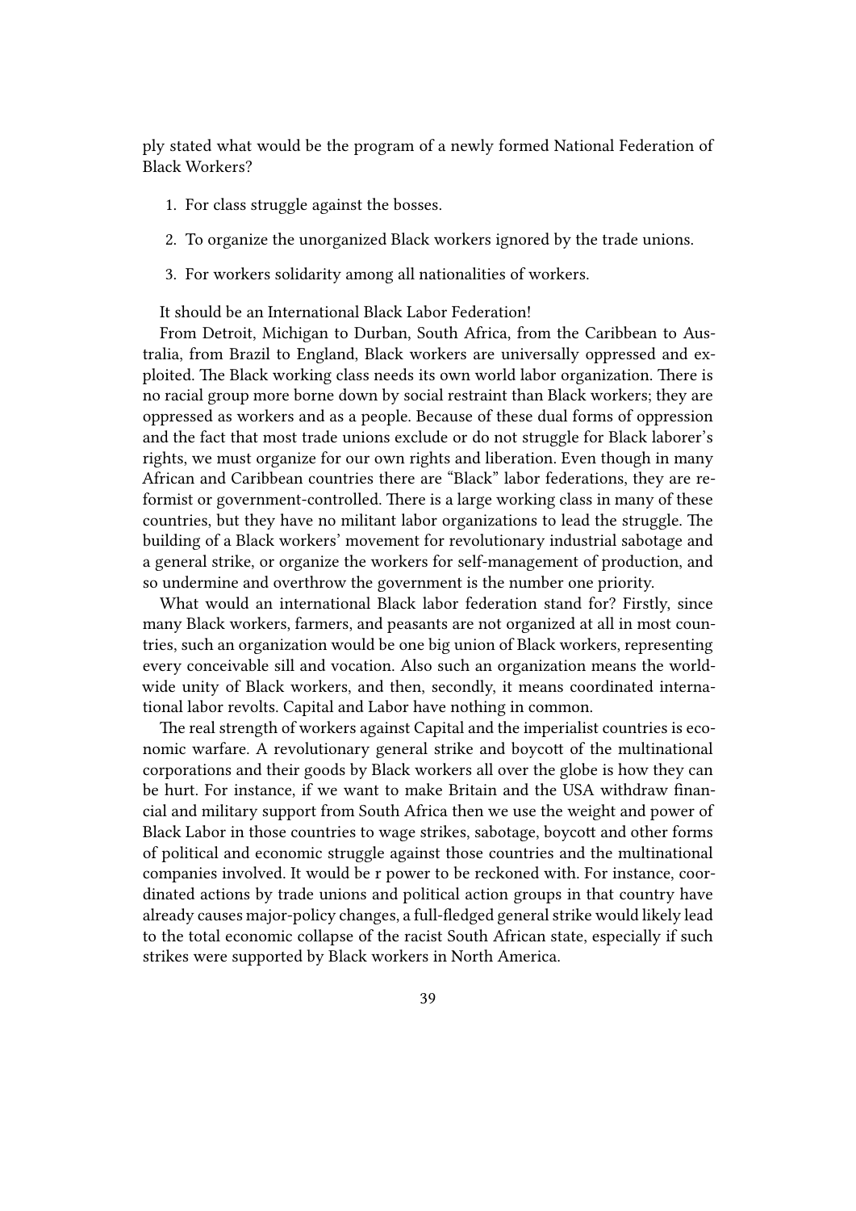ply stated what would be the program of a newly formed National Federation of Black Workers?

1. For class struggle against the bosses.
2. To organize the unorganized Black workers ignored by the trade unions.
3. For workers solidarity among all nationalities of workers.

It should be an International Black Labor Federation!

From Detroit, Michigan to Durban, South Africa, from the Caribbean to Australia, from Brazil to England, Black workers are universally oppressed and exploited. The Black working class needs its own world labor organization. There is no racial group more borne down by social restraint than Black workers; they are oppressed as workers and as a people. Because of these dual forms of oppression and the fact that most trade unions exclude or do not struggle for Black laborer's rights, we must organize for our own rights and liberation. Even though in many African and Caribbean countries there are "Black" labor federations, they are reformist or government-controlled. There is a large working class in many of these countries, but they have no militant labor organizations to lead the struggle. The building of a Black workers' movement for revolutionary industrial sabotage and a general strike, or organize the workers for self-management of production, and so undermine and overthrow the government is the number one priority.

What would an international Black labor federation stand for? Firstly, since many Black workers, farmers, and peasants are not organized at all in most countries, such an organization would be one big union of Black workers, representing every conceivable sill and vocation. Also such an organization means the worldwide unity of Black workers, and then, secondly, it means coordinated international labor revolts. Capital and Labor have nothing in common.

The real strength of workers against Capital and the imperialist countries is economic warfare. A revolutionary general strike and boycott of the multinational corporations and their goods by Black workers all over the globe is how they can be hurt. For instance, if we want to make Britain and the USA withdraw financial and military support from South Africa then we use the weight and power of Black Labor in those countries to wage strikes, sabotage, boycott and other forms of political and economic struggle against those countries and the multinational companies involved. It would be r power to be reckoned with. For instance, coordinated actions by trade unions and political action groups in that country have already causes major-policy changes, a full-fledged general strike would likely lead to the total economic collapse of the racist South African state, especially if such strikes were supported by Black workers in North America.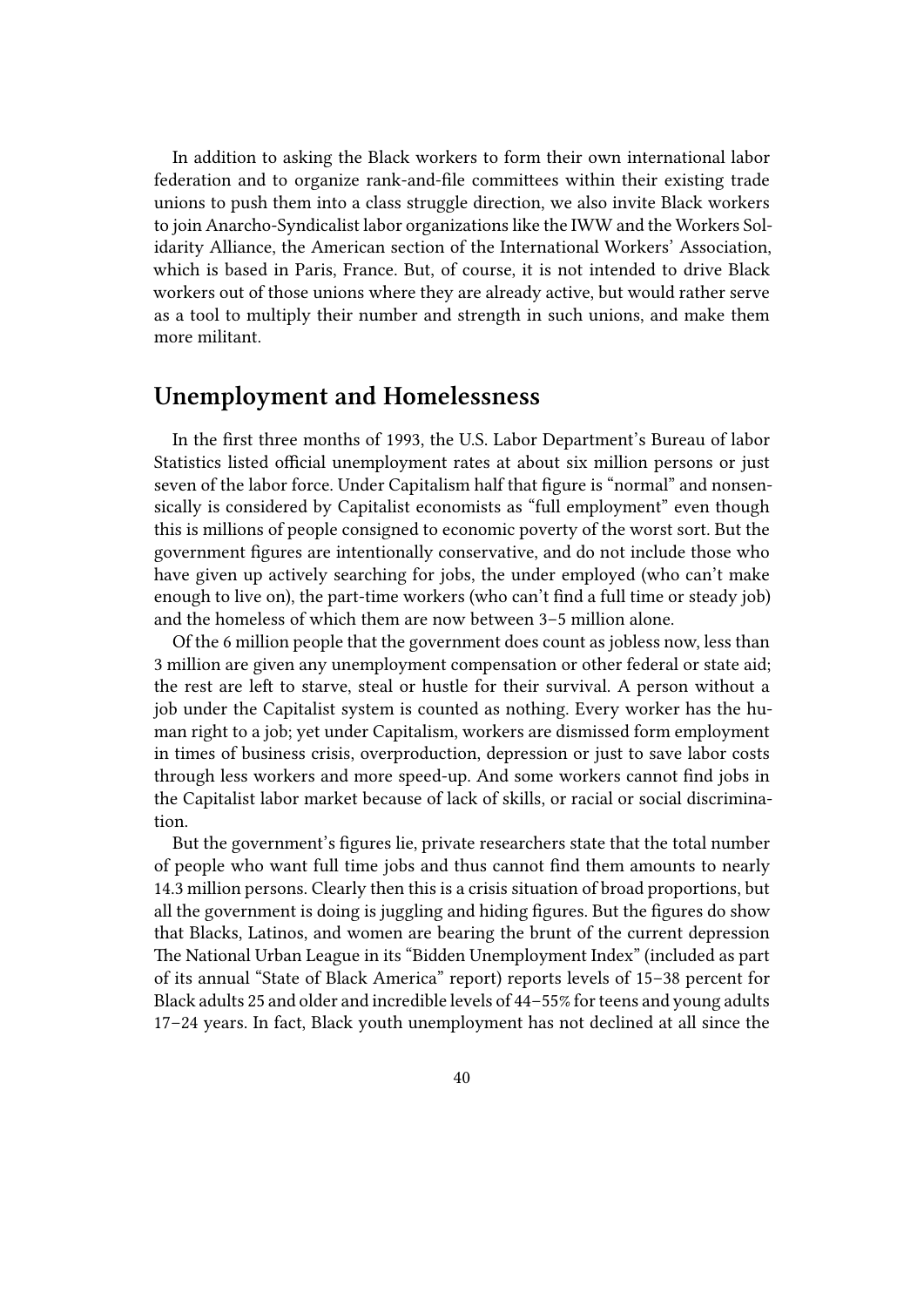In addition to asking the Black workers to form their own international labor federation and to organize rank-and-file committees within their existing trade unions to push them into a class struggle direction, we also invite Black workers to join Anarcho-Syndicalist labor organizations like the IWW and the Workers Solidarity Alliance, the American section of the International Workers' Association, which is based in Paris, France. But, of course, it is not intended to drive Black workers out of those unions where they are already active, but would rather serve as a tool to multiply their number and strength in such unions, and make them more militant.

## Unemployment and Homelessness

In the first three months of 1993, the U.S. Labor Department's Bureau of labor Statistics listed official unemployment rates at about six million persons or just seven of the labor force. Under Capitalism half that figure is "normal" and nonsensically is considered by Capitalist economists as "full employment" even though this is millions of people consigned to economic poverty of the worst sort. But the government figures are intentionally conservative, and do not include those who have given up actively searching for jobs, the under employed (who can't make enough to live on), the part-time workers (who can't find a full time or steady job) and the homeless of which them are now between 3–5 million alone.

Of the 6 million people that the government does count as jobless now, less than 3 million are given any unemployment compensation or other federal or state aid; the rest are left to starve, steal or hustle for their survival. A person without a job under the Capitalist system is counted as nothing. Every worker has the human right to a job; yet under Capitalism, workers are dismissed form employment in times of business crisis, overproduction, depression or just to save labor costs through less workers and more speed-up. And some workers cannot find jobs in the Capitalist labor market because of lack of skills, or racial or social discrimination.

But the government's figures lie, private researchers state that the total number of people who want full time jobs and thus cannot find them amounts to nearly 14.3 million persons. Clearly then this is a crisis situation of broad proportions, but all the government is doing is juggling and hiding figures. But the figures do show that Blacks, Latinos, and women are bearing the brunt of the current depression The National Urban League in its "Bidden Unemployment Index" (included as part of its annual "State of Black America" report) reports levels of 15–38 percent for Black adults 25 and older and incredible levels of 44–55% for teens and young adults 17–24 years. In fact, Black youth unemployment has not declined at all since the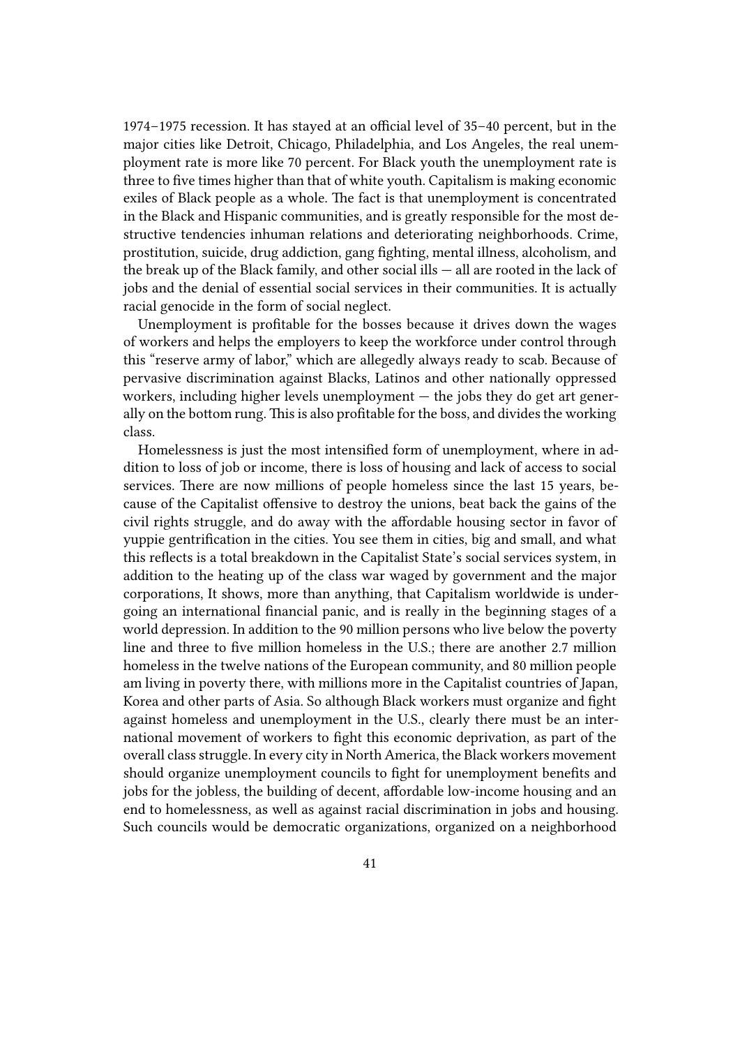1974–1975 recession. It has stayed at an official level of 35–40 percent, but in the major cities like Detroit, Chicago, Philadelphia, and Los Angeles, the real unemployment rate is more like 70 percent. For Black youth the unemployment rate is three to five times higher than that of white youth. Capitalism is making economic exiles of Black people as a whole. The fact is that unemployment is concentrated in the Black and Hispanic communities, and is greatly responsible for the most destructive tendencies inhuman relations and deteriorating neighborhoods. Crime, prostitution, suicide, drug addiction, gang fighting, mental illness, alcoholism, and the break up of the Black family, and other social ills — all are rooted in the lack of jobs and the denial of essential social services in their communities. It is actually racial genocide in the form of social neglect.

Unemployment is profitable for the bosses because it drives down the wages of workers and helps the employers to keep the workforce under control through this "reserve army of labor," which are allegedly always ready to scab. Because of pervasive discrimination against Blacks, Latinos and other nationally oppressed workers, including higher levels unemployment — the jobs they do get art generally on the bottom rung. This is also profitable for the boss, and divides the working class.

Homelessness is just the most intensified form of unemployment, where in addition to loss of job or income, there is loss of housing and lack of access to social services. There are now millions of people homeless since the last 15 years, because of the Capitalist offensive to destroy the unions, beat back the gains of the civil rights struggle, and do away with the affordable housing sector in favor of yuppie gentrification in the cities. You see them in cities, big and small, and what this reflects is a total breakdown in the Capitalist State's social services system, in addition to the heating up of the class war waged by government and the major corporations, It shows, more than anything, that Capitalism worldwide is undergoing an international financial panic, and is really in the beginning stages of a world depression. In addition to the 90 million persons who live below the poverty line and three to five million homeless in the U.S.; there are another 2.7 million homeless in the twelve nations of the European community, and 80 million people am living in poverty there, with millions more in the Capitalist countries of Japan, Korea and other parts of Asia. So although Black workers must organize and fight against homeless and unemployment in the U.S., clearly there must be an international movement of workers to fight this economic deprivation, as part of the overall class struggle. In every city in North America, the Black workers movement should organize unemployment councils to fight for unemployment benefits and jobs for the jobless, the building of decent, affordable low-income housing and an end to homelessness, as well as against racial discrimination in jobs and housing. Such councils would be democratic organizations, organized on a neighborhood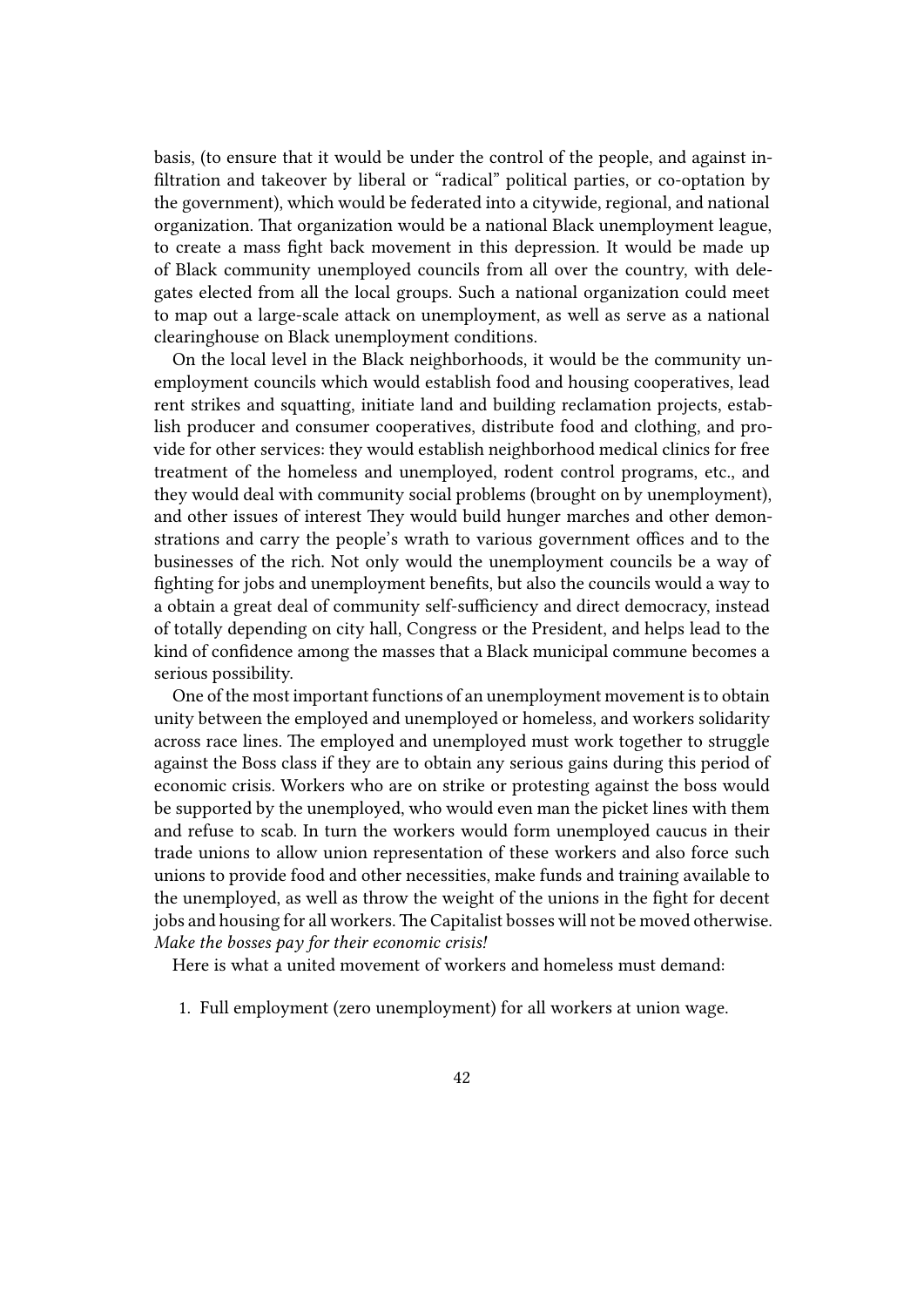basis, (to ensure that it would be under the control of the people, and against infiltration and takeover by liberal or "radical" political parties, or co-optation by the government), which would be federated into a citywide, regional, and national organization. That organization would be a national Black unemployment league, to create a mass fight back movement in this depression. It would be made up of Black community unemployed councils from all over the country, with delegates elected from all the local groups. Such a national organization could meet to map out a large-scale attack on unemployment, as well as serve as a national clearinghouse on Black unemployment conditions.

On the local level in the Black neighborhoods, it would be the community unemployment councils which would establish food and housing cooperatives, lead rent strikes and squatting, initiate land and building reclamation projects, establish producer and consumer cooperatives, distribute food and clothing, and provide for other services: they would establish neighborhood medical clinics for free treatment of the homeless and unemployed, rodent control programs, etc., and they would deal with community social problems (brought on by unemployment), and other issues of interest They would build hunger marches and other demonstrations and carry the people's wrath to various government offices and to the businesses of the rich. Not only would the unemployment councils be a way of fighting for jobs and unemployment benefits, but also the councils would a way to a obtain a great deal of community self-sufficiency and direct democracy, instead of totally depending on city hall, Congress or the President, and helps lead to the kind of confidence among the masses that a Black municipal commune becomes a serious possibility.

One of the most important functions of an unemployment movement is to obtain unity between the employed and unemployed or homeless, and workers solidarity across race lines. The employed and unemployed must work together to struggle against the Boss class if they are to obtain any serious gains during this period of economic crisis. Workers who are on strike or protesting against the boss would be supported by the unemployed, who would even man the picket lines with them and refuse to scab. In turn the workers would form unemployed caucus in their trade unions to allow union representation of these workers and also force such unions to provide food and other necessities, make funds and training available to the unemployed, as well as throw the weight of the unions in the fight for decent jobs and housing for all workers. The Capitalist bosses will not be moved otherwise. *Make the bosses pay for their economic crisis!*

Here is what a united movement of workers and homeless must demand:

1. Full employment (zero unemployment) for all workers at union wage.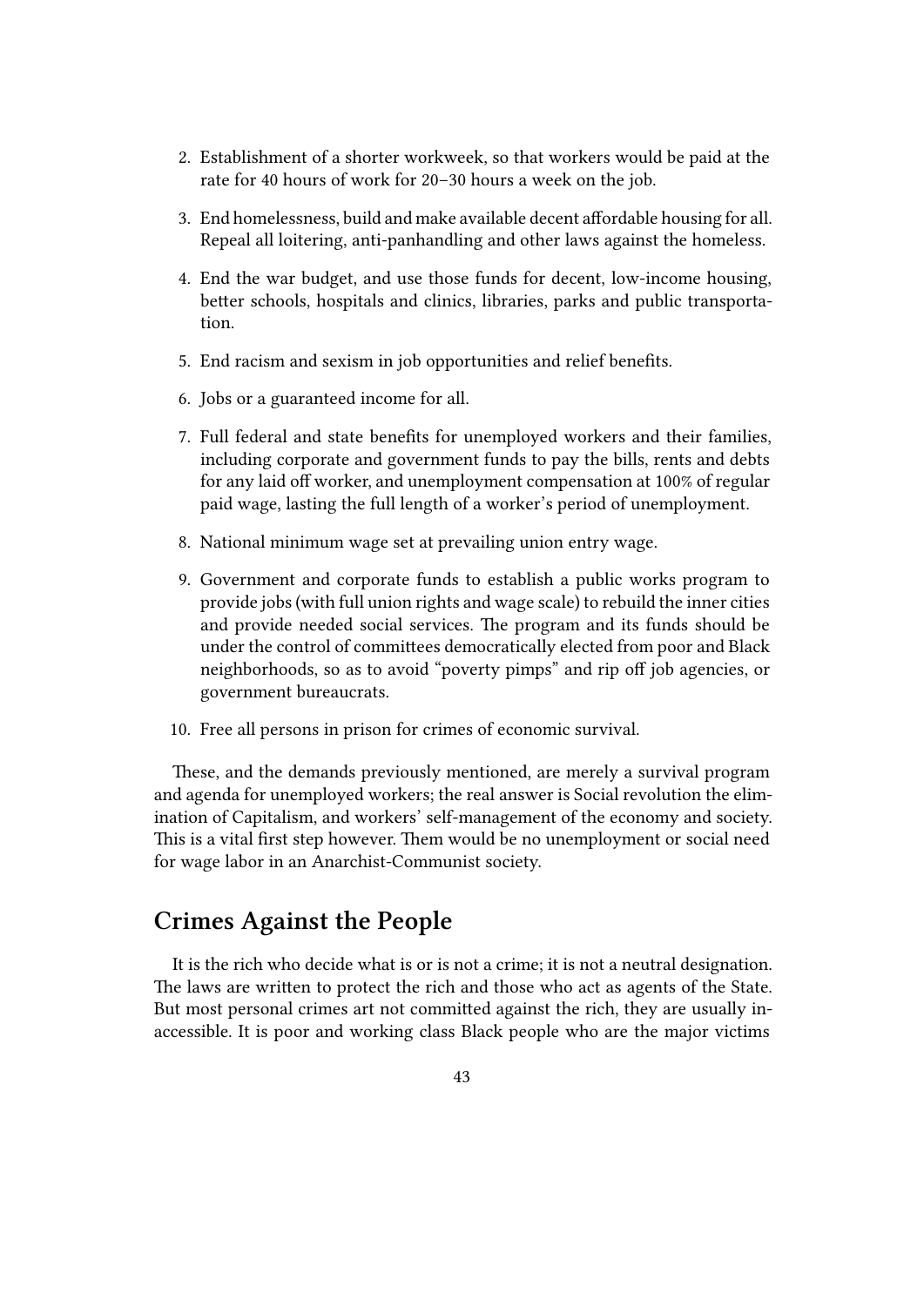2. Establishment of a shorter workweek, so that workers would be paid at the rate for 40 hours of work for 20–30 hours a week on the job.
3. End homelessness, build and make available decent affordable housing for all. Repeal all loitering, anti-panhandling and other laws against the homeless.
4. End the war budget, and use those funds for decent, low-income housing, better schools, hospitals and clinics, libraries, parks and public transportation.
5. End racism and sexism in job opportunities and relief benefits.
6. Jobs or a guaranteed income for all.
7. Full federal and state benefits for unemployed workers and their families, including corporate and government funds to pay the bills, rents and debts for any laid off worker, and unemployment compensation at 100% of regular paid wage, lasting the full length of a worker's period of unemployment.
8. National minimum wage set at prevailing union entry wage.
9. Government and corporate funds to establish a public works program to provide jobs (with full union rights and wage scale) to rebuild the inner cities and provide needed social services. The program and its funds should be under the control of committees democratically elected from poor and Black neighborhoods, so as to avoid "poverty pimps" and rip off job agencies, or government bureaucrats.
10. Free all persons in prison for crimes of economic survival.

These, and the demands previously mentioned, are merely a survival program and agenda for unemployed workers; the real answer is Social revolution the elimination of Capitalism, and workers' self-management of the economy and society. This is a vital first step however. Them would be no unemployment or social need for wage labor in an Anarchist-Communist society.

## Crimes Against the People

It is the rich who decide what is or is not a crime; it is not a neutral designation. The laws are written to protect the rich and those who act as agents of the State. But most personal crimes art not committed against the rich, they are usually inaccessible. It is poor and working class Black people who are the major victims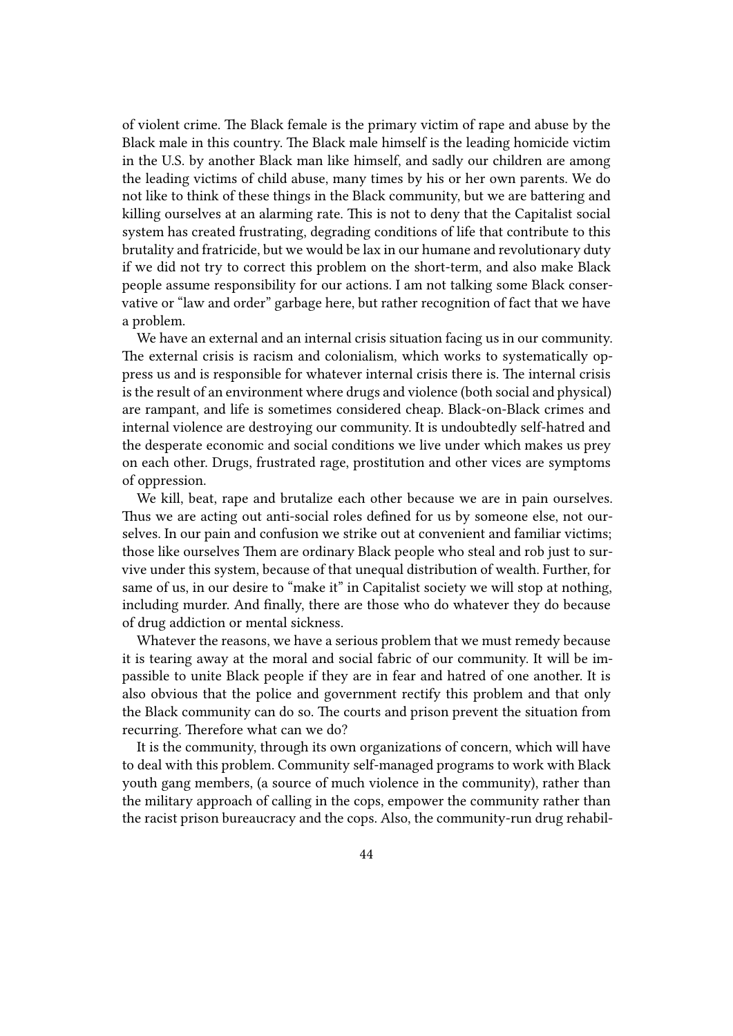of violent crime. The Black female is the primary victim of rape and abuse by the Black male in this country. The Black male himself is the leading homicide victim in the U.S. by another Black man like himself, and sadly our children are among the leading victims of child abuse, many times by his or her own parents. We do not like to think of these things in the Black community, but we are battering and killing ourselves at an alarming rate. This is not to deny that the Capitalist social system has created frustrating, degrading conditions of life that contribute to this brutality and fratricide, but we would be lax in our humane and revolutionary duty if we did not try to correct this problem on the short-term, and also make Black people assume responsibility for our actions. I am not talking some Black conservative or "law and order" garbage here, but rather recognition of fact that we have a problem.

We have an external and an internal crisis situation facing us in our community. The external crisis is racism and colonialism, which works to systematically oppress us and is responsible for whatever internal crisis there is. The internal crisis is the result of an environment where drugs and violence (both social and physical) are rampant, and life is sometimes considered cheap. Black-on-Black crimes and internal violence are destroying our community. It is undoubtedly self-hatred and the desperate economic and social conditions we live under which makes us prey on each other. Drugs, frustrated rage, prostitution and other vices are symptoms of oppression.

We kill, beat, rape and brutalize each other because we are in pain ourselves. Thus we are acting out anti-social roles defined for us by someone else, not ourselves. In our pain and confusion we strike out at convenient and familiar victims; those like ourselves Them are ordinary Black people who steal and rob just to survive under this system, because of that unequal distribution of wealth. Further, for same of us, in our desire to "make it" in Capitalist society we will stop at nothing, including murder. And finally, there are those who do whatever they do because of drug addiction or mental sickness.

Whatever the reasons, we have a serious problem that we must remedy because it is tearing away at the moral and social fabric of our community. It will be impassible to unite Black people if they are in fear and hatred of one another. It is also obvious that the police and government rectify this problem and that only the Black community can do so. The courts and prison prevent the situation from recurring. Therefore what can we do?

It is the community, through its own organizations of concern, which will have to deal with this problem. Community self-managed programs to work with Black youth gang members, (a source of much violence in the community), rather than the military approach of calling in the cops, empower the community rather than the racist prison bureaucracy and the cops. Also, the community-run drug rehabil-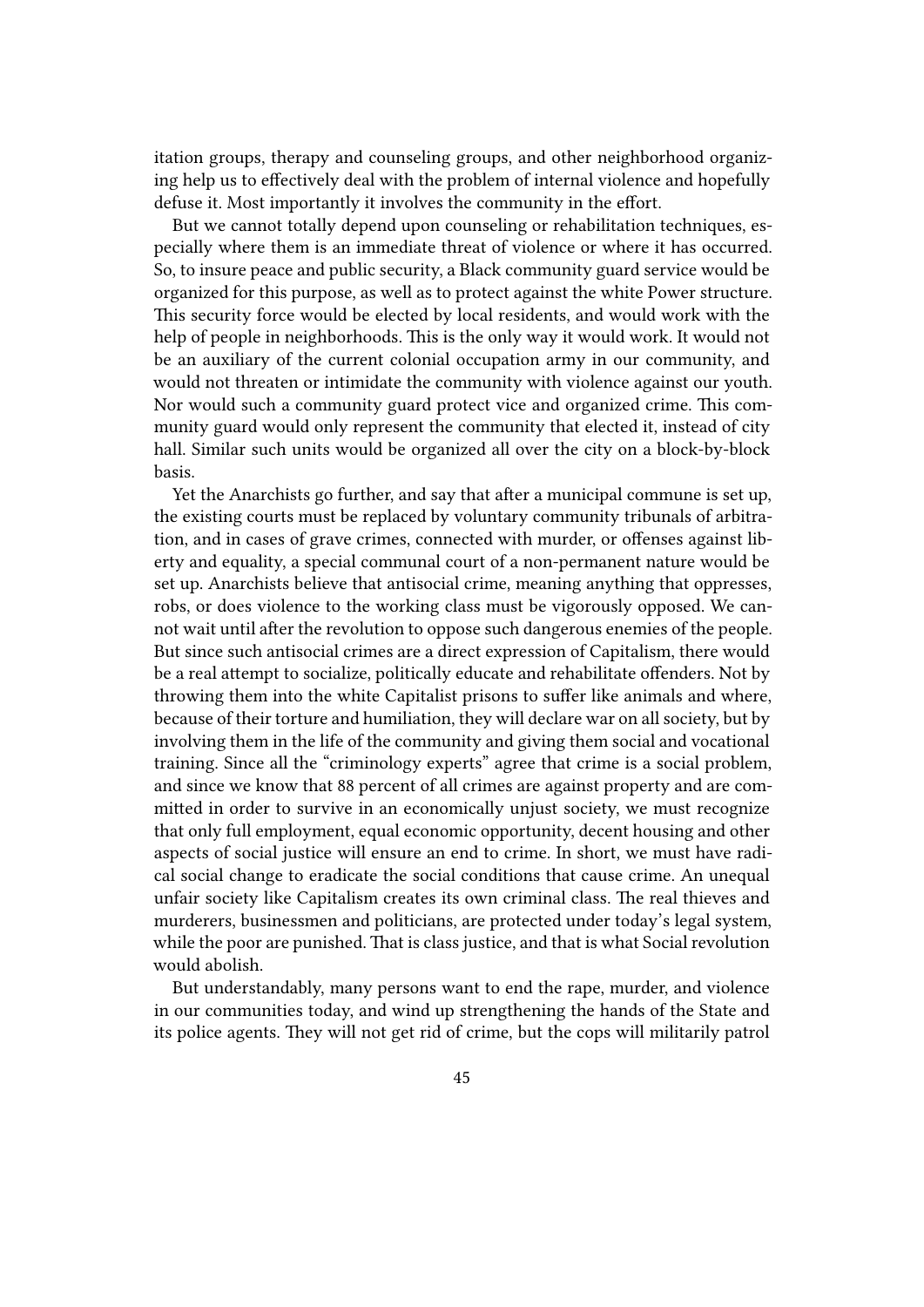itation groups, therapy and counseling groups, and other neighborhood organizing help us to effectively deal with the problem of internal violence and hopefully defuse it. Most importantly it involves the community in the effort.

But we cannot totally depend upon counseling or rehabilitation techniques, especially where them is an immediate threat of violence or where it has occurred. So, to insure peace and public security, a Black community guard service would be organized for this purpose, as well as to protect against the white Power structure. This security force would be elected by local residents, and would work with the help of people in neighborhoods. This is the only way it would work. It would not be an auxiliary of the current colonial occupation army in our community, and would not threaten or intimidate the community with violence against our youth. Nor would such a community guard protect vice and organized crime. This community guard would only represent the community that elected it, instead of city hall. Similar such units would be organized all over the city on a block-by-block basis.

Yet the Anarchists go further, and say that after a municipal commune is set up, the existing courts must be replaced by voluntary community tribunals of arbitration, and in cases of grave crimes, connected with murder, or offenses against liberty and equality, a special communal court of a non-permanent nature would be set up. Anarchists believe that antisocial crime, meaning anything that oppresses, robs, or does violence to the working class must be vigorously opposed. We cannot wait until after the revolution to oppose such dangerous enemies of the people. But since such antisocial crimes are a direct expression of Capitalism, there would be a real attempt to socialize, politically educate and rehabilitate offenders. Not by throwing them into the white Capitalist prisons to suffer like animals and where, because of their torture and humiliation, they will declare war on all society, but by involving them in the life of the community and giving them social and vocational training. Since all the "criminology experts" agree that crime is a social problem, and since we know that 88 percent of all crimes are against property and are committed in order to survive in an economically unjust society, we must recognize that only full employment, equal economic opportunity, decent housing and other aspects of social justice will ensure an end to crime. In short, we must have radical social change to eradicate the social conditions that cause crime. An unequal unfair society like Capitalism creates its own criminal class. The real thieves and murderers, businessmen and politicians, are protected under today's legal system, while the poor are punished. That is class justice, and that is what Social revolution would abolish.

But understandably, many persons want to end the rape, murder, and violence in our communities today, and wind up strengthening the hands of the State and its police agents. They will not get rid of crime, but the cops will militarily patrol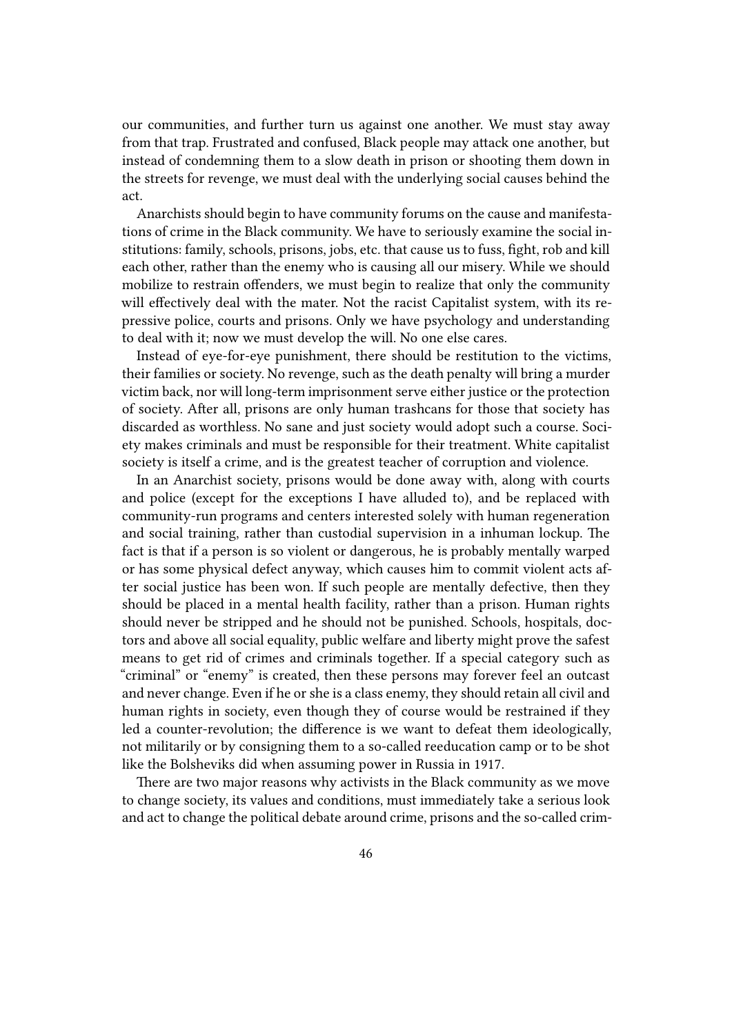our communities, and further turn us against one another. We must stay away from that trap. Frustrated and confused, Black people may attack one another, but instead of condemning them to a slow death in prison or shooting them down in the streets for revenge, we must deal with the underlying social causes behind the act.

Anarchists should begin to have community forums on the cause and manifestations of crime in the Black community. We have to seriously examine the social institutions: family, schools, prisons, jobs, etc. that cause us to fuss, fight, rob and kill each other, rather than the enemy who is causing all our misery. While we should mobilize to restrain offenders, we must begin to realize that only the community will effectively deal with the mater. Not the racist Capitalist system, with its repressive police, courts and prisons. Only we have psychology and understanding to deal with it; now we must develop the will. No one else cares.

Instead of eye-for-eye punishment, there should be restitution to the victims, their families or society. No revenge, such as the death penalty will bring a murder victim back, nor will long-term imprisonment serve either justice or the protection of society. After all, prisons are only human trashcans for those that society has discarded as worthless. No sane and just society would adopt such a course. Society makes criminals and must be responsible for their treatment. White capitalist society is itself a crime, and is the greatest teacher of corruption and violence.

In an Anarchist society, prisons would be done away with, along with courts and police (except for the exceptions I have alluded to), and be replaced with community-run programs and centers interested solely with human regeneration and social training, rather than custodial supervision in a inhuman lockup. The fact is that if a person is so violent or dangerous, he is probably mentally warped or has some physical defect anyway, which causes him to commit violent acts after social justice has been won. If such people are mentally defective, then they should be placed in a mental health facility, rather than a prison. Human rights should never be stripped and he should not be punished. Schools, hospitals, doctors and above all social equality, public welfare and liberty might prove the safest means to get rid of crimes and criminals together. If a special category such as "criminal" or "enemy" is created, then these persons may forever feel an outcast and never change. Even if he or she is a class enemy, they should retain all civil and human rights in society, even though they of course would be restrained if they led a counter-revolution; the difference is we want to defeat them ideologically, not militarily or by consigning them to a so-called reeducation camp or to be shot like the Bolsheviks did when assuming power in Russia in 1917.

There are two major reasons why activists in the Black community as we move to change society, its values and conditions, must immediately take a serious look and act to change the political debate around crime, prisons and the so-called crim-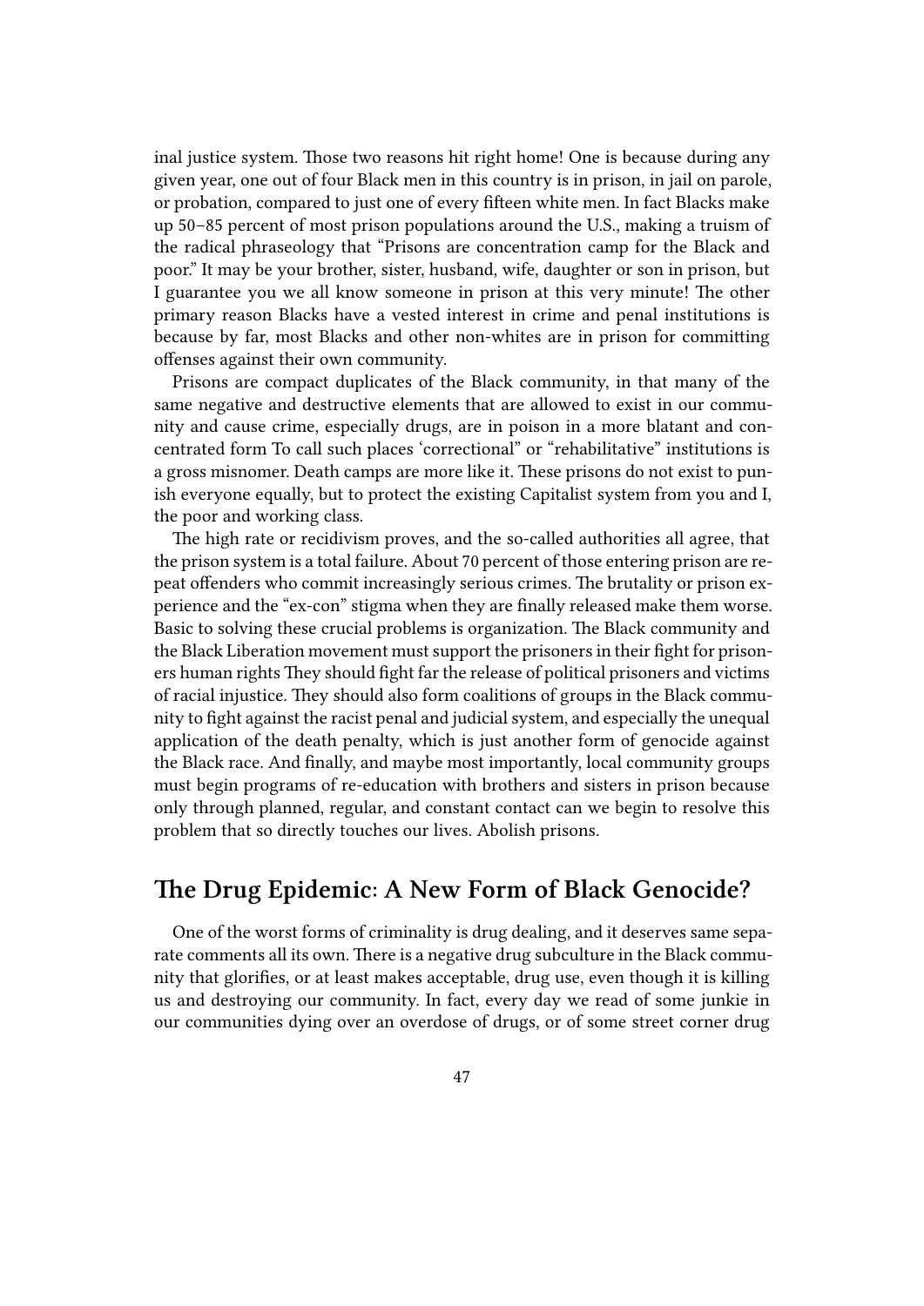inal justice system. Those two reasons hit right home! One is because during any given year, one out of four Black men in this country is in prison, in jail on parole, or probation, compared to just one of every fifteen white men. In fact Blacks make up 50–85 percent of most prison populations around the U.S., making a truism of the radical phraseology that "Prisons are concentration camp for the Black and poor." It may be your brother, sister, husband, wife, daughter or son in prison, but I guarantee you we all know someone in prison at this very minute! The other primary reason Blacks have a vested interest in crime and penal institutions is because by far, most Blacks and other non-whites are in prison for committing offenses against their own community.

Prisons are compact duplicates of the Black community, in that many of the same negative and destructive elements that are allowed to exist in our community and cause crime, especially drugs, are in poison in a more blatant and concentrated form To call such places 'correctional" or "rehabilitative" institutions is a gross misnomer. Death camps are more like it. These prisons do not exist to punish everyone equally, but to protect the existing Capitalist system from you and I, the poor and working class.

The high rate or recidivism proves, and the so-called authorities all agree, that the prison system is a total failure. About 70 percent of those entering prison are repeat offenders who commit increasingly serious crimes. The brutality or prison experience and the "ex-con" stigma when they are finally released make them worse. Basic to solving these crucial problems is organization. The Black community and the Black Liberation movement must support the prisoners in their fight for prisoners human rights They should fight far the release of political prisoners and victims of racial injustice. They should also form coalitions of groups in the Black community to fight against the racist penal and judicial system, and especially the unequal application of the death penalty, which is just another form of genocide against the Black race. And finally, and maybe most importantly, local community groups must begin programs of re-education with brothers and sisters in prison because only through planned, regular, and constant contact can we begin to resolve this problem that so directly touches our lives. Abolish prisons.

## The Drug Epidemic: A New Form of Black Genocide?

One of the worst forms of criminality is drug dealing, and it deserves same separate comments all its own. There is a negative drug subculture in the Black community that glorifies, or at least makes acceptable, drug use, even though it is killing us and destroying our community. In fact, every day we read of some junkie in our communities dying over an overdose of drugs, or of some street corner drug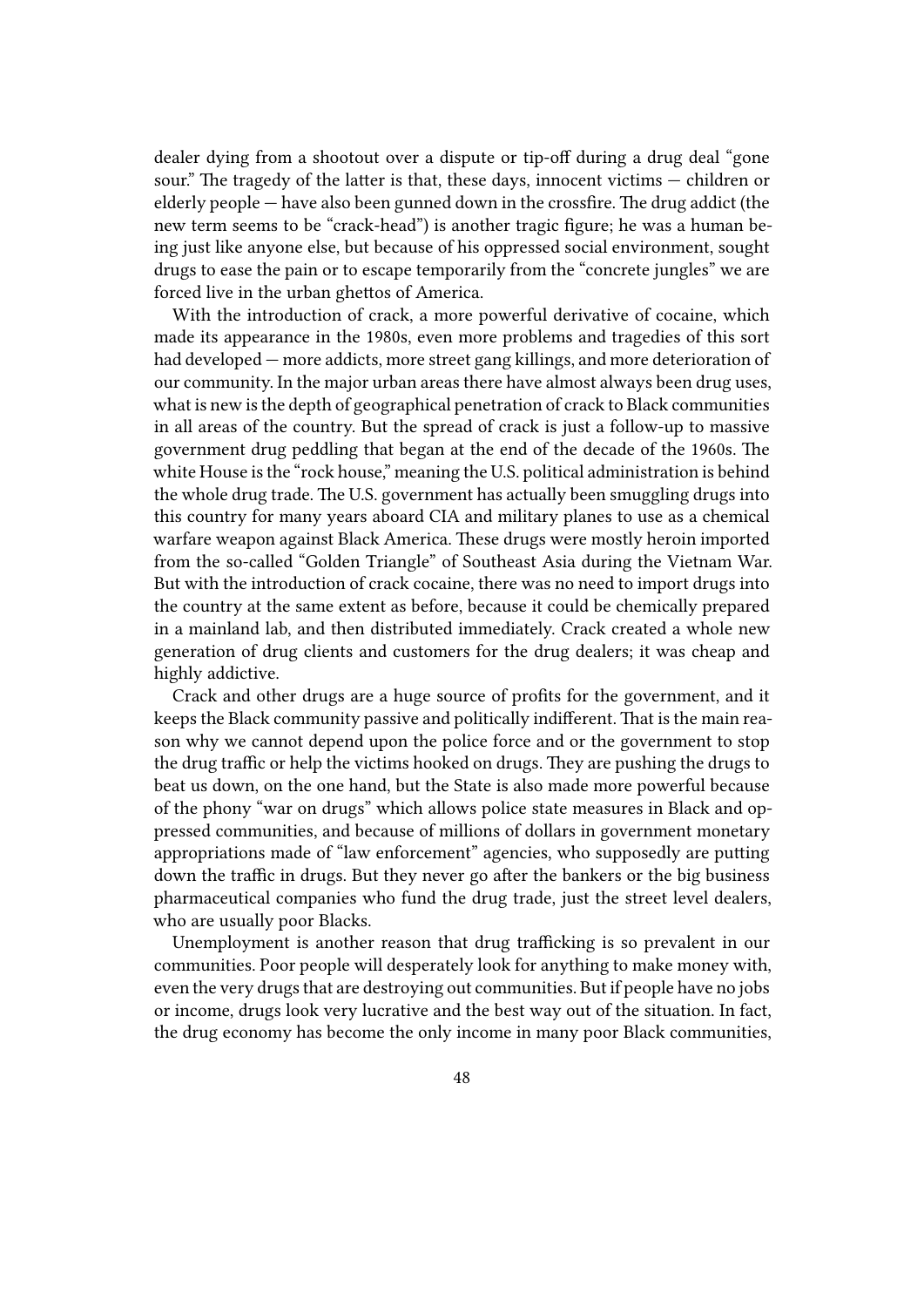dealer dying from a shootout over a dispute or tip-off during a drug deal "gone sour." The tragedy of the latter is that, these days, innocent victims — children or elderly people — have also been gunned down in the crossfire. The drug addict (the new term seems to be "crack-head") is another tragic figure; he was a human being just like anyone else, but because of his oppressed social environment, sought drugs to ease the pain or to escape temporarily from the "concrete jungles" we are forced live in the urban ghettos of America.

With the introduction of crack, a more powerful derivative of cocaine, which made its appearance in the 1980s, even more problems and tragedies of this sort had developed — more addicts, more street gang killings, and more deterioration of our community. In the major urban areas there have almost always been drug uses, what is new is the depth of geographical penetration of crack to Black communities in all areas of the country. But the spread of crack is just a follow-up to massive government drug peddling that began at the end of the decade of the 1960s. The white House is the "rock house," meaning the U.S. political administration is behind the whole drug trade. The U.S. government has actually been smuggling drugs into this country for many years aboard CIA and military planes to use as a chemical warfare weapon against Black America. These drugs were mostly heroin imported from the so-called "Golden Triangle" of Southeast Asia during the Vietnam War. But with the introduction of crack cocaine, there was no need to import drugs into the country at the same extent as before, because it could be chemically prepared in a mainland lab, and then distributed immediately. Crack created a whole new generation of drug clients and customers for the drug dealers; it was cheap and highly addictive.

Crack and other drugs are a huge source of profits for the government, and it keeps the Black community passive and politically indifferent. That is the main reason why we cannot depend upon the police force and or the government to stop the drug traffic or help the victims hooked on drugs. They are pushing the drugs to beat us down, on the one hand, but the State is also made more powerful because of the phony "war on drugs" which allows police state measures in Black and oppressed communities, and because of millions of dollars in government monetary appropriations made of "law enforcement" agencies, who supposedly are putting down the traffic in drugs. But they never go after the bankers or the big business pharmaceutical companies who fund the drug trade, just the street level dealers, who are usually poor Blacks.

Unemployment is another reason that drug trafficking is so prevalent in our communities. Poor people will desperately look for anything to make money with, even the very drugs that are destroying out communities. But if people have no jobs or income, drugs look very lucrative and the best way out of the situation. In fact, the drug economy has become the only income in many poor Black communities,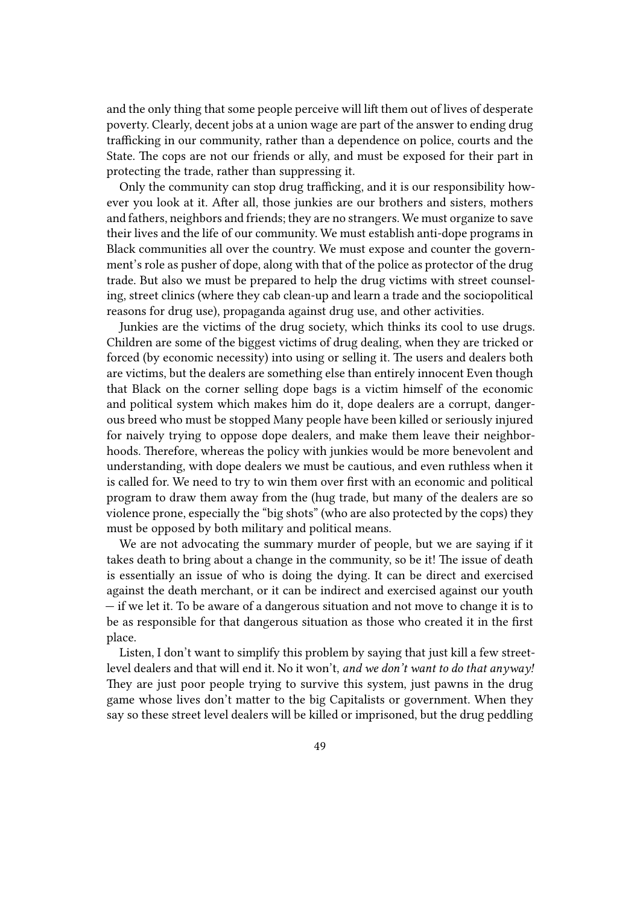and the only thing that some people perceive will lift them out of lives of desperate poverty. Clearly, decent jobs at a union wage are part of the answer to ending drug trafficking in our community, rather than a dependence on police, courts and the State. The cops are not our friends or ally, and must be exposed for their part in protecting the trade, rather than suppressing it.

Only the community can stop drug trafficking, and it is our responsibility however you look at it. After all, those junkies are our brothers and sisters, mothers and fathers, neighbors and friends; they are no strangers. We must organize to save their lives and the life of our community. We must establish anti-dope programs in Black communities all over the country. We must expose and counter the government's role as pusher of dope, along with that of the police as protector of the drug trade. But also we must be prepared to help the drug victims with street counseling, street clinics (where they cab clean-up and learn a trade and the sociopolitical reasons for drug use), propaganda against drug use, and other activities.

Junkies are the victims of the drug society, which thinks its cool to use drugs. Children are some of the biggest victims of drug dealing, when they are tricked or forced (by economic necessity) into using or selling it. The users and dealers both are victims, but the dealers are something else than entirely innocent Even though that Black on the corner selling dope bags is a victim himself of the economic and political system which makes him do it, dope dealers are a corrupt, dangerous breed who must be stopped Many people have been killed or seriously injured for naively trying to oppose dope dealers, and make them leave their neighborhoods. Therefore, whereas the policy with junkies would be more benevolent and understanding, with dope dealers we must be cautious, and even ruthless when it is called for. We need to try to win them over first with an economic and political program to draw them away from the (hug trade, but many of the dealers are so violence prone, especially the "big shots" (who are also protected by the cops) they must be opposed by both military and political means.

We are not advocating the summary murder of people, but we are saying if it takes death to bring about a change in the community, so be it! The issue of death is essentially an issue of who is doing the dying. It can be direct and exercised against the death merchant, or it can be indirect and exercised against our youth — if we let it. To be aware of a dangerous situation and not move to change it is to be as responsible for that dangerous situation as those who created it in the first place.

Listen, I don't want to simplify this problem by saying that just kill a few street-level dealers and that will end it. No it won't, *and we don't want to do that anyway!* They are just poor people trying to survive this system, just pawns in the drug game whose lives don't matter to the big Capitalists or government. When they say so these street level dealers will be killed or imprisoned, but the drug peddling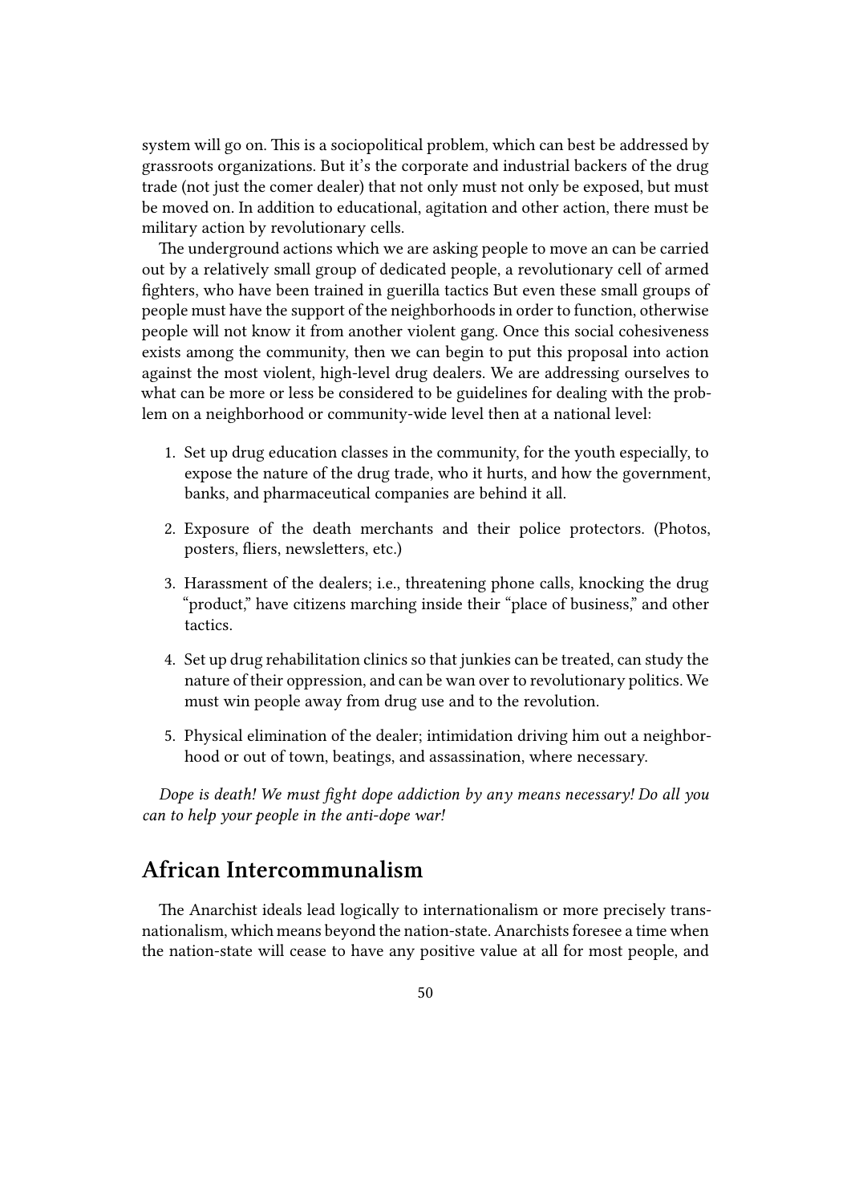system will go on. This is a sociopolitical problem, which can best be addressed by grassroots organizations. But it's the corporate and industrial backers of the drug trade (not just the comer dealer) that not only must not only be exposed, but must be moved on. In addition to educational, agitation and other action, there must be military action by revolutionary cells.

The underground actions which we are asking people to move an can be carried out by a relatively small group of dedicated people, a revolutionary cell of armed fighters, who have been trained in guerilla tactics But even these small groups of people must have the support of the neighborhoods in order to function, otherwise people will not know it from another violent gang. Once this social cohesiveness exists among the community, then we can begin to put this proposal into action against the most violent, high-level drug dealers. We are addressing ourselves to what can be more or less be considered to be guidelines for dealing with the problem on a neighborhood or community-wide level then at a national level:

1. Set up drug education classes in the community, for the youth especially, to expose the nature of the drug trade, who it hurts, and how the government, banks, and pharmaceutical companies are behind it all.
2. Exposure of the death merchants and their police protectors. (Photos, posters, fliers, newsletters, etc.)
3. Harassment of the dealers; i.e., threatening phone calls, knocking the drug "product," have citizens marching inside their "place of business," and other tactics.
4. Set up drug rehabilitation clinics so that junkies can be treated, can study the nature of their oppression, and can be wan over to revolutionary politics. We must win people away from drug use and to the revolution.
5. Physical elimination of the dealer; intimidation driving him out a neighborhood or out of town, beatings, and assassination, where necessary.

*Dope is death! We must fight dope addiction by any means necessary! Do all you can to help your people in the anti-dope war!*

## African Intercommunalism

The Anarchist ideals lead logically to internationalism or more precisely transnationalism, which means beyond the nation-state. Anarchists foresee a time when the nation-state will cease to have any positive value at all for most people, and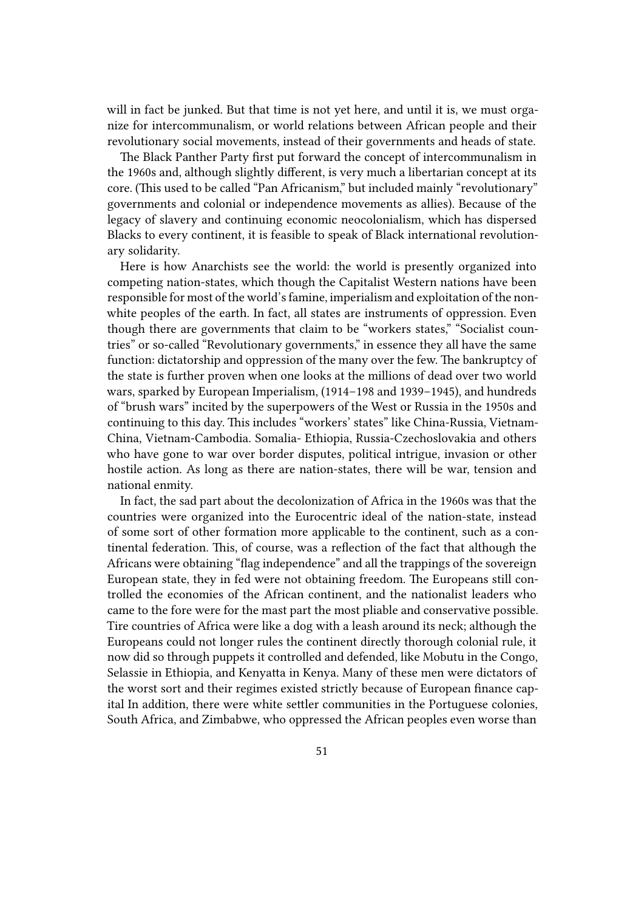will in fact be junked. But that time is not yet here, and until it is, we must organize for intercommunalism, or world relations between African people and their revolutionary social movements, instead of their governments and heads of state.

The Black Panther Party first put forward the concept of intercommunalism in the 1960s and, although slightly different, is very much a libertarian concept at its core. (This used to be called "Pan Africanism," but included mainly "revolutionary" governments and colonial or independence movements as allies). Because of the legacy of slavery and continuing economic neocolonialism, which has dispersed Blacks to every continent, it is feasible to speak of Black international revolutionary solidarity.

Here is how Anarchists see the world: the world is presently organized into competing nation-states, which though the Capitalist Western nations have been responsible for most of the world's famine, imperialism and exploitation of the non-white peoples of the earth. In fact, all states are instruments of oppression. Even though there are governments that claim to be "workers states," "Socialist countries" or so-called "Revolutionary governments," in essence they all have the same function: dictatorship and oppression of the many over the few. The bankruptcy of the state is further proven when one looks at the millions of dead over two world wars, sparked by European Imperialism, (1914–198 and 1939–1945), and hundreds of "brush wars" incited by the superpowers of the West or Russia in the 1950s and continuing to this day. This includes "workers' states" like China-Russia, Vietnam-China, Vietnam-Cambodia. Somalia- Ethiopia, Russia-Czechoslovakia and others who have gone to war over border disputes, political intrigue, invasion or other hostile action. As long as there are nation-states, there will be war, tension and national enmity.

In fact, the sad part about the decolonization of Africa in the 1960s was that the countries were organized into the Eurocentric ideal of the nation-state, instead of some sort of other formation more applicable to the continent, such as a continental federation. This, of course, was a reflection of the fact that although the Africans were obtaining "flag independence" and all the trappings of the sovereign European state, they in fed were not obtaining freedom. The Europeans still controlled the economies of the African continent, and the nationalist leaders who came to the fore were for the mast part the most pliable and conservative possible. Tire countries of Africa were like a dog with a leash around its neck; although the Europeans could not longer rules the continent directly thorough colonial rule, it now did so through puppets it controlled and defended, like Mobutu in the Congo, Selassie in Ethiopia, and Kenyatta in Kenya. Many of these men were dictators of the worst sort and their regimes existed strictly because of European finance capital In addition, there were white settler communities in the Portuguese colonies, South Africa, and Zimbabwe, who oppressed the African peoples even worse than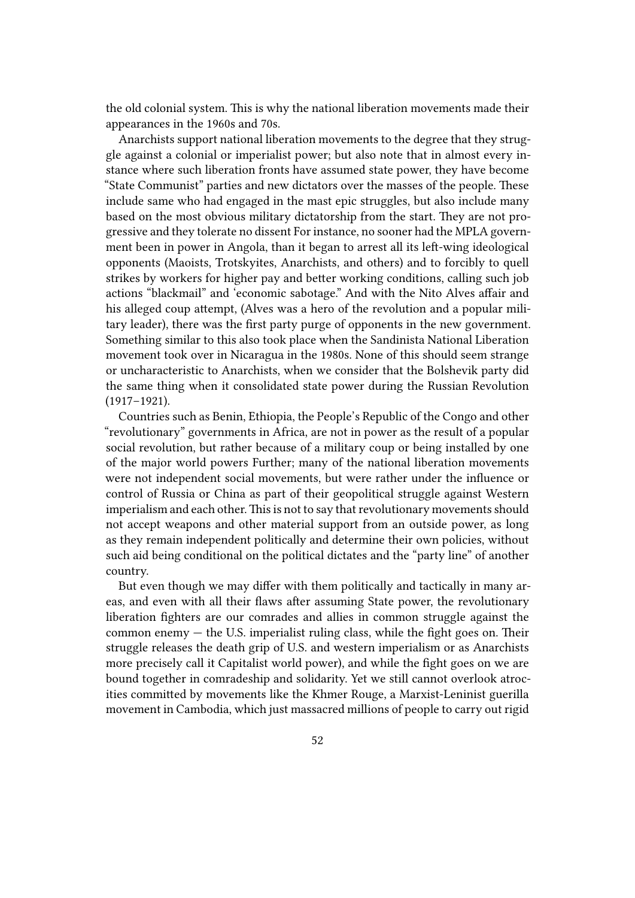the old colonial system. This is why the national liberation movements made their appearances in the 1960s and 70s.

Anarchists support national liberation movements to the degree that they struggle against a colonial or imperialist power; but also note that in almost every instance where such liberation fronts have assumed state power, they have become "State Communist" parties and new dictators over the masses of the people. These include same who had engaged in the mast epic struggles, but also include many based on the most obvious military dictatorship from the start. They are not progressive and they tolerate no dissent For instance, no sooner had the MPLA government been in power in Angola, than it began to arrest all its left-wing ideological opponents (Maoists, Trotskyites, Anarchists, and others) and to forcibly to quell strikes by workers for higher pay and better working conditions, calling such job actions "blackmail" and 'economic sabotage." And with the Nito Alves affair and his alleged coup attempt, (Alves was a hero of the revolution and a popular military leader), there was the first party purge of opponents in the new government. Something similar to this also took place when the Sandinista National Liberation movement took over in Nicaragua in the 1980s. None of this should seem strange or uncharacteristic to Anarchists, when we consider that the Bolshevik party did the same thing when it consolidated state power during the Russian Revolution (1917–1921).

Countries such as Benin, Ethiopia, the People's Republic of the Congo and other "revolutionary" governments in Africa, are not in power as the result of a popular social revolution, but rather because of a military coup or being installed by one of the major world powers Further; many of the national liberation movements were not independent social movements, but were rather under the influence or control of Russia or China as part of their geopolitical struggle against Western imperialism and each other. This is not to say that revolutionary movements should not accept weapons and other material support from an outside power, as long as they remain independent politically and determine their own policies, without such aid being conditional on the political dictates and the "party line" of another country.

But even though we may differ with them politically and tactically in many areas, and even with all their flaws after assuming State power, the revolutionary liberation fighters are our comrades and allies in common struggle against the common enemy — the U.S. imperialist ruling class, while the fight goes on. Their struggle releases the death grip of U.S. and western imperialism or as Anarchists more precisely call it Capitalist world power), and while the fight goes on we are bound together in comradeship and solidarity. Yet we still cannot overlook atrocities committed by movements like the Khmer Rouge, a Marxist-Leninist guerilla movement in Cambodia, which just massacred millions of people to carry out rigid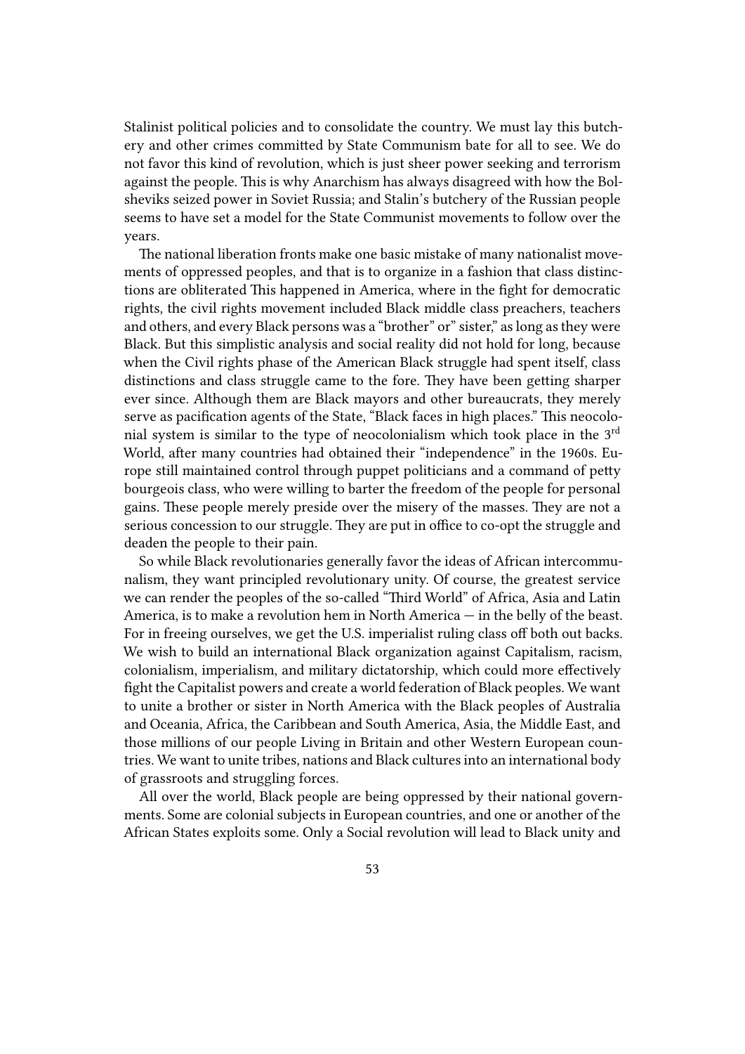Stalinist political policies and to consolidate the country. We must lay this butchery and other crimes committed by State Communism bate for all to see. We do not favor this kind of revolution, which is just sheer power seeking and terrorism against the people. This is why Anarchism has always disagreed with how the Bolsheviks seized power in Soviet Russia; and Stalin's butchery of the Russian people seems to have set a model for the State Communist movements to follow over the years.

The national liberation fronts make one basic mistake of many nationalist movements of oppressed peoples, and that is to organize in a fashion that class distinctions are obliterated This happened in America, where in the fight for democratic rights, the civil rights movement included Black middle class preachers, teachers and others, and every Black persons was a "brother" or" sister," as long as they were Black. But this simplistic analysis and social reality did not hold for long, because when the Civil rights phase of the American Black struggle had spent itself, class distinctions and class struggle came to the fore. They have been getting sharper ever since. Although them are Black mayors and other bureaucrats, they merely serve as pacification agents of the State, "Black faces in high places." This neocolonial system is similar to the type of neocolonialism which took place in the 3rd World, after many countries had obtained their "independence" in the 1960s. Europe still maintained control through puppet politicians and a command of petty bourgeois class, who were willing to barter the freedom of the people for personal gains. These people merely preside over the misery of the masses. They are not a serious concession to our struggle. They are put in office to co-opt the struggle and deaden the people to their pain.

So while Black revolutionaries generally favor the ideas of African intercommunalism, they want principled revolutionary unity. Of course, the greatest service we can render the peoples of the so-called "Third World" of Africa, Asia and Latin America, is to make a revolution hem in North America — in the belly of the beast. For in freeing ourselves, we get the U.S. imperialist ruling class off both out backs. We wish to build an international Black organization against Capitalism, racism, colonialism, imperialism, and military dictatorship, which could more effectively fight the Capitalist powers and create a world federation of Black peoples. We want to unite a brother or sister in North America with the Black peoples of Australia and Oceania, Africa, the Caribbean and South America, Asia, the Middle East, and those millions of our people Living in Britain and other Western European countries. We want to unite tribes, nations and Black cultures into an international body of grassroots and struggling forces.

All over the world, Black people are being oppressed by their national governments. Some are colonial subjects in European countries, and one or another of the African States exploits some. Only a Social revolution will lead to Black unity and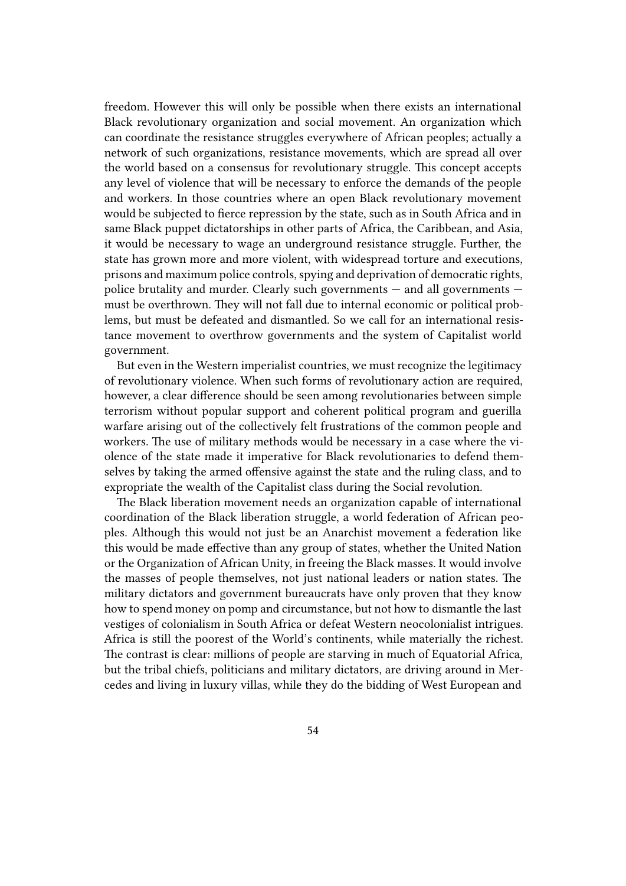freedom. However this will only be possible when there exists an international Black revolutionary organization and social movement. An organization which can coordinate the resistance struggles everywhere of African peoples; actually a network of such organizations, resistance movements, which are spread all over the world based on a consensus for revolutionary struggle. This concept accepts any level of violence that will be necessary to enforce the demands of the people and workers. In those countries where an open Black revolutionary movement would be subjected to fierce repression by the state, such as in South Africa and in same Black puppet dictatorships in other parts of Africa, the Caribbean, and Asia, it would be necessary to wage an underground resistance struggle. Further, the state has grown more and more violent, with widespread torture and executions, prisons and maximum police controls, spying and deprivation of democratic rights, police brutality and murder. Clearly such governments — and all governments — must be overthrown. They will not fall due to internal economic or political problems, but must be defeated and dismantled. So we call for an international resistance movement to overthrow governments and the system of Capitalist world government.

But even in the Western imperialist countries, we must recognize the legitimacy of revolutionary violence. When such forms of revolutionary action are required, however, a clear difference should be seen among revolutionaries between simple terrorism without popular support and coherent political program and guerilla warfare arising out of the collectively felt frustrations of the common people and workers. The use of military methods would be necessary in a case where the violence of the state made it imperative for Black revolutionaries to defend themselves by taking the armed offensive against the state and the ruling class, and to expropriate the wealth of the Capitalist class during the Social revolution.

The Black liberation movement needs an organization capable of international coordination of the Black liberation struggle, a world federation of African peoples. Although this would not just be an Anarchist movement a federation like this would be made effective than any group of states, whether the United Nation or the Organization of African Unity, in freeing the Black masses. It would involve the masses of people themselves, not just national leaders or nation states. The military dictators and government bureaucrats have only proven that they know how to spend money on pomp and circumstance, but not how to dismantle the last vestiges of colonialism in South Africa or defeat Western neocolonialist intrigues. Africa is still the poorest of the World's continents, while materially the richest. The contrast is clear: millions of people are starving in much of Equatorial Africa, but the tribal chiefs, politicians and military dictators, are driving around in Mercedes and living in luxury villas, while they do the bidding of West European and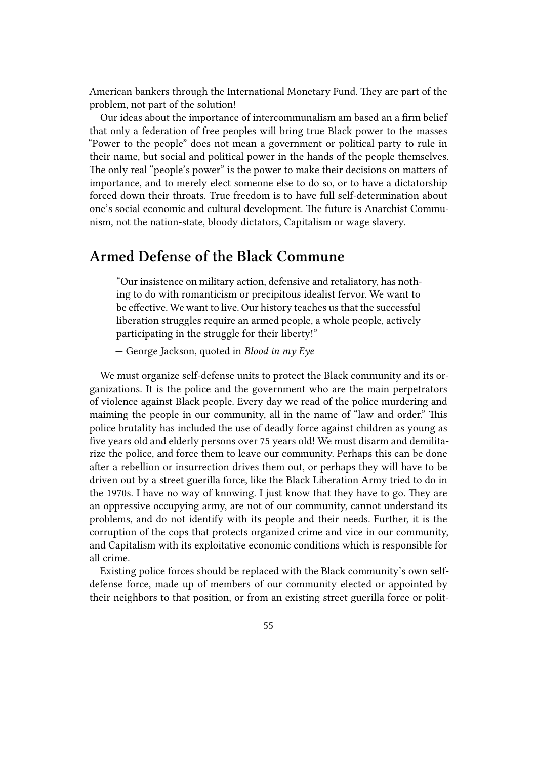American bankers through the International Monetary Fund. They are part of the problem, not part of the solution!

Our ideas about the importance of intercommunalism am based an a firm belief that only a federation of free peoples will bring true Black power to the masses "Power to the people" does not mean a government or political party to rule in their name, but social and political power in the hands of the people themselves. The only real "people's power" is the power to make their decisions on matters of importance, and to merely elect someone else to do so, or to have a dictatorship forced down their throats. True freedom is to have full self-determination about one's social economic and cultural development. The future is Anarchist Communism, not the nation-state, bloody dictators, Capitalism or wage slavery.

## Armed Defense of the Black Commune

> "Our insistence on military action, defensive and retaliatory, has nothing to do with romanticism or precipitous idealist fervor. We want to be effective. We want to live. Our history teaches us that the successful liberation struggles require an armed people, a whole people, actively participating in the struggle for their liberty!"
>
> — George Jackson, quoted in *Blood in my Eye*

We must organize self-defense units to protect the Black community and its organizations. It is the police and the government who are the main perpetrators of violence against Black people. Every day we read of the police murdering and maiming the people in our community, all in the name of "law and order." This police brutality has included the use of deadly force against children as young as five years old and elderly persons over 75 years old! We must disarm and demilitarize the police, and force them to leave our community. Perhaps this can be done after a rebellion or insurrection drives them out, or perhaps they will have to be driven out by a street guerilla force, like the Black Liberation Army tried to do in the 1970s. I have no way of knowing. I just know that they have to go. They are an oppressive occupying army, are not of our community, cannot understand its problems, and do not identify with its people and their needs. Further, it is the corruption of the cops that protects organized crime and vice in our community, and Capitalism with its exploitative economic conditions which is responsible for all crime.

Existing police forces should be replaced with the Black community's own self-defense force, made up of members of our community elected or appointed by their neighbors to that position, or from an existing street guerilla force or polit-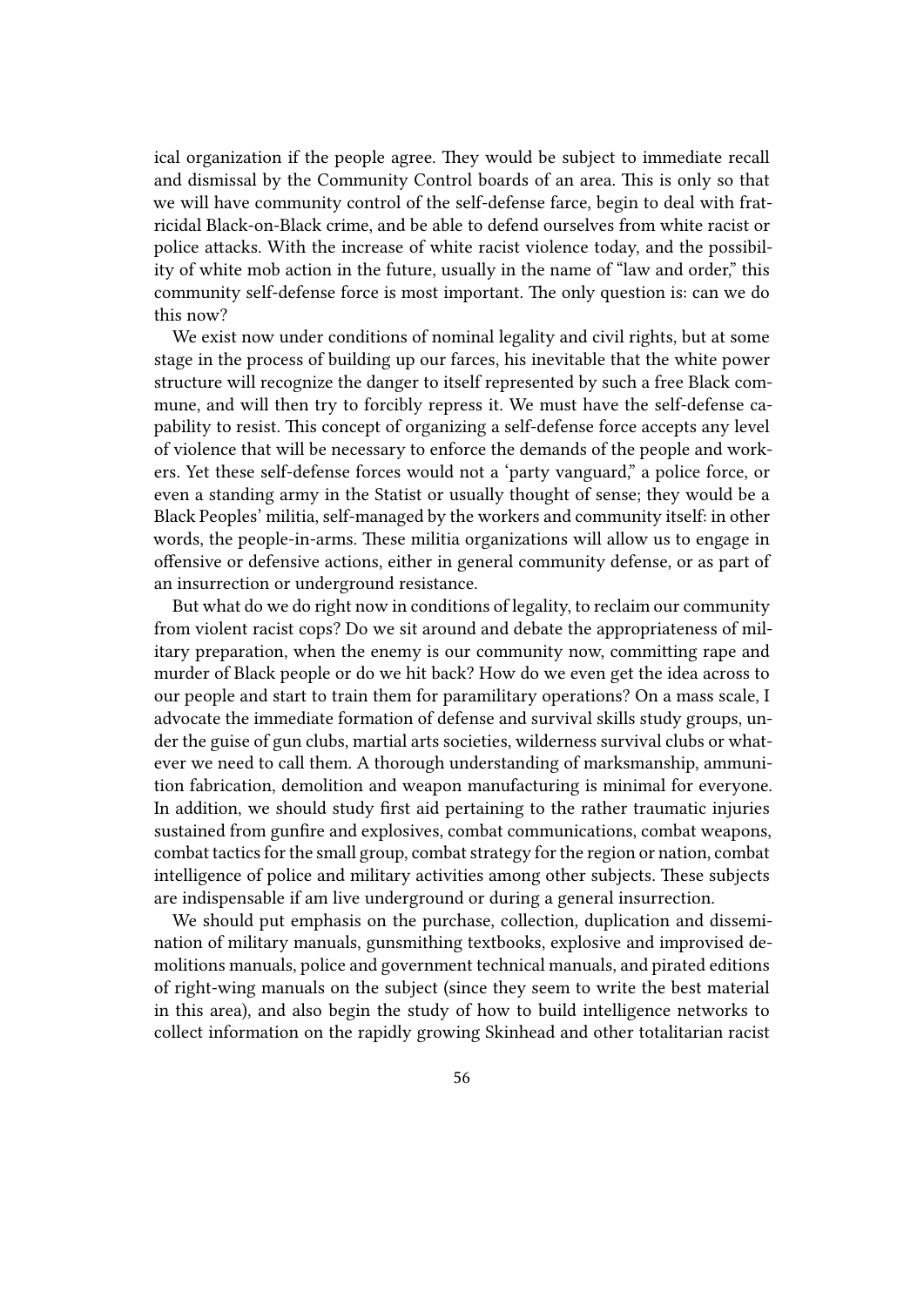ical organization if the people agree. They would be subject to immediate recall and dismissal by the Community Control boards of an area. This is only so that we will have community control of the self-defense farce, begin to deal with fratricidal Black-on-Black crime, and be able to defend ourselves from white racist or police attacks. With the increase of white racist violence today, and the possibility of white mob action in the future, usually in the name of "law and order," this community self-defense force is most important. The only question is: can we do this now?

We exist now under conditions of nominal legality and civil rights, but at some stage in the process of building up our farces, his inevitable that the white power structure will recognize the danger to itself represented by such a free Black commune, and will then try to forcibly repress it. We must have the self-defense capability to resist. This concept of organizing a self-defense force accepts any level of violence that will be necessary to enforce the demands of the people and workers. Yet these self-defense forces would not a 'party vanguard," a police force, or even a standing army in the Statist or usually thought of sense; they would be a Black Peoples' militia, self-managed by the workers and community itself: in other words, the people-in-arms. These militia organizations will allow us to engage in offensive or defensive actions, either in general community defense, or as part of an insurrection or underground resistance.

But what do we do right now in conditions of legality, to reclaim our community from violent racist cops? Do we sit around and debate the appropriateness of military preparation, when the enemy is our community now, committing rape and murder of Black people or do we hit back? How do we even get the idea across to our people and start to train them for paramilitary operations? On a mass scale, I advocate the immediate formation of defense and survival skills study groups, under the guise of gun clubs, martial arts societies, wilderness survival clubs or whatever we need to call them. A thorough understanding of marksmanship, ammunition fabrication, demolition and weapon manufacturing is minimal for everyone. In addition, we should study first aid pertaining to the rather traumatic injuries sustained from gunfire and explosives, combat communications, combat weapons, combat tactics for the small group, combat strategy for the region or nation, combat intelligence of police and military activities among other subjects. These subjects are indispensable if am live underground or during a general insurrection.

We should put emphasis on the purchase, collection, duplication and dissemination of military manuals, gunsmithing textbooks, explosive and improvised demolitions manuals, police and government technical manuals, and pirated editions of right-wing manuals on the subject (since they seem to write the best material in this area), and also begin the study of how to build intelligence networks to collect information on the rapidly growing Skinhead and other totalitarian racist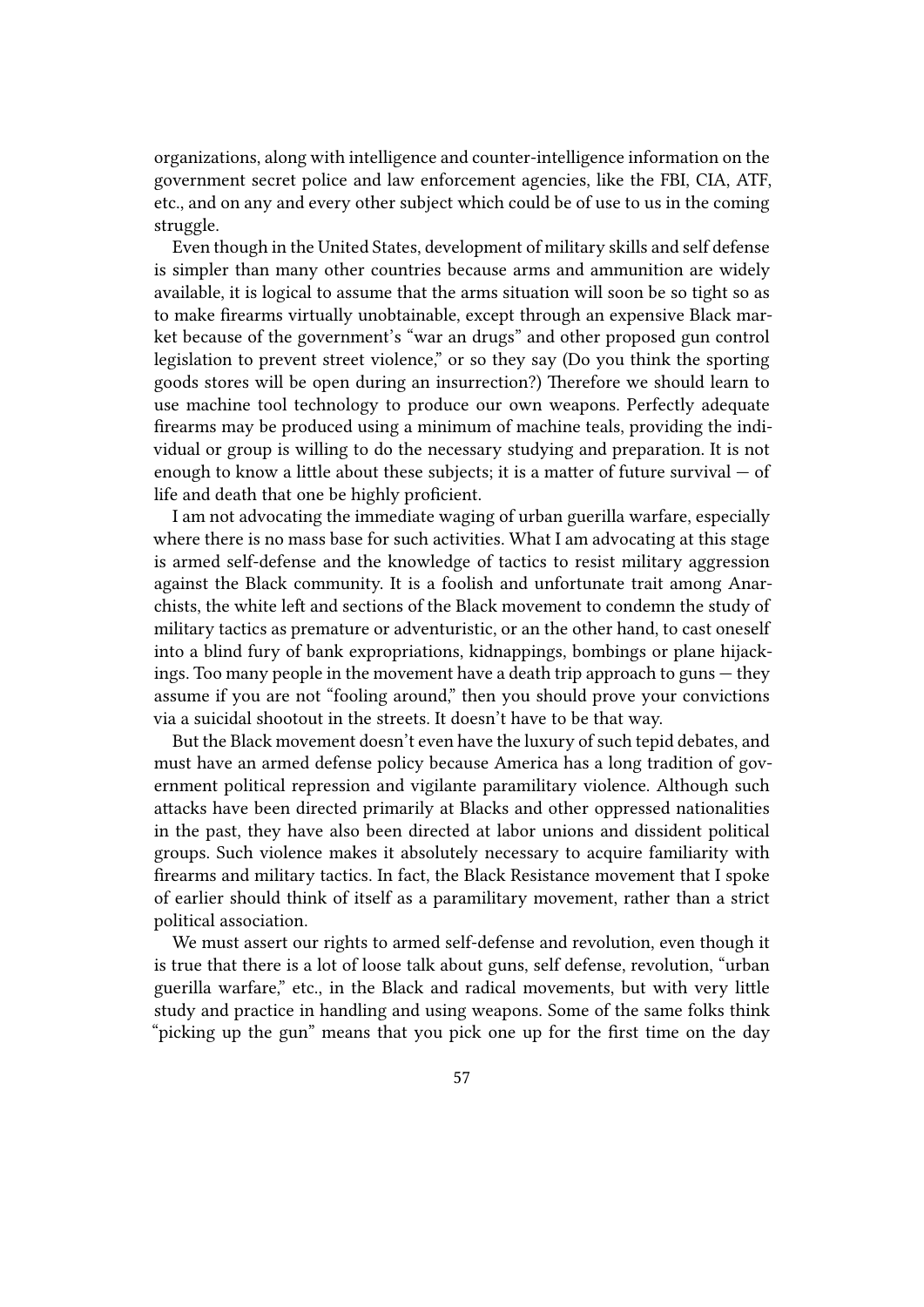organizations, along with intelligence and counter-intelligence information on the government secret police and law enforcement agencies, like the FBI, CIA, ATF, etc., and on any and every other subject which could be of use to us in the coming struggle.

Even though in the United States, development of military skills and self defense is simpler than many other countries because arms and ammunition are widely available, it is logical to assume that the arms situation will soon be so tight so as to make firearms virtually unobtainable, except through an expensive Black market because of the government's "war an drugs" and other proposed gun control legislation to prevent street violence," or so they say (Do you think the sporting goods stores will be open during an insurrection?) Therefore we should learn to use machine tool technology to produce our own weapons. Perfectly adequate firearms may be produced using a minimum of machine teals, providing the individual or group is willing to do the necessary studying and preparation. It is not enough to know a little about these subjects; it is a matter of future survival — of life and death that one be highly proficient.

I am not advocating the immediate waging of urban guerilla warfare, especially where there is no mass base for such activities. What I am advocating at this stage is armed self-defense and the knowledge of tactics to resist military aggression against the Black community. It is a foolish and unfortunate trait among Anarchists, the white left and sections of the Black movement to condemn the study of military tactics as premature or adventuristic, or an the other hand, to cast oneself into a blind fury of bank expropriations, kidnappings, bombings or plane hijackings. Too many people in the movement have a death trip approach to guns — they assume if you are not "fooling around," then you should prove your convictions via a suicidal shootout in the streets. It doesn't have to be that way.

But the Black movement doesn't even have the luxury of such tepid debates, and must have an armed defense policy because America has a long tradition of government political repression and vigilante paramilitary violence. Although such attacks have been directed primarily at Blacks and other oppressed nationalities in the past, they have also been directed at labor unions and dissident political groups. Such violence makes it absolutely necessary to acquire familiarity with firearms and military tactics. In fact, the Black Resistance movement that I spoke of earlier should think of itself as a paramilitary movement, rather than a strict political association.

We must assert our rights to armed self-defense and revolution, even though it is true that there is a lot of loose talk about guns, self defense, revolution, "urban guerilla warfare," etc., in the Black and radical movements, but with very little study and practice in handling and using weapons. Some of the same folks think "picking up the gun" means that you pick one up for the first time on the day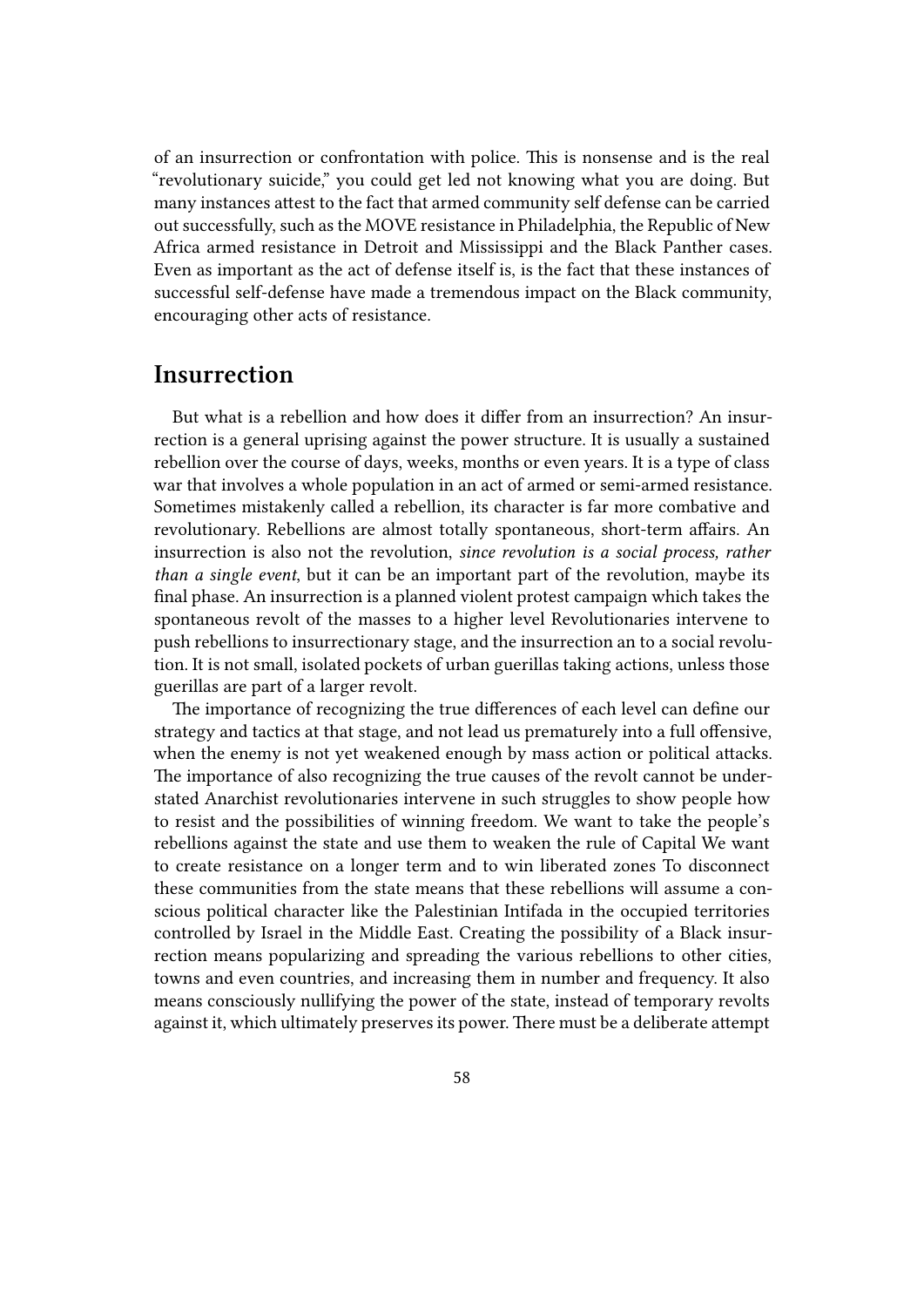of an insurrection or confrontation with police. This is nonsense and is the real "revolutionary suicide," you could get led not knowing what you are doing. But many instances attest to the fact that armed community self defense can be carried out successfully, such as the MOVE resistance in Philadelphia, the Republic of New Africa armed resistance in Detroit and Mississippi and the Black Panther cases. Even as important as the act of defense itself is, is the fact that these instances of successful self-defense have made a tremendous impact on the Black community, encouraging other acts of resistance.

## Insurrection

But what is a rebellion and how does it differ from an insurrection? An insurrection is a general uprising against the power structure. It is usually a sustained rebellion over the course of days, weeks, months or even years. It is a type of class war that involves a whole population in an act of armed or semi-armed resistance. Sometimes mistakenly called a rebellion, its character is far more combative and revolutionary. Rebellions are almost totally spontaneous, short-term affairs. An insurrection is also not the revolution, *since revolution is a social process, rather than a single event*, but it can be an important part of the revolution, maybe its final phase. An insurrection is a planned violent protest campaign which takes the spontaneous revolt of the masses to a higher level Revolutionaries intervene to push rebellions to insurrectionary stage, and the insurrection an to a social revolution. It is not small, isolated pockets of urban guerillas taking actions, unless those guerillas are part of a larger revolt.

The importance of recognizing the true differences of each level can define our strategy and tactics at that stage, and not lead us prematurely into a full offensive, when the enemy is not yet weakened enough by mass action or political attacks. The importance of also recognizing the true causes of the revolt cannot be understated Anarchist revolutionaries intervene in such struggles to show people how to resist and the possibilities of winning freedom. We want to take the people's rebellions against the state and use them to weaken the rule of Capital We want to create resistance on a longer term and to win liberated zones To disconnect these communities from the state means that these rebellions will assume a conscious political character like the Palestinian Intifada in the occupied territories controlled by Israel in the Middle East. Creating the possibility of a Black insurrection means popularizing and spreading the various rebellions to other cities, towns and even countries, and increasing them in number and frequency. It also means consciously nullifying the power of the state, instead of temporary revolts against it, which ultimately preserves its power. There must be a deliberate attempt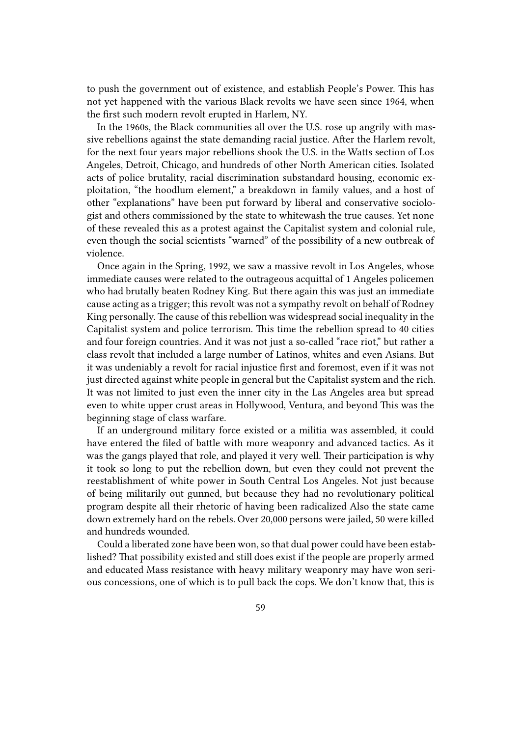to push the government out of existence, and establish People's Power. This has not yet happened with the various Black revolts we have seen since 1964, when the first such modern revolt erupted in Harlem, NY.

In the 1960s, the Black communities all over the U.S. rose up angrily with massive rebellions against the state demanding racial justice. After the Harlem revolt, for the next four years major rebellions shook the U.S. in the Watts section of Los Angeles, Detroit, Chicago, and hundreds of other North American cities. Isolated acts of police brutality, racial discrimination substandard housing, economic exploitation, "the hoodlum element," a breakdown in family values, and a host of other "explanations" have been put forward by liberal and conservative sociologist and others commissioned by the state to whitewash the true causes. Yet none of these revealed this as a protest against the Capitalist system and colonial rule, even though the social scientists "warned" of the possibility of a new outbreak of violence.

Once again in the Spring, 1992, we saw a massive revolt in Los Angeles, whose immediate causes were related to the outrageous acquittal of 1 Angeles policemen who had brutally beaten Rodney King. But there again this was just an immediate cause acting as a trigger; this revolt was not a sympathy revolt on behalf of Rodney King personally. The cause of this rebellion was widespread social inequality in the Capitalist system and police terrorism. This time the rebellion spread to 40 cities and four foreign countries. And it was not just a so-called "race riot," but rather a class revolt that included a large number of Latinos, whites and even Asians. But it was undeniably a revolt for racial injustice first and foremost, even if it was not just directed against white people in general but the Capitalist system and the rich. It was not limited to just even the inner city in the Las Angeles area but spread even to white upper crust areas in Hollywood, Ventura, and beyond This was the beginning stage of class warfare.

If an underground military force existed or a militia was assembled, it could have entered the filed of battle with more weaponry and advanced tactics. As it was the gangs played that role, and played it very well. Their participation is why it took so long to put the rebellion down, but even they could not prevent the reestablishment of white power in South Central Los Angeles. Not just because of being militarily out gunned, but because they had no revolutionary political program despite all their rhetoric of having been radicalized Also the state came down extremely hard on the rebels. Over 20,000 persons were jailed, 50 were killed and hundreds wounded.

Could a liberated zone have been won, so that dual power could have been established? That possibility existed and still does exist if the people are properly armed and educated Mass resistance with heavy military weaponry may have won serious concessions, one of which is to pull back the cops. We don't know that, this is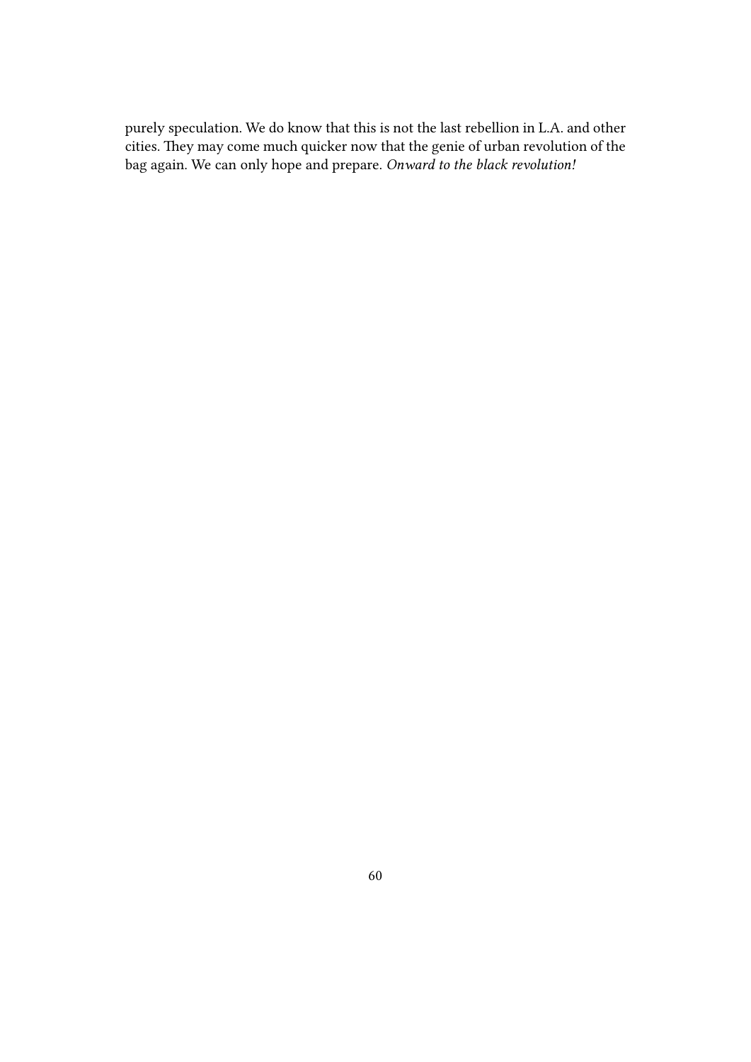purely speculation. We do know that this is not the last rebellion in L.A. and other cities. They may come much quicker now that the genie of urban revolution of the bag again. We can only hope and prepare. *Onward to the black revolution!*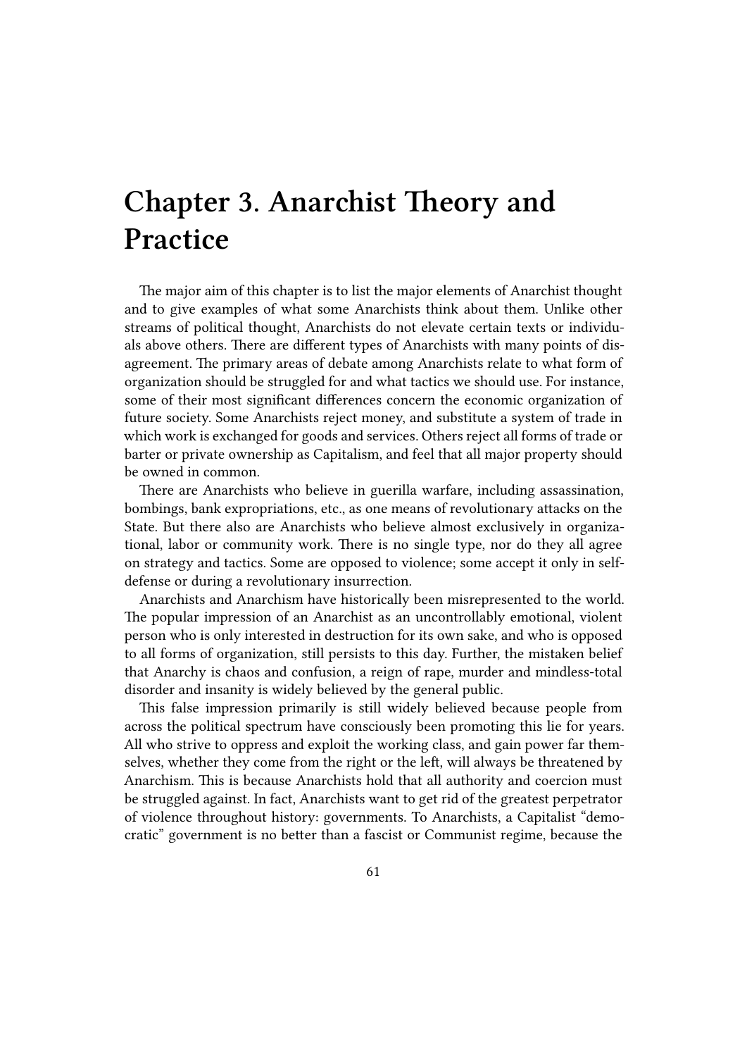# Chapter 3. Anarchist Theory and Practice

The major aim of this chapter is to list the major elements of Anarchist thought and to give examples of what some Anarchists think about them. Unlike other streams of political thought, Anarchists do not elevate certain texts or individuals above others. There are different types of Anarchists with many points of disagreement. The primary areas of debate among Anarchists relate to what form of organization should be struggled for and what tactics we should use. For instance, some of their most significant differences concern the economic organization of future society. Some Anarchists reject money, and substitute a system of trade in which work is exchanged for goods and services. Others reject all forms of trade or barter or private ownership as Capitalism, and feel that all major property should be owned in common.

There are Anarchists who believe in guerilla warfare, including assassination, bombings, bank expropriations, etc., as one means of revolutionary attacks on the State. But there also are Anarchists who believe almost exclusively in organizational, labor or community work. There is no single type, nor do they all agree on strategy and tactics. Some are opposed to violence; some accept it only in self-defense or during a revolutionary insurrection.

Anarchists and Anarchism have historically been misrepresented to the world. The popular impression of an Anarchist as an uncontrollably emotional, violent person who is only interested in destruction for its own sake, and who is opposed to all forms of organization, still persists to this day. Further, the mistaken belief that Anarchy is chaos and confusion, a reign of rape, murder and mindless-total disorder and insanity is widely believed by the general public.

This false impression primarily is still widely believed because people from across the political spectrum have consciously been promoting this lie for years. All who strive to oppress and exploit the working class, and gain power far themselves, whether they come from the right or the left, will always be threatened by Anarchism. This is because Anarchists hold that all authority and coercion must be struggled against. In fact, Anarchists want to get rid of the greatest perpetrator of violence throughout history: governments. To Anarchists, a Capitalist "democratic" government is no better than a fascist or Communist regime, because the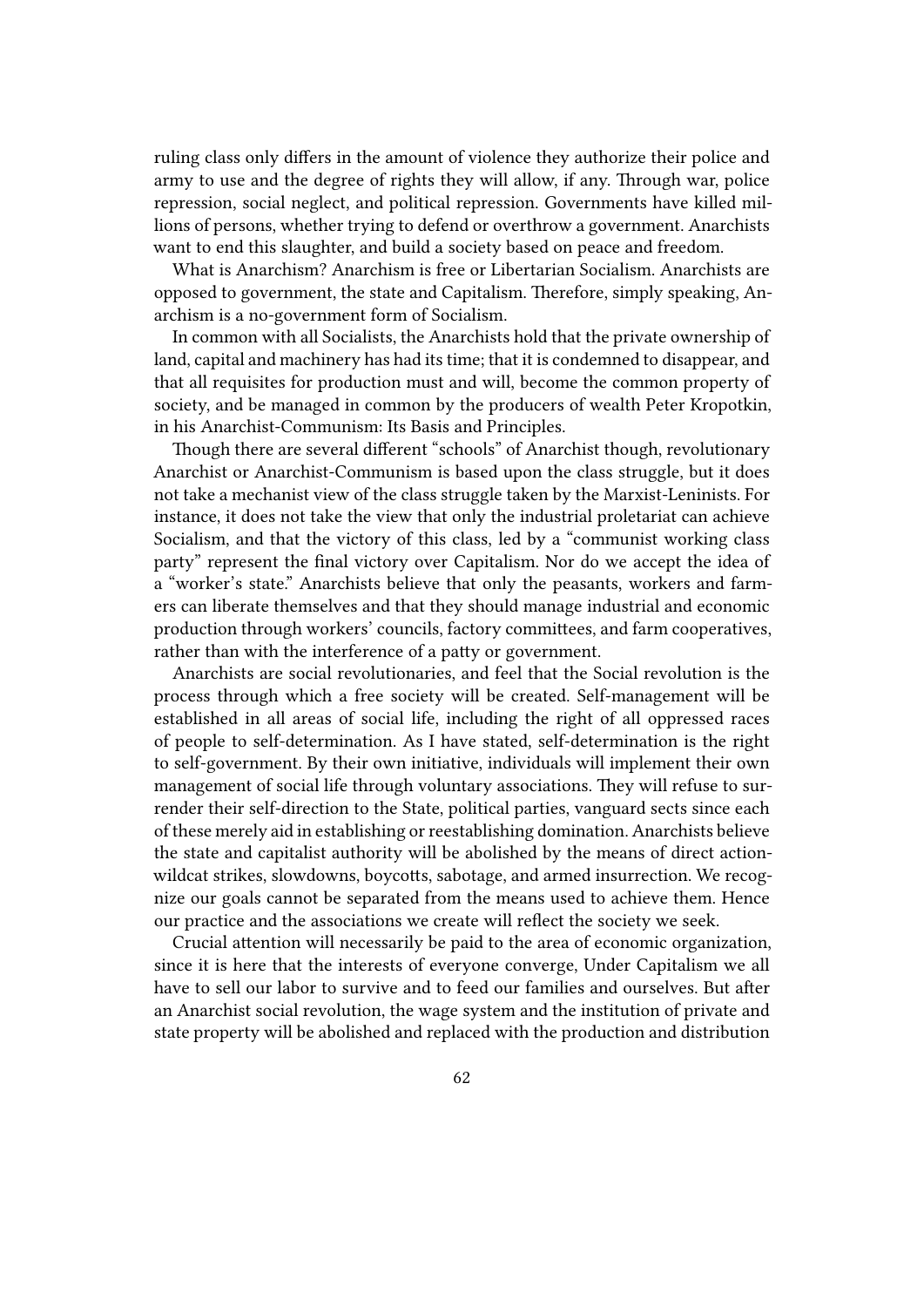ruling class only differs in the amount of violence they authorize their police and army to use and the degree of rights they will allow, if any. Through war, police repression, social neglect, and political repression. Governments have killed millions of persons, whether trying to defend or overthrow a government. Anarchists want to end this slaughter, and build a society based on peace and freedom.

What is Anarchism? Anarchism is free or Libertarian Socialism. Anarchists are opposed to government, the state and Capitalism. Therefore, simply speaking, Anarchism is a no-government form of Socialism.

In common with all Socialists, the Anarchists hold that the private ownership of land, capital and machinery has had its time; that it is condemned to disappear, and that all requisites for production must and will, become the common property of society, and be managed in common by the producers of wealth Peter Kropotkin, in his Anarchist-Communism: Its Basis and Principles.

Though there are several different "schools" of Anarchist though, revolutionary Anarchist or Anarchist-Communism is based upon the class struggle, but it does not take a mechanist view of the class struggle taken by the Marxist-Leninists. For instance, it does not take the view that only the industrial proletariat can achieve Socialism, and that the victory of this class, led by a "communist working class party" represent the final victory over Capitalism. Nor do we accept the idea of a "worker's state." Anarchists believe that only the peasants, workers and farmers can liberate themselves and that they should manage industrial and economic production through workers' councils, factory committees, and farm cooperatives, rather than with the interference of a patty or government.

Anarchists are social revolutionaries, and feel that the Social revolution is the process through which a free society will be created. Self-management will be established in all areas of social life, including the right of all oppressed races of people to self-determination. As I have stated, self-determination is the right to self-government. By their own initiative, individuals will implement their own management of social life through voluntary associations. They will refuse to surrender their self-direction to the State, political parties, vanguard sects since each of these merely aid in establishing or reestablishing domination. Anarchists believe the state and capitalist authority will be abolished by the means of direct action-wildcat strikes, slowdowns, boycotts, sabotage, and armed insurrection. We recognize our goals cannot be separated from the means used to achieve them. Hence our practice and the associations we create will reflect the society we seek.

Crucial attention will necessarily be paid to the area of economic organization, since it is here that the interests of everyone converge, Under Capitalism we all have to sell our labor to survive and to feed our families and ourselves. But after an Anarchist social revolution, the wage system and the institution of private and state property will be abolished and replaced with the production and distribution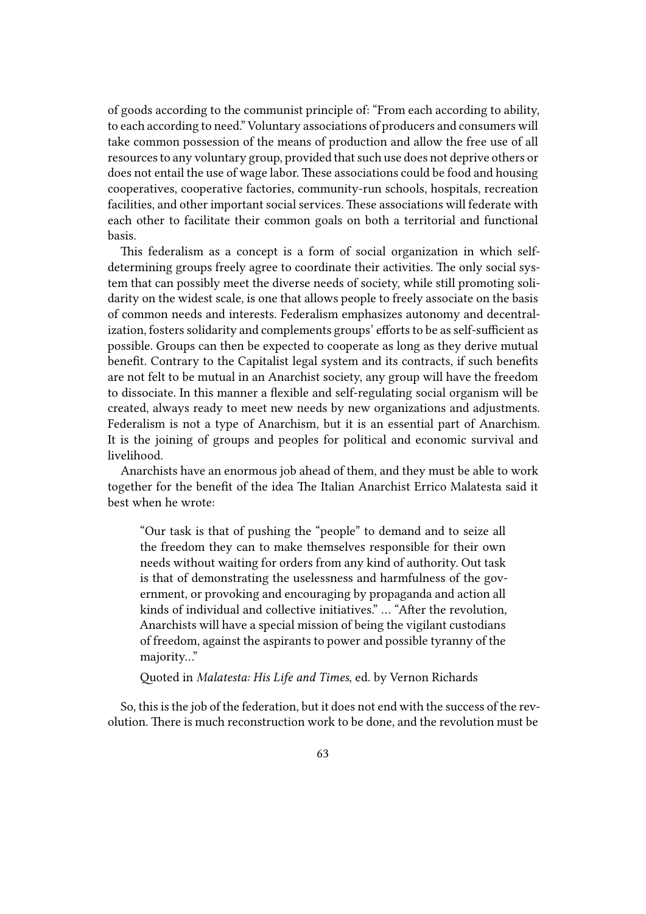of goods according to the communist principle of: "From each according to ability, to each according to need." Voluntary associations of producers and consumers will take common possession of the means of production and allow the free use of all resources to any voluntary group, provided that such use does not deprive others or does not entail the use of wage labor. These associations could be food and housing cooperatives, cooperative factories, community-run schools, hospitals, recreation facilities, and other important social services. These associations will federate with each other to facilitate their common goals on both a territorial and functional basis.

This federalism as a concept is a form of social organization in which self-determining groups freely agree to coordinate their activities. The only social system that can possibly meet the diverse needs of society, while still promoting solidarity on the widest scale, is one that allows people to freely associate on the basis of common needs and interests. Federalism emphasizes autonomy and decentralization, fosters solidarity and complements groups' efforts to be as self-sufficient as possible. Groups can then be expected to cooperate as long as they derive mutual benefit. Contrary to the Capitalist legal system and its contracts, if such benefits are not felt to be mutual in an Anarchist society, any group will have the freedom to dissociate. In this manner a flexible and self-regulating social organism will be created, always ready to meet new needs by new organizations and adjustments. Federalism is not a type of Anarchism, but it is an essential part of Anarchism. It is the joining of groups and peoples for political and economic survival and livelihood.

Anarchists have an enormous job ahead of them, and they must be able to work together for the benefit of the idea The Italian Anarchist Errico Malatesta said it best when he wrote:

> "Our task is that of pushing the "people" to demand and to seize all the freedom they can to make themselves responsible for their own needs without waiting for orders from any kind of authority. Out task is that of demonstrating the uselessness and harmfulness of the government, or provoking and encouraging by propaganda and action all kinds of individual and collective initiatives." … "After the revolution, Anarchists will have a special mission of being the vigilant custodians of freedom, against the aspirants to power and possible tyranny of the majority…"
>
> Quoted in *Malatesta: His Life and Times*, ed. by Vernon Richards

So, this is the job of the federation, but it does not end with the success of the revolution. There is much reconstruction work to be done, and the revolution must be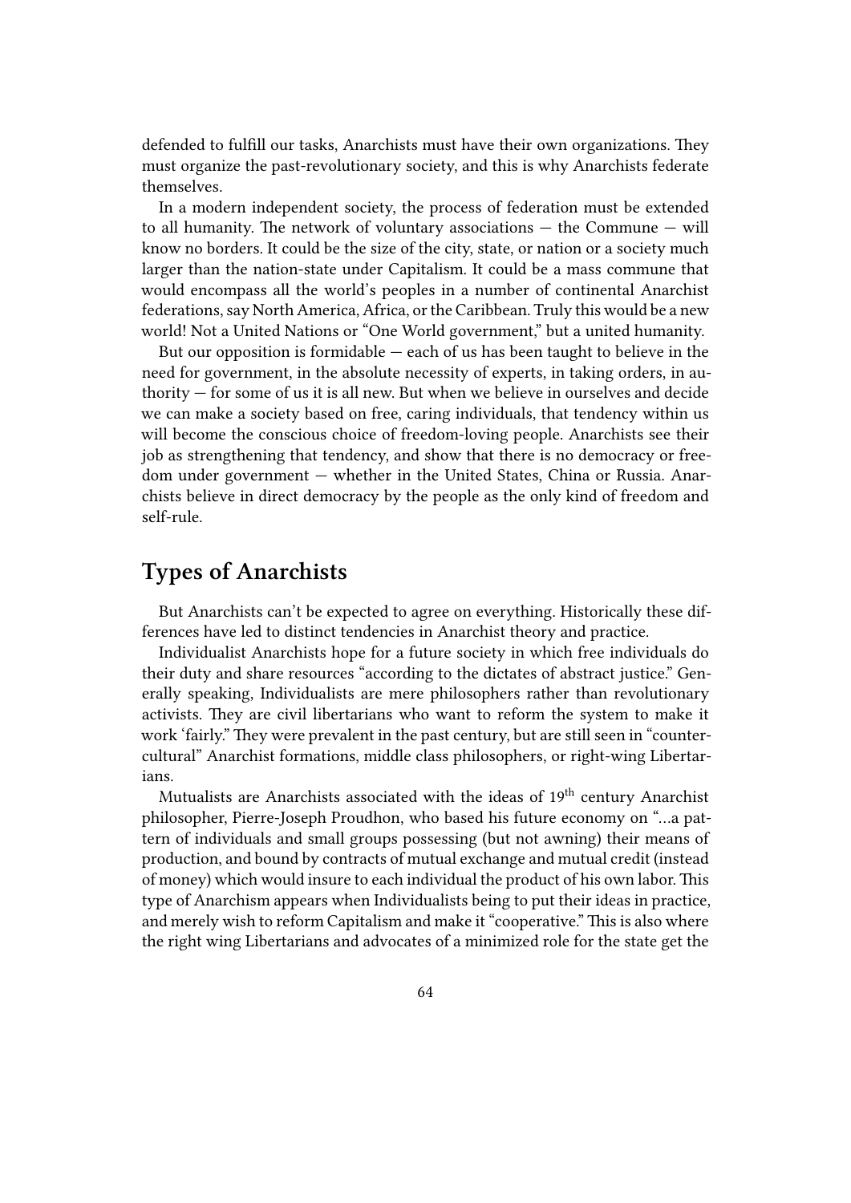defended to fulfill our tasks, Anarchists must have their own organizations. They must organize the past-revolutionary society, and this is why Anarchists federate themselves.

In a modern independent society, the process of federation must be extended to all humanity. The network of voluntary associations — the Commune — will know no borders. It could be the size of the city, state, or nation or a society much larger than the nation-state under Capitalism. It could be a mass commune that would encompass all the world's peoples in a number of continental Anarchist federations, say North America, Africa, or the Caribbean. Truly this would be a new world! Not a United Nations or "One World government," but a united humanity.

But our opposition is formidable — each of us has been taught to believe in the need for government, in the absolute necessity of experts, in taking orders, in authority — for some of us it is all new. But when we believe in ourselves and decide we can make a society based on free, caring individuals, that tendency within us will become the conscious choice of freedom-loving people. Anarchists see their job as strengthening that tendency, and show that there is no democracy or freedom under government — whether in the United States, China or Russia. Anarchists believe in direct democracy by the people as the only kind of freedom and self-rule.

## Types of Anarchists

But Anarchists can't be expected to agree on everything. Historically these differences have led to distinct tendencies in Anarchist theory and practice.

Individualist Anarchists hope for a future society in which free individuals do their duty and share resources "according to the dictates of abstract justice." Generally speaking, Individualists are mere philosophers rather than revolutionary activists. They are civil libertarians who want to reform the system to make it work 'fairly." They were prevalent in the past century, but are still seen in "countercultural" Anarchist formations, middle class philosophers, or right-wing Libertarians.

Mutualists are Anarchists associated with the ideas of 19th century Anarchist philosopher, Pierre-Joseph Proudhon, who based his future economy on "…a pattern of individuals and small groups possessing (but not awning) their means of production, and bound by contracts of mutual exchange and mutual credit (instead of money) which would insure to each individual the product of his own labor. This type of Anarchism appears when Individualists being to put their ideas in practice, and merely wish to reform Capitalism and make it "cooperative." This is also where the right wing Libertarians and advocates of a minimized role for the state get the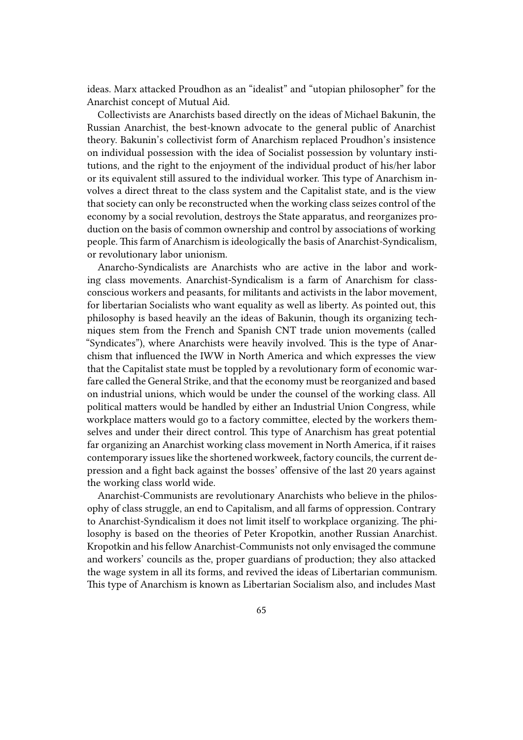ideas. Marx attacked Proudhon as an "idealist" and "utopian philosopher" for the Anarchist concept of Mutual Aid.

Collectivists are Anarchists based directly on the ideas of Michael Bakunin, the Russian Anarchist, the best-known advocate to the general public of Anarchist theory. Bakunin's collectivist form of Anarchism replaced Proudhon's insistence on individual possession with the idea of Socialist possession by voluntary institutions, and the right to the enjoyment of the individual product of his/her labor or its equivalent still assured to the individual worker. This type of Anarchism involves a direct threat to the class system and the Capitalist state, and is the view that society can only be reconstructed when the working class seizes control of the economy by a social revolution, destroys the State apparatus, and reorganizes production on the basis of common ownership and control by associations of working people. This farm of Anarchism is ideologically the basis of Anarchist-Syndicalism, or revolutionary labor unionism.

Anarcho-Syndicalists are Anarchists who are active in the labor and working class movements. Anarchist-Syndicalism is a farm of Anarchism for class-conscious workers and peasants, for militants and activists in the labor movement, for libertarian Socialists who want equality as well as liberty. As pointed out, this philosophy is based heavily an the ideas of Bakunin, though its organizing techniques stem from the French and Spanish CNT trade union movements (called "Syndicates"), where Anarchists were heavily involved. This is the type of Anarchism that influenced the IWW in North America and which expresses the view that the Capitalist state must be toppled by a revolutionary form of economic warfare called the General Strike, and that the economy must be reorganized and based on industrial unions, which would be under the counsel of the working class. All political matters would be handled by either an Industrial Union Congress, while workplace matters would go to a factory committee, elected by the workers themselves and under their direct control. This type of Anarchism has great potential far organizing an Anarchist working class movement in North America, if it raises contemporary issues like the shortened workweek, factory councils, the current depression and a fight back against the bosses' offensive of the last 20 years against the working class world wide.

Anarchist-Communists are revolutionary Anarchists who believe in the philosophy of class struggle, an end to Capitalism, and all farms of oppression. Contrary to Anarchist-Syndicalism it does not limit itself to workplace organizing. The philosophy is based on the theories of Peter Kropotkin, another Russian Anarchist. Kropotkin and his fellow Anarchist-Communists not only envisaged the commune and workers' councils as the, proper guardians of production; they also attacked the wage system in all its forms, and revived the ideas of Libertarian communism. This type of Anarchism is known as Libertarian Socialism also, and includes Mast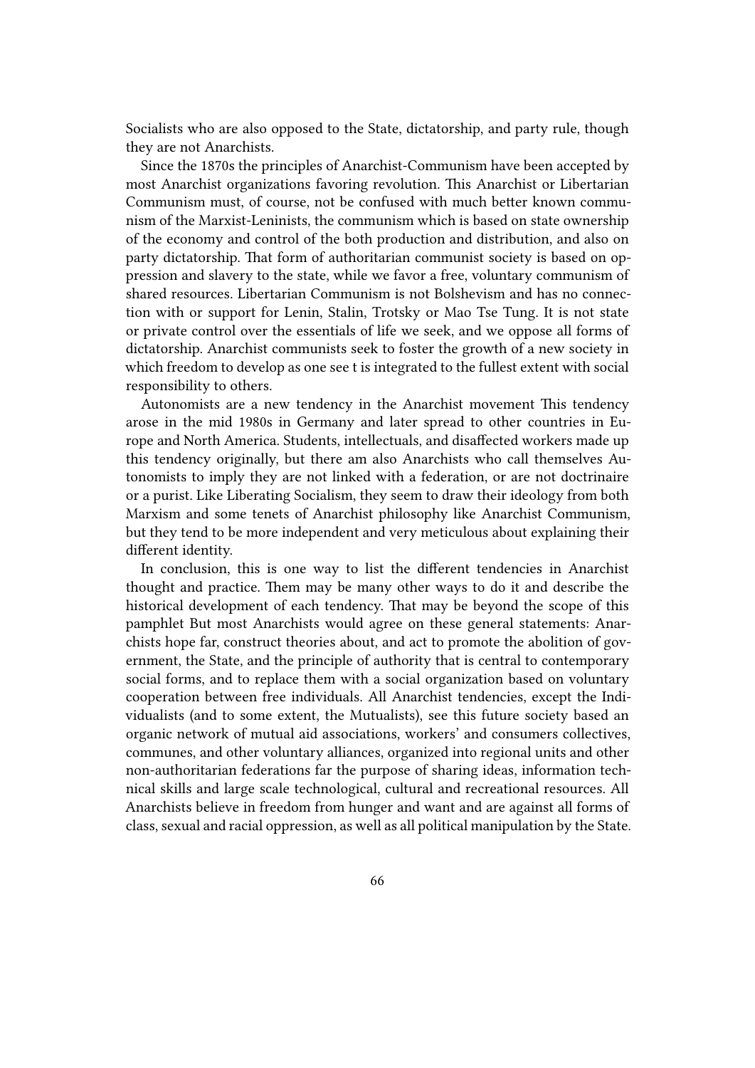Socialists who are also opposed to the State, dictatorship, and party rule, though they are not Anarchists.

Since the 1870s the principles of Anarchist-Communism have been accepted by most Anarchist organizations favoring revolution. This Anarchist or Libertarian Communism must, of course, not be confused with much better known communism of the Marxist-Leninists, the communism which is based on state ownership of the economy and control of the both production and distribution, and also on party dictatorship. That form of authoritarian communist society is based on oppression and slavery to the state, while we favor a free, voluntary communism of shared resources. Libertarian Communism is not Bolshevism and has no connection with or support for Lenin, Stalin, Trotsky or Mao Tse Tung. It is not state or private control over the essentials of life we seek, and we oppose all forms of dictatorship. Anarchist communists seek to foster the growth of a new society in which freedom to develop as one see t is integrated to the fullest extent with social responsibility to others.

Autonomists are a new tendency in the Anarchist movement This tendency arose in the mid 1980s in Germany and later spread to other countries in Europe and North America. Students, intellectuals, and disaffected workers made up this tendency originally, but there am also Anarchists who call themselves Autonomists to imply they are not linked with a federation, or are not doctrinaire or a purist. Like Liberating Socialism, they seem to draw their ideology from both Marxism and some tenets of Anarchist philosophy like Anarchist Communism, but they tend to be more independent and very meticulous about explaining their different identity.

In conclusion, this is one way to list the different tendencies in Anarchist thought and practice. Them may be many other ways to do it and describe the historical development of each tendency. That may be beyond the scope of this pamphlet But most Anarchists would agree on these general statements: Anarchists hope far, construct theories about, and act to promote the abolition of government, the State, and the principle of authority that is central to contemporary social forms, and to replace them with a social organization based on voluntary cooperation between free individuals. All Anarchist tendencies, except the Individualists (and to some extent, the Mutualists), see this future society based an organic network of mutual aid associations, workers' and consumers collectives, communes, and other voluntary alliances, organized into regional units and other non-authoritarian federations far the purpose of sharing ideas, information technical skills and large scale technological, cultural and recreational resources. All Anarchists believe in freedom from hunger and want and are against all forms of class, sexual and racial oppression, as well as all political manipulation by the State.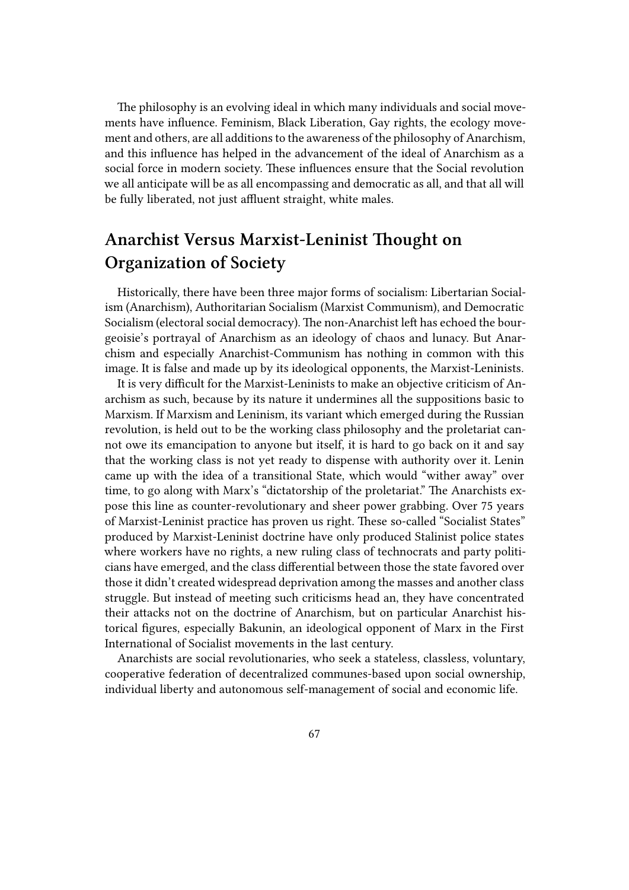The philosophy is an evolving ideal in which many individuals and social movements have influence. Feminism, Black Liberation, Gay rights, the ecology movement and others, are all additions to the awareness of the philosophy of Anarchism, and this influence has helped in the advancement of the ideal of Anarchism as a social force in modern society. These influences ensure that the Social revolution we all anticipate will be as all encompassing and democratic as all, and that all will be fully liberated, not just affluent straight, white males.

## Anarchist Versus Marxist-Leninist Thought on Organization of Society

Historically, there have been three major forms of socialism: Libertarian Socialism (Anarchism), Authoritarian Socialism (Marxist Communism), and Democratic Socialism (electoral social democracy). The non-Anarchist left has echoed the bourgeoisie's portrayal of Anarchism as an ideology of chaos and lunacy. But Anarchism and especially Anarchist-Communism has nothing in common with this image. It is false and made up by its ideological opponents, the Marxist-Leninists.

It is very difficult for the Marxist-Leninists to make an objective criticism of Anarchism as such, because by its nature it undermines all the suppositions basic to Marxism. If Marxism and Leninism, its variant which emerged during the Russian revolution, is held out to be the working class philosophy and the proletariat cannot owe its emancipation to anyone but itself, it is hard to go back on it and say that the working class is not yet ready to dispense with authority over it. Lenin came up with the idea of a transitional State, which would "wither away" over time, to go along with Marx's "dictatorship of the proletariat." The Anarchists expose this line as counter-revolutionary and sheer power grabbing. Over 75 years of Marxist-Leninist practice has proven us right. These so-called "Socialist States" produced by Marxist-Leninist doctrine have only produced Stalinist police states where workers have no rights, a new ruling class of technocrats and party politicians have emerged, and the class differential between those the state favored over those it didn't created widespread deprivation among the masses and another class struggle. But instead of meeting such criticisms head an, they have concentrated their attacks not on the doctrine of Anarchism, but on particular Anarchist historical figures, especially Bakunin, an ideological opponent of Marx in the First International of Socialist movements in the last century.

Anarchists are social revolutionaries, who seek a stateless, classless, voluntary, cooperative federation of decentralized communes-based upon social ownership, individual liberty and autonomous self-management of social and economic life.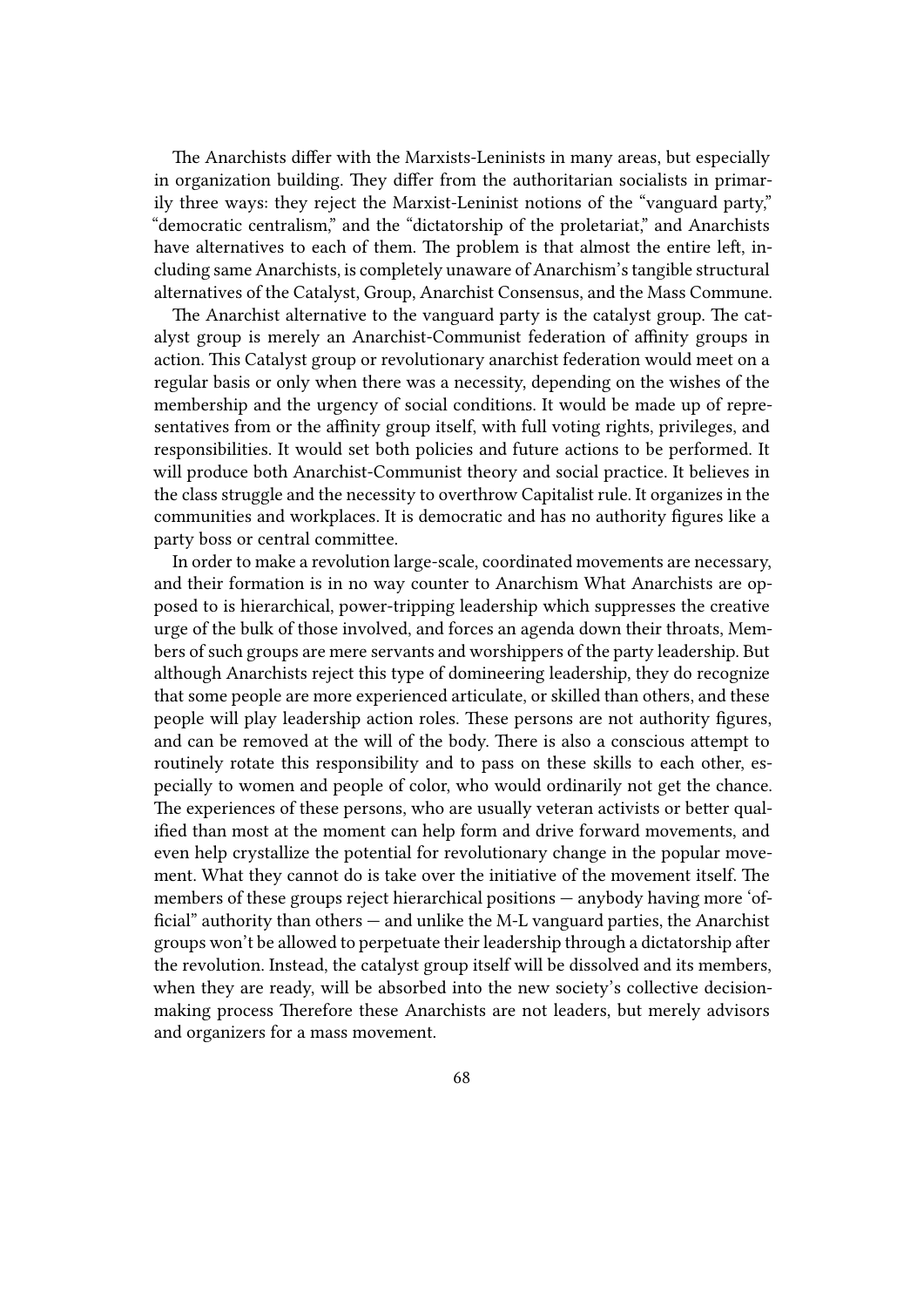The Anarchists differ with the Marxists-Leninists in many areas, but especially in organization building. They differ from the authoritarian socialists in primarily three ways: they reject the Marxist-Leninist notions of the "vanguard party," "democratic centralism," and the "dictatorship of the proletariat," and Anarchists have alternatives to each of them. The problem is that almost the entire left, including same Anarchists, is completely unaware of Anarchism's tangible structural alternatives of the Catalyst, Group, Anarchist Consensus, and the Mass Commune.

The Anarchist alternative to the vanguard party is the catalyst group. The catalyst group is merely an Anarchist-Communist federation of affinity groups in action. This Catalyst group or revolutionary anarchist federation would meet on a regular basis or only when there was a necessity, depending on the wishes of the membership and the urgency of social conditions. It would be made up of representatives from or the affinity group itself, with full voting rights, privileges, and responsibilities. It would set both policies and future actions to be performed. It will produce both Anarchist-Communist theory and social practice. It believes in the class struggle and the necessity to overthrow Capitalist rule. It organizes in the communities and workplaces. It is democratic and has no authority figures like a party boss or central committee.

In order to make a revolution large-scale, coordinated movements are necessary, and their formation is in no way counter to Anarchism What Anarchists are opposed to is hierarchical, power-tripping leadership which suppresses the creative urge of the bulk of those involved, and forces an agenda down their throats, Members of such groups are mere servants and worshippers of the party leadership. But although Anarchists reject this type of domineering leadership, they do recognize that some people are more experienced articulate, or skilled than others, and these people will play leadership action roles. These persons are not authority figures, and can be removed at the will of the body. There is also a conscious attempt to routinely rotate this responsibility and to pass on these skills to each other, especially to women and people of color, who would ordinarily not get the chance. The experiences of these persons, who are usually veteran activists or better qualified than most at the moment can help form and drive forward movements, and even help crystallize the potential for revolutionary change in the popular movement. What they cannot do is take over the initiative of the movement itself. The members of these groups reject hierarchical positions — anybody having more 'official" authority than others — and unlike the M-L vanguard parties, the Anarchist groups won't be allowed to perpetuate their leadership through a dictatorship after the revolution. Instead, the catalyst group itself will be dissolved and its members, when they are ready, will be absorbed into the new society's collective decision-making process Therefore these Anarchists are not leaders, but merely advisors and organizers for a mass movement.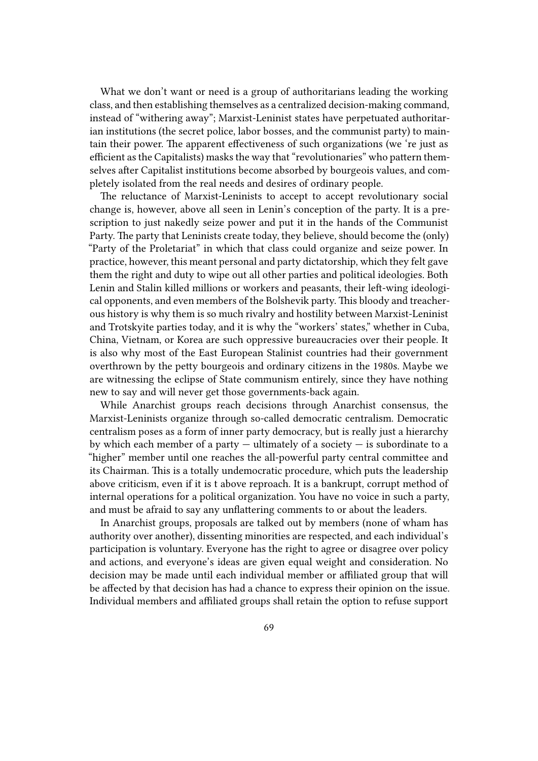What we don't want or need is a group of authoritarians leading the working class, and then establishing themselves as a centralized decision-making command, instead of "withering away"; Marxist-Leninist states have perpetuated authoritarian institutions (the secret police, labor bosses, and the communist party) to maintain their power. The apparent effectiveness of such organizations (we 're just as efficient as the Capitalists) masks the way that "revolutionaries" who pattern themselves after Capitalist institutions become absorbed by bourgeois values, and completely isolated from the real needs and desires of ordinary people.

The reluctance of Marxist-Leninists to accept to accept revolutionary social change is, however, above all seen in Lenin's conception of the party. It is a prescription to just nakedly seize power and put it in the hands of the Communist Party. The party that Leninists create today, they believe, should become the (only) "Party of the Proletariat" in which that class could organize and seize power. In practice, however, this meant personal and party dictatorship, which they felt gave them the right and duty to wipe out all other parties and political ideologies. Both Lenin and Stalin killed millions or workers and peasants, their left-wing ideological opponents, and even members of the Bolshevik party. This bloody and treacherous history is why them is so much rivalry and hostility between Marxist-Leninist and Trotskyite parties today, and it is why the "workers' states," whether in Cuba, China, Vietnam, or Korea are such oppressive bureaucracies over their people. It is also why most of the East European Stalinist countries had their government overthrown by the petty bourgeois and ordinary citizens in the 1980s. Maybe we are witnessing the eclipse of State communism entirely, since they have nothing new to say and will never get those governments-back again.

While Anarchist groups reach decisions through Anarchist consensus, the Marxist-Leninists organize through so-called democratic centralism. Democratic centralism poses as a form of inner party democracy, but is really just a hierarchy by which each member of a party — ultimately of a society — is subordinate to a "higher" member until one reaches the all-powerful party central committee and its Chairman. This is a totally undemocratic procedure, which puts the leadership above criticism, even if it is t above reproach. It is a bankrupt, corrupt method of internal operations for a political organization. You have no voice in such a party, and must be afraid to say any unflattering comments to or about the leaders.

In Anarchist groups, proposals are talked out by members (none of wham has authority over another), dissenting minorities are respected, and each individual's participation is voluntary. Everyone has the right to agree or disagree over policy and actions, and everyone's ideas are given equal weight and consideration. No decision may be made until each individual member or affiliated group that will be affected by that decision has had a chance to express their opinion on the issue. Individual members and affiliated groups shall retain the option to refuse support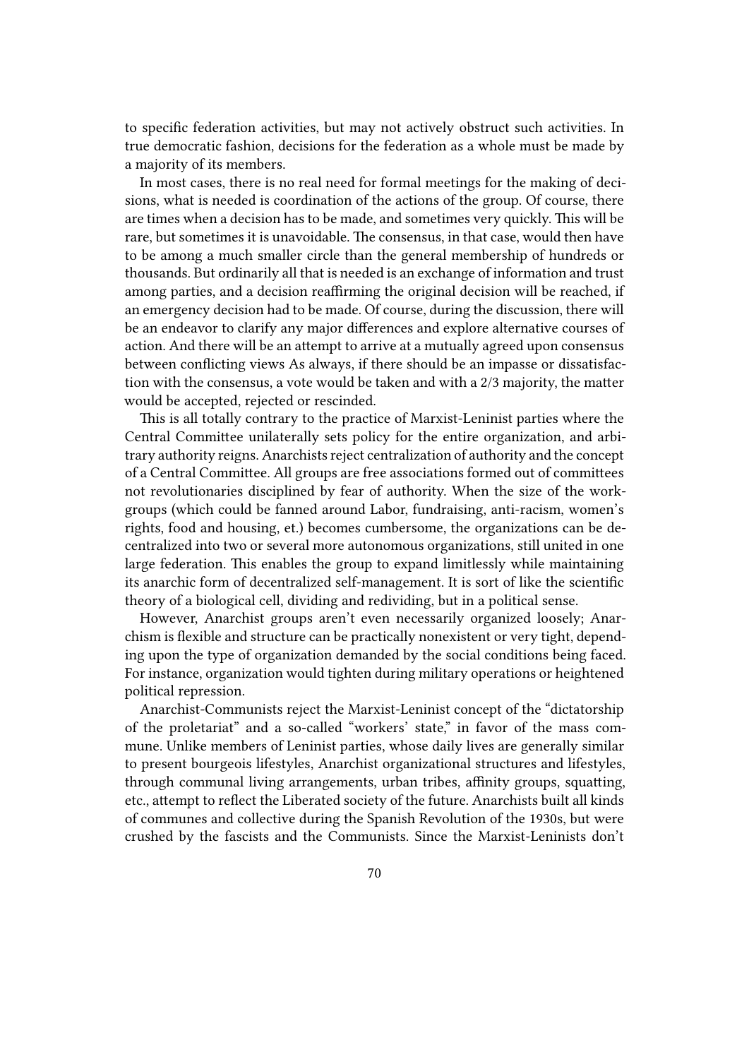to specific federation activities, but may not actively obstruct such activities. In true democratic fashion, decisions for the federation as a whole must be made by a majority of its members.

In most cases, there is no real need for formal meetings for the making of decisions, what is needed is coordination of the actions of the group. Of course, there are times when a decision has to be made, and sometimes very quickly. This will be rare, but sometimes it is unavoidable. The consensus, in that case, would then have to be among a much smaller circle than the general membership of hundreds or thousands. But ordinarily all that is needed is an exchange of information and trust among parties, and a decision reaffirming the original decision will be reached, if an emergency decision had to be made. Of course, during the discussion, there will be an endeavor to clarify any major differences and explore alternative courses of action. And there will be an attempt to arrive at a mutually agreed upon consensus between conflicting views As always, if there should be an impasse or dissatisfaction with the consensus, a vote would be taken and with a 2/3 majority, the matter would be accepted, rejected or rescinded.

This is all totally contrary to the practice of Marxist-Leninist parties where the Central Committee unilaterally sets policy for the entire organization, and arbitrary authority reigns. Anarchists reject centralization of authority and the concept of a Central Committee. All groups are free associations formed out of committees not revolutionaries disciplined by fear of authority. When the size of the workgroups (which could be fanned around Labor, fundraising, anti-racism, women's rights, food and housing, et.) becomes cumbersome, the organizations can be decentralized into two or several more autonomous organizations, still united in one large federation. This enables the group to expand limitlessly while maintaining its anarchic form of decentralized self-management. It is sort of like the scientific theory of a biological cell, dividing and redividing, but in a political sense.

However, Anarchist groups aren't even necessarily organized loosely; Anarchism is flexible and structure can be practically nonexistent or very tight, depending upon the type of organization demanded by the social conditions being faced. For instance, organization would tighten during military operations or heightened political repression.

Anarchist-Communists reject the Marxist-Leninist concept of the "dictatorship of the proletariat" and a so-called "workers' state," in favor of the mass commune. Unlike members of Leninist parties, whose daily lives are generally similar to present bourgeois lifestyles, Anarchist organizational structures and lifestyles, through communal living arrangements, urban tribes, affinity groups, squatting, etc., attempt to reflect the Liberated society of the future. Anarchists built all kinds of communes and collective during the Spanish Revolution of the 1930s, but were crushed by the fascists and the Communists. Since the Marxist-Leninists don't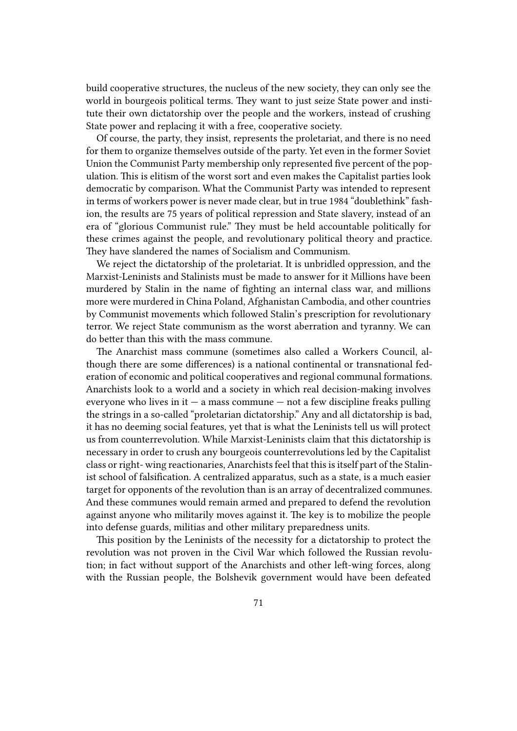build cooperative structures, the nucleus of the new society, they can only see the world in bourgeois political terms. They want to just seize State power and institute their own dictatorship over the people and the workers, instead of crushing State power and replacing it with a free, cooperative society.

Of course, the party, they insist, represents the proletariat, and there is no need for them to organize themselves outside of the party. Yet even in the former Soviet Union the Communist Party membership only represented five percent of the population. This is elitism of the worst sort and even makes the Capitalist parties look democratic by comparison. What the Communist Party was intended to represent in terms of workers power is never made clear, but in true 1984 "doublethink" fashion, the results are 75 years of political repression and State slavery, instead of an era of "glorious Communist rule." They must be held accountable politically for these crimes against the people, and revolutionary political theory and practice. They have slandered the names of Socialism and Communism.

We reject the dictatorship of the proletariat. It is unbridled oppression, and the Marxist-Leninists and Stalinists must be made to answer for it Millions have been murdered by Stalin in the name of fighting an internal class war, and millions more were murdered in China Poland, Afghanistan Cambodia, and other countries by Communist movements which followed Stalin's prescription for revolutionary terror. We reject State communism as the worst aberration and tyranny. We can do better than this with the mass commune.

The Anarchist mass commune (sometimes also called a Workers Council, although there are some differences) is a national continental or transnational federation of economic and political cooperatives and regional communal formations. Anarchists look to a world and a society in which real decision-making involves everyone who lives in it — a mass commune — not a few discipline freaks pulling the strings in a so-called "proletarian dictatorship." Any and all dictatorship is bad, it has no deeming social features, yet that is what the Leninists tell us will protect us from counterrevolution. While Marxist-Leninists claim that this dictatorship is necessary in order to crush any bourgeois counterrevolutions led by the Capitalist class or right- wing reactionaries, Anarchists feel that this is itself part of the Stalinist school of falsification. A centralized apparatus, such as a state, is a much easier target for opponents of the revolution than is an array of decentralized communes. And these communes would remain armed and prepared to defend the revolution against anyone who militarily moves against it. The key is to mobilize the people into defense guards, militias and other military preparedness units.

This position by the Leninists of the necessity for a dictatorship to protect the revolution was not proven in the Civil War which followed the Russian revolution; in fact without support of the Anarchists and other left-wing forces, along with the Russian people, the Bolshevik government would have been defeated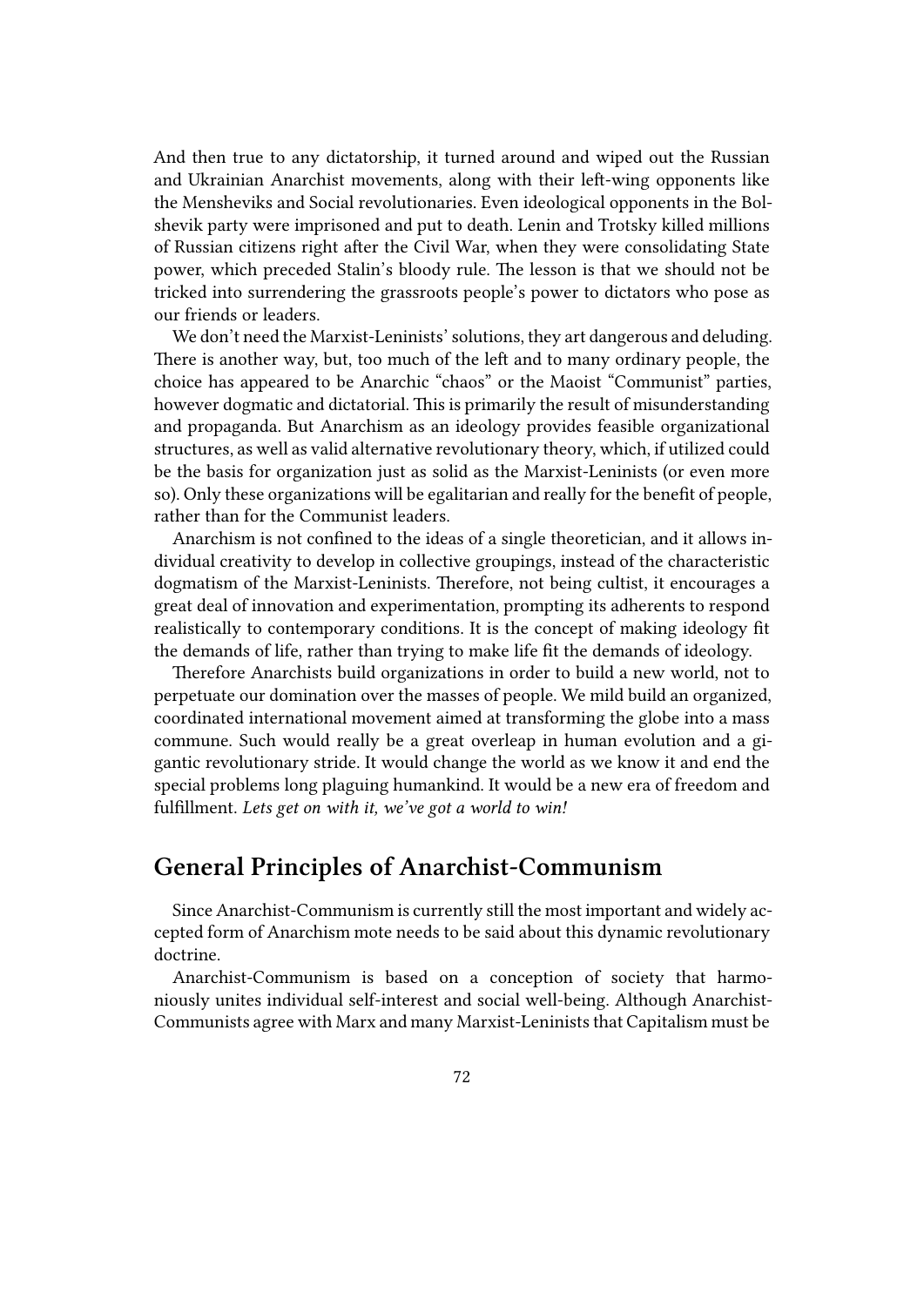And then true to any dictatorship, it turned around and wiped out the Russian and Ukrainian Anarchist movements, along with their left-wing opponents like the Mensheviks and Social revolutionaries. Even ideological opponents in the Bolshevik party were imprisoned and put to death. Lenin and Trotsky killed millions of Russian citizens right after the Civil War, when they were consolidating State power, which preceded Stalin's bloody rule. The lesson is that we should not be tricked into surrendering the grassroots people's power to dictators who pose as our friends or leaders.

We don't need the Marxist-Leninists' solutions, they art dangerous and deluding. There is another way, but, too much of the left and to many ordinary people, the choice has appeared to be Anarchic "chaos" or the Maoist "Communist" parties, however dogmatic and dictatorial. This is primarily the result of misunderstanding and propaganda. But Anarchism as an ideology provides feasible organizational structures, as well as valid alternative revolutionary theory, which, if utilized could be the basis for organization just as solid as the Marxist-Leninists (or even more so). Only these organizations will be egalitarian and really for the benefit of people, rather than for the Communist leaders.

Anarchism is not confined to the ideas of a single theoretician, and it allows individual creativity to develop in collective groupings, instead of the characteristic dogmatism of the Marxist-Leninists. Therefore, not being cultist, it encourages a great deal of innovation and experimentation, prompting its adherents to respond realistically to contemporary conditions. It is the concept of making ideology fit the demands of life, rather than trying to make life fit the demands of ideology.

Therefore Anarchists build organizations in order to build a new world, not to perpetuate our domination over the masses of people. We mild build an organized, coordinated international movement aimed at transforming the globe into a mass commune. Such would really be a great overleap in human evolution and a gigantic revolutionary stride. It would change the world as we know it and end the special problems long plaguing humankind. It would be a new era of freedom and fulfillment. *Lets get on with it, we've got a world to win!*

## General Principles of Anarchist-Communism

Since Anarchist-Communism is currently still the most important and widely accepted form of Anarchism mote needs to be said about this dynamic revolutionary doctrine.

Anarchist-Communism is based on a conception of society that harmoniously unites individual self-interest and social well-being. Although Anarchist-Communists agree with Marx and many Marxist-Leninists that Capitalism must be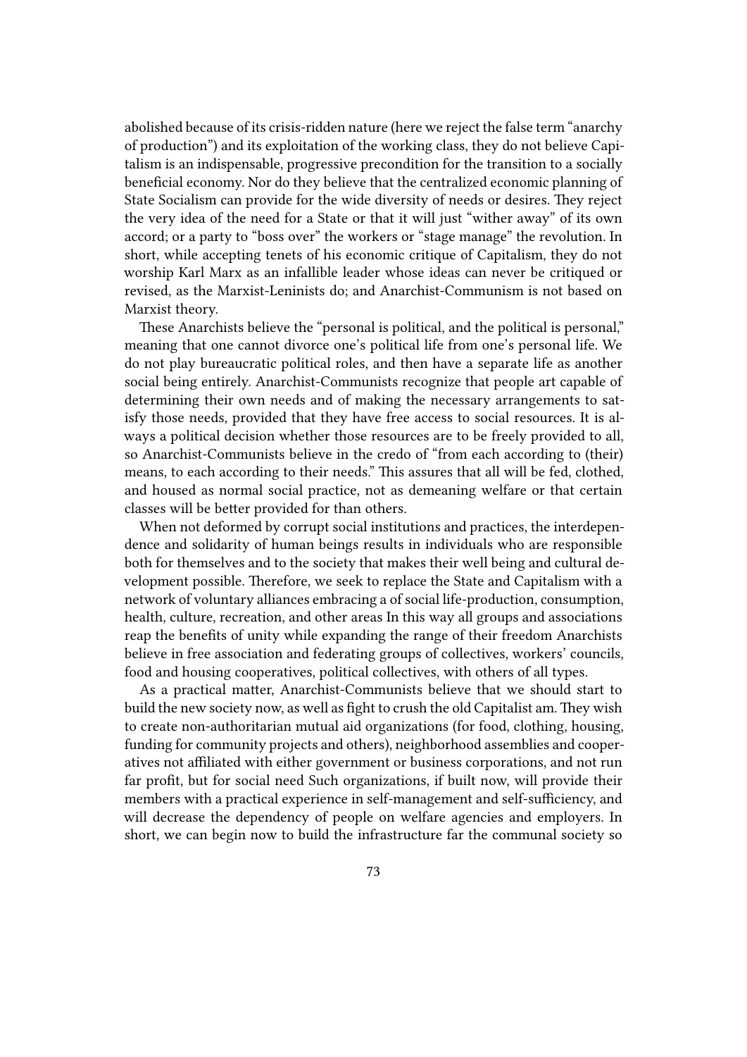abolished because of its crisis-ridden nature (here we reject the false term "anarchy of production") and its exploitation of the working class, they do not believe Capitalism is an indispensable, progressive precondition for the transition to a socially beneficial economy. Nor do they believe that the centralized economic planning of State Socialism can provide for the wide diversity of needs or desires. They reject the very idea of the need for a State or that it will just "wither away" of its own accord; or a party to "boss over" the workers or "stage manage" the revolution. In short, while accepting tenets of his economic critique of Capitalism, they do not worship Karl Marx as an infallible leader whose ideas can never be critiqued or revised, as the Marxist-Leninists do; and Anarchist-Communism is not based on Marxist theory.

These Anarchists believe the "personal is political, and the political is personal," meaning that one cannot divorce one's political life from one's personal life. We do not play bureaucratic political roles, and then have a separate life as another social being entirely. Anarchist-Communists recognize that people art capable of determining their own needs and of making the necessary arrangements to satisfy those needs, provided that they have free access to social resources. It is always a political decision whether those resources are to be freely provided to all, so Anarchist-Communists believe in the credo of "from each according to (their) means, to each according to their needs." This assures that all will be fed, clothed, and housed as normal social practice, not as demeaning welfare or that certain classes will be better provided for than others.

When not deformed by corrupt social institutions and practices, the interdependence and solidarity of human beings results in individuals who are responsible both for themselves and to the society that makes their well being and cultural development possible. Therefore, we seek to replace the State and Capitalism with a network of voluntary alliances embracing a of social life-production, consumption, health, culture, recreation, and other areas In this way all groups and associations reap the benefits of unity while expanding the range of their freedom Anarchists believe in free association and federating groups of collectives, workers' councils, food and housing cooperatives, political collectives, with others of all types.

As a practical matter, Anarchist-Communists believe that we should start to build the new society now, as well as fight to crush the old Capitalist am. They wish to create non-authoritarian mutual aid organizations (for food, clothing, housing, funding for community projects and others), neighborhood assemblies and cooperatives not affiliated with either government or business corporations, and not run far profit, but for social need Such organizations, if built now, will provide their members with a practical experience in self-management and self-sufficiency, and will decrease the dependency of people on welfare agencies and employers. In short, we can begin now to build the infrastructure far the communal society so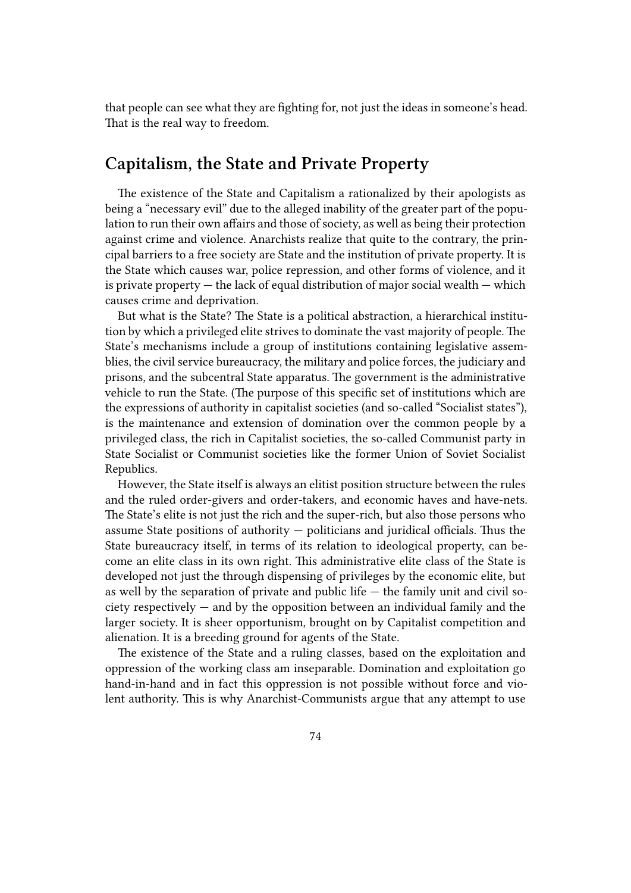that people can see what they are fighting for, not just the ideas in someone's head. That is the real way to freedom.

## Capitalism, the State and Private Property

The existence of the State and Capitalism a rationalized by their apologists as being a "necessary evil" due to the alleged inability of the greater part of the population to run their own affairs and those of society, as well as being their protection against crime and violence. Anarchists realize that quite to the contrary, the principal barriers to a free society are State and the institution of private property. It is the State which causes war, police repression, and other forms of violence, and it is private property — the lack of equal distribution of major social wealth — which causes crime and deprivation.

But what is the State? The State is a political abstraction, a hierarchical institution by which a privileged elite strives to dominate the vast majority of people. The State's mechanisms include a group of institutions containing legislative assemblies, the civil service bureaucracy, the military and police forces, the judiciary and prisons, and the subcentral State apparatus. The government is the administrative vehicle to run the State. (The purpose of this specific set of institutions which are the expressions of authority in capitalist societies (and so-called "Socialist states"), is the maintenance and extension of domination over the common people by a privileged class, the rich in Capitalist societies, the so-called Communist party in State Socialist or Communist societies like the former Union of Soviet Socialist Republics.

However, the State itself is always an elitist position structure between the rules and the ruled order-givers and order-takers, and economic haves and have-nets. The State's elite is not just the rich and the super-rich, but also those persons who assume State positions of authority — politicians and juridical officials. Thus the State bureaucracy itself, in terms of its relation to ideological property, can become an elite class in its own right. This administrative elite class of the State is developed not just the through dispensing of privileges by the economic elite, but as well by the separation of private and public life — the family unit and civil society respectively — and by the opposition between an individual family and the larger society. It is sheer opportunism, brought on by Capitalist competition and alienation. It is a breeding ground for agents of the State.

The existence of the State and a ruling classes, based on the exploitation and oppression of the working class am inseparable. Domination and exploitation go hand-in-hand and in fact this oppression is not possible without force and violent authority. This is why Anarchist-Communists argue that any attempt to use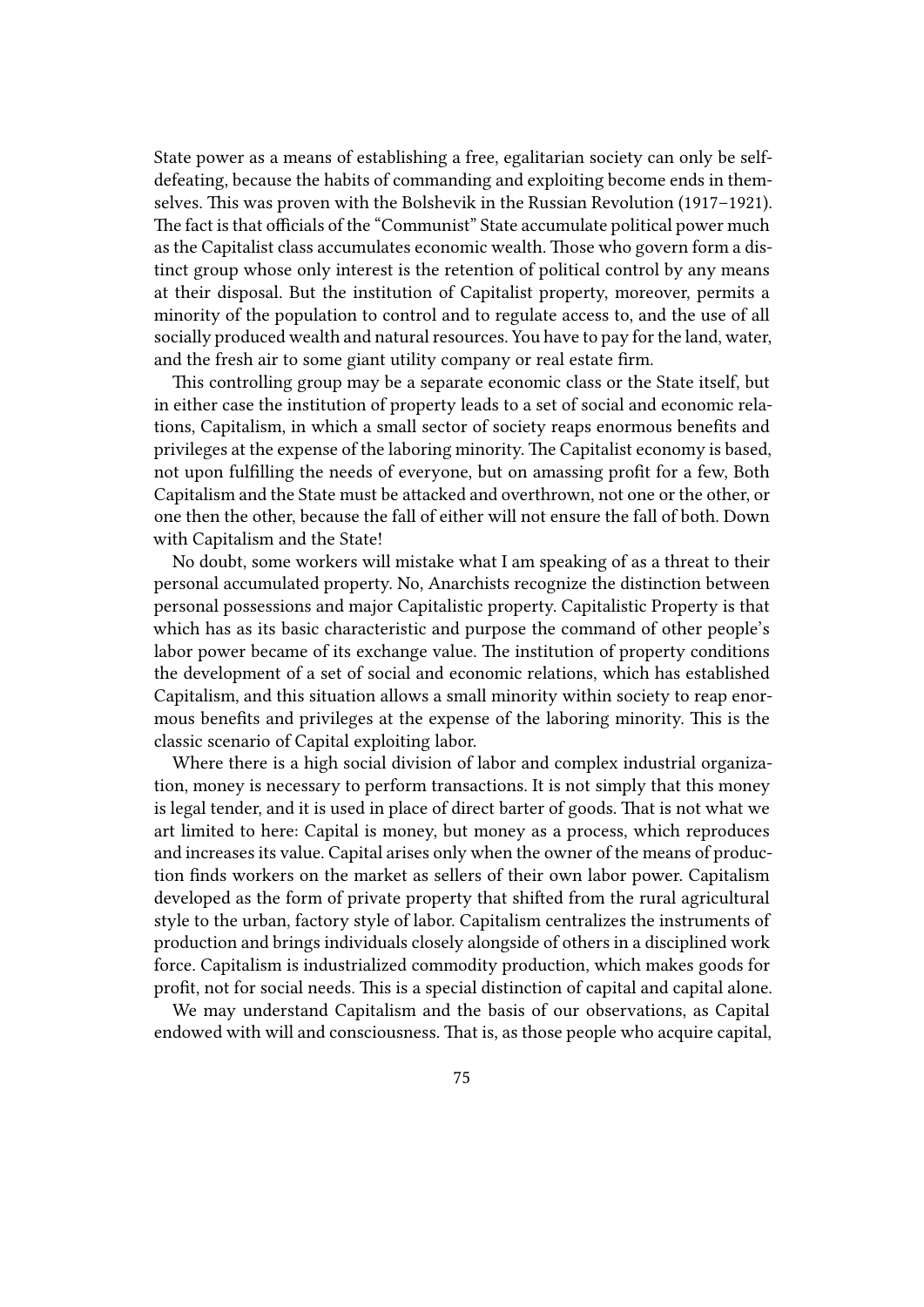State power as a means of establishing a free, egalitarian society can only be self-defeating, because the habits of commanding and exploiting become ends in themselves. This was proven with the Bolshevik in the Russian Revolution (1917–1921). The fact is that officials of the "Communist" State accumulate political power much as the Capitalist class accumulates economic wealth. Those who govern form a distinct group whose only interest is the retention of political control by any means at their disposal. But the institution of Capitalist property, moreover, permits a minority of the population to control and to regulate access to, and the use of all socially produced wealth and natural resources. You have to pay for the land, water, and the fresh air to some giant utility company or real estate firm.

This controlling group may be a separate economic class or the State itself, but in either case the institution of property leads to a set of social and economic relations, Capitalism, in which a small sector of society reaps enormous benefits and privileges at the expense of the laboring minority. The Capitalist economy is based, not upon fulfilling the needs of everyone, but on amassing profit for a few, Both Capitalism and the State must be attacked and overthrown, not one or the other, or one then the other, because the fall of either will not ensure the fall of both. Down with Capitalism and the State!

No doubt, some workers will mistake what I am speaking of as a threat to their personal accumulated property. No, Anarchists recognize the distinction between personal possessions and major Capitalistic property. Capitalistic Property is that which has as its basic characteristic and purpose the command of other people's labor power became of its exchange value. The institution of property conditions the development of a set of social and economic relations, which has established Capitalism, and this situation allows a small minority within society to reap enormous benefits and privileges at the expense of the laboring minority. This is the classic scenario of Capital exploiting labor.

Where there is a high social division of labor and complex industrial organization, money is necessary to perform transactions. It is not simply that this money is legal tender, and it is used in place of direct barter of goods. That is not what we art limited to here: Capital is money, but money as a process, which reproduces and increases its value. Capital arises only when the owner of the means of production finds workers on the market as sellers of their own labor power. Capitalism developed as the form of private property that shifted from the rural agricultural style to the urban, factory style of labor. Capitalism centralizes the instruments of production and brings individuals closely alongside of others in a disciplined work force. Capitalism is industrialized commodity production, which makes goods for profit, not for social needs. This is a special distinction of capital and capital alone.

We may understand Capitalism and the basis of our observations, as Capital endowed with will and consciousness. That is, as those people who acquire capital,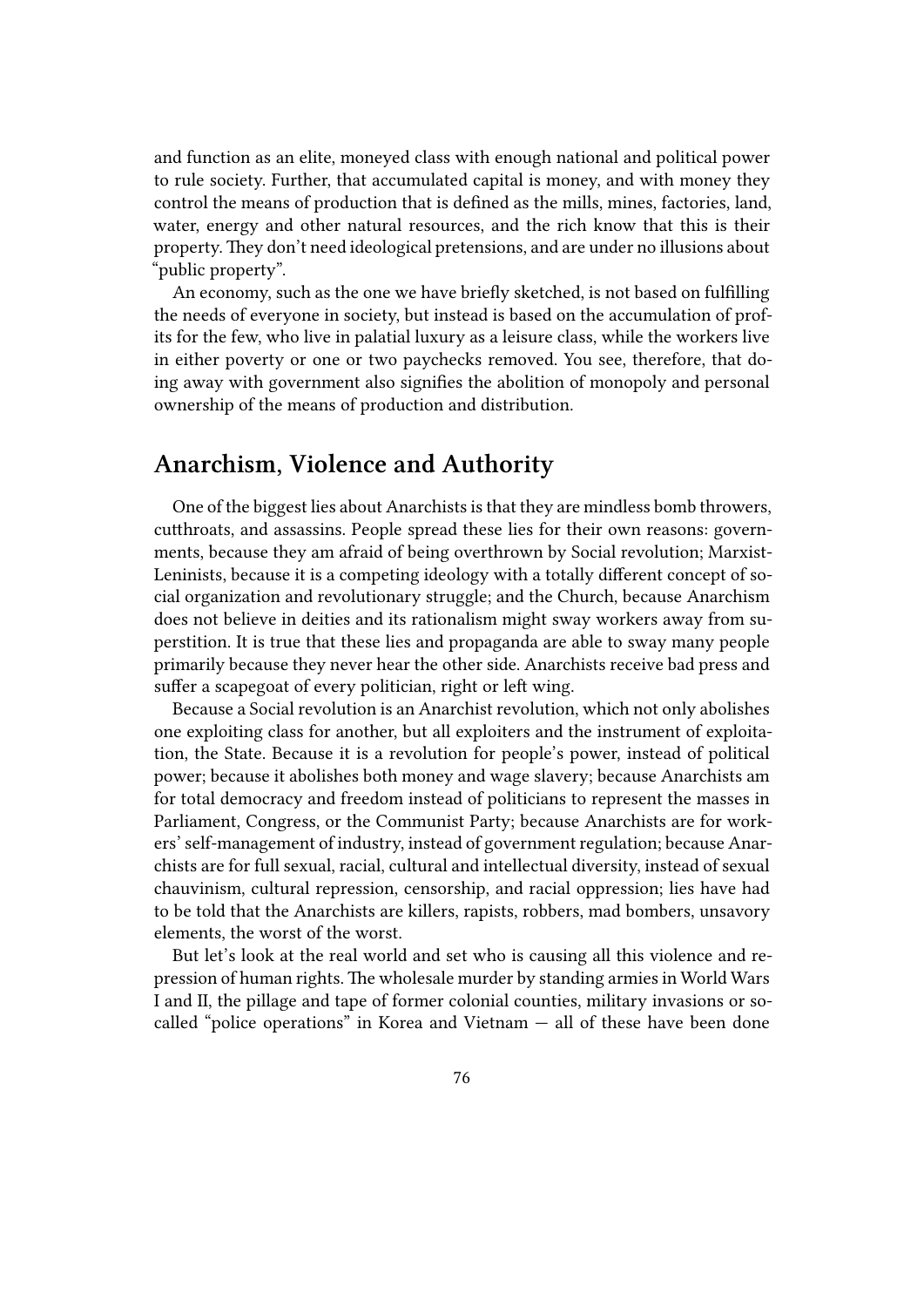and function as an elite, moneyed class with enough national and political power to rule society. Further, that accumulated capital is money, and with money they control the means of production that is defined as the mills, mines, factories, land, water, energy and other natural resources, and the rich know that this is their property. They don't need ideological pretensions, and are under no illusions about "public property".

An economy, such as the one we have briefly sketched, is not based on fulfilling the needs of everyone in society, but instead is based on the accumulation of profits for the few, who live in palatial luxury as a leisure class, while the workers live in either poverty or one or two paychecks removed. You see, therefore, that doing away with government also signifies the abolition of monopoly and personal ownership of the means of production and distribution.

## Anarchism, Violence and Authority

One of the biggest lies about Anarchists is that they are mindless bomb throwers, cutthroats, and assassins. People spread these lies for their own reasons: governments, because they am afraid of being overthrown by Social revolution; Marxist-Leninists, because it is a competing ideology with a totally different concept of social organization and revolutionary struggle; and the Church, because Anarchism does not believe in deities and its rationalism might sway workers away from superstition. It is true that these lies and propaganda are able to sway many people primarily because they never hear the other side. Anarchists receive bad press and suffer a scapegoat of every politician, right or left wing.

Because a Social revolution is an Anarchist revolution, which not only abolishes one exploiting class for another, but all exploiters and the instrument of exploitation, the State. Because it is a revolution for people's power, instead of political power; because it abolishes both money and wage slavery; because Anarchists am for total democracy and freedom instead of politicians to represent the masses in Parliament, Congress, or the Communist Party; because Anarchists are for workers' self-management of industry, instead of government regulation; because Anarchists are for full sexual, racial, cultural and intellectual diversity, instead of sexual chauvinism, cultural repression, censorship, and racial oppression; lies have had to be told that the Anarchists are killers, rapists, robbers, mad bombers, unsavory elements, the worst of the worst.

But let's look at the real world and set who is causing all this violence and repression of human rights. The wholesale murder by standing armies in World Wars I and II, the pillage and tape of former colonial counties, military invasions or so-called "police operations" in Korea and Vietnam — all of these have been done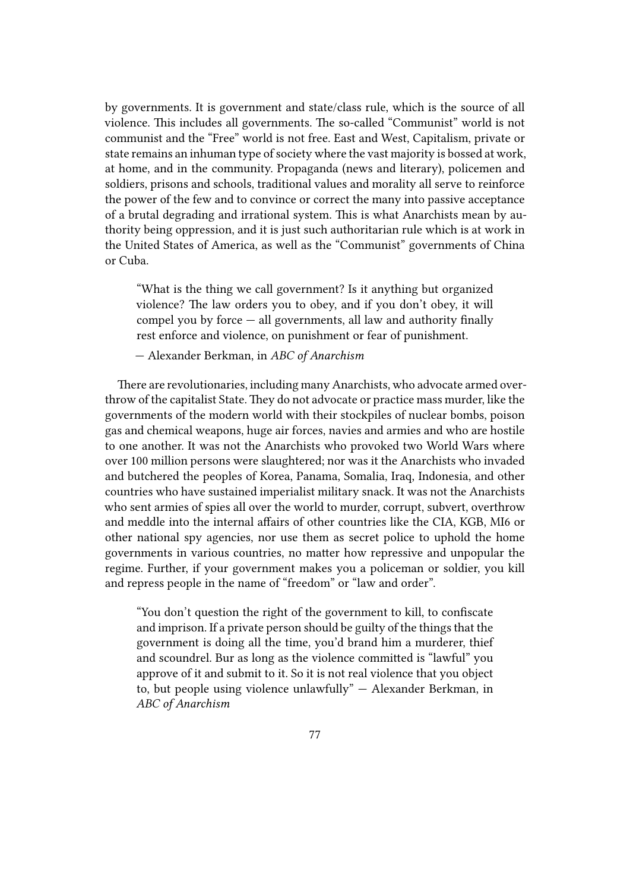by governments. It is government and state/class rule, which is the source of all violence. This includes all governments. The so-called "Communist" world is not communist and the "Free" world is not free. East and West, Capitalism, private or state remains an inhuman type of society where the vast majority is bossed at work, at home, and in the community. Propaganda (news and literary), policemen and soldiers, prisons and schools, traditional values and morality all serve to reinforce the power of the few and to convince or correct the many into passive acceptance of a brutal degrading and irrational system. This is what Anarchists mean by authority being oppression, and it is just such authoritarian rule which is at work in the United States of America, as well as the "Communist" governments of China or Cuba.

> "What is the thing we call government? Is it anything but organized violence? The law orders you to obey, and if you don't obey, it will compel you by force — all governments, all law and authority finally rest enforce and violence, on punishment or fear of punishment.
>
> — Alexander Berkman, in *ABC of Anarchism*

There are revolutionaries, including many Anarchists, who advocate armed overthrow of the capitalist State. They do not advocate or practice mass murder, like the governments of the modern world with their stockpiles of nuclear bombs, poison gas and chemical weapons, huge air forces, navies and armies and who are hostile to one another. It was not the Anarchists who provoked two World Wars where over 100 million persons were slaughtered; nor was it the Anarchists who invaded and butchered the peoples of Korea, Panama, Somalia, Iraq, Indonesia, and other countries who have sustained imperialist military snack. It was not the Anarchists who sent armies of spies all over the world to murder, corrupt, subvert, overthrow and meddle into the internal affairs of other countries like the CIA, KGB, MI6 or other national spy agencies, nor use them as secret police to uphold the home governments in various countries, no matter how repressive and unpopular the regime. Further, if your government makes you a policeman or soldier, you kill and repress people in the name of "freedom" or "law and order".

> "You don't question the right of the government to kill, to confiscate and imprison. If a private person should be guilty of the things that the government is doing all the time, you'd brand him a murderer, thief and scoundrel. Bur as long as the violence committed is "lawful" you approve of it and submit to it. So it is not real violence that you object to, but people using violence unlawfully" — Alexander Berkman, in *ABC of Anarchism*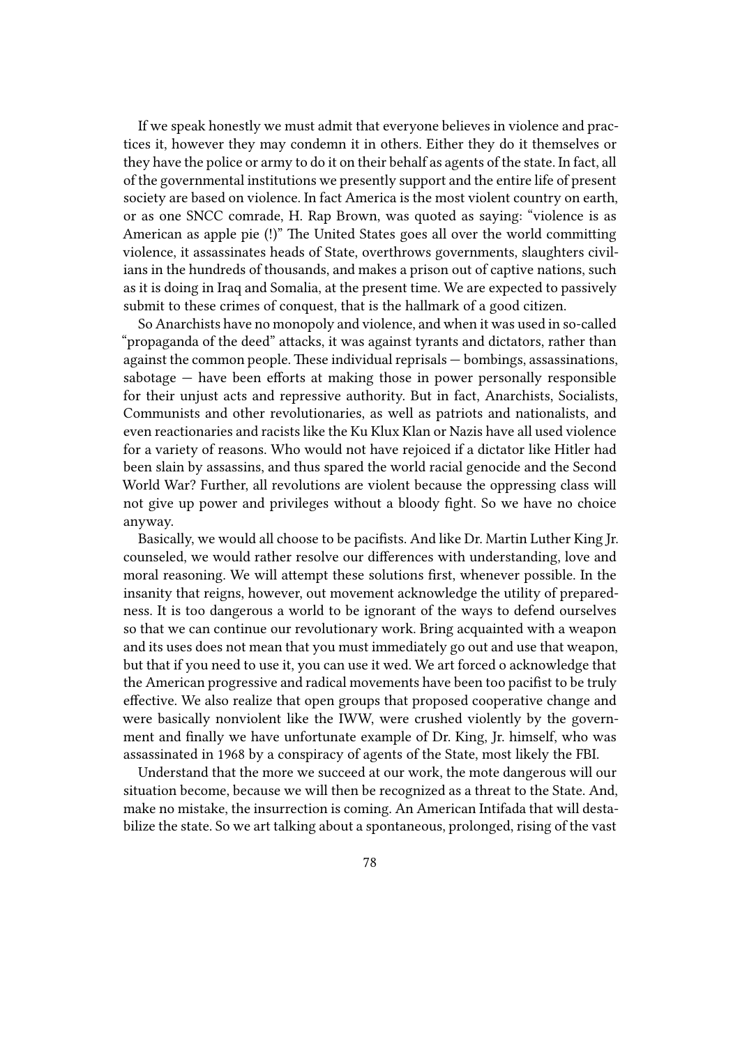If we speak honestly we must admit that everyone believes in violence and practices it, however they may condemn it in others. Either they do it themselves or they have the police or army to do it on their behalf as agents of the state. In fact, all of the governmental institutions we presently support and the entire life of present society are based on violence. In fact America is the most violent country on earth, or as one SNCC comrade, H. Rap Brown, was quoted as saying: "violence is as American as apple pie (!)" The United States goes all over the world committing violence, it assassinates heads of State, overthrows governments, slaughters civilians in the hundreds of thousands, and makes a prison out of captive nations, such as it is doing in Iraq and Somalia, at the present time. We are expected to passively submit to these crimes of conquest, that is the hallmark of a good citizen.

So Anarchists have no monopoly and violence, and when it was used in so-called "propaganda of the deed" attacks, it was against tyrants and dictators, rather than against the common people. These individual reprisals — bombings, assassinations, sabotage — have been efforts at making those in power personally responsible for their unjust acts and repressive authority. But in fact, Anarchists, Socialists, Communists and other revolutionaries, as well as patriots and nationalists, and even reactionaries and racists like the Ku Klux Klan or Nazis have all used violence for a variety of reasons. Who would not have rejoiced if a dictator like Hitler had been slain by assassins, and thus spared the world racial genocide and the Second World War? Further, all revolutions are violent because the oppressing class will not give up power and privileges without a bloody fight. So we have no choice anyway.

Basically, we would all choose to be pacifists. And like Dr. Martin Luther King Jr. counseled, we would rather resolve our differences with understanding, love and moral reasoning. We will attempt these solutions first, whenever possible. In the insanity that reigns, however, out movement acknowledge the utility of preparedness. It is too dangerous a world to be ignorant of the ways to defend ourselves so that we can continue our revolutionary work. Bring acquainted with a weapon and its uses does not mean that you must immediately go out and use that weapon, but that if you need to use it, you can use it wed. We art forced o acknowledge that the American progressive and radical movements have been too pacifist to be truly effective. We also realize that open groups that proposed cooperative change and were basically nonviolent like the IWW, were crushed violently by the government and finally we have unfortunate example of Dr. King, Jr. himself, who was assassinated in 1968 by a conspiracy of agents of the State, most likely the FBI.

Understand that the more we succeed at our work, the mote dangerous will our situation become, because we will then be recognized as a threat to the State. And, make no mistake, the insurrection is coming. An American Intifada that will destabilize the state. So we art talking about a spontaneous, prolonged, rising of the vast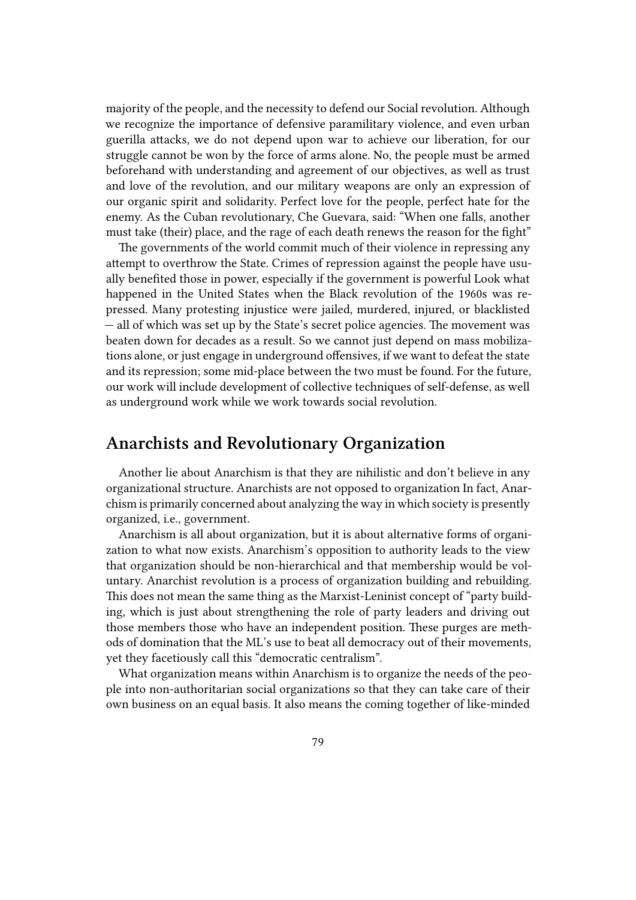majority of the people, and the necessity to defend our Social revolution. Although we recognize the importance of defensive paramilitary violence, and even urban guerilla attacks, we do not depend upon war to achieve our liberation, for our struggle cannot be won by the force of arms alone. No, the people must be armed beforehand with understanding and agreement of our objectives, as well as trust and love of the revolution, and our military weapons are only an expression of our organic spirit and solidarity. Perfect love for the people, perfect hate for the enemy. As the Cuban revolutionary, Che Guevara, said: "When one falls, another must take (their) place, and the rage of each death renews the reason for the fight"

The governments of the world commit much of their violence in repressing any attempt to overthrow the State. Crimes of repression against the people have usually benefited those in power, especially if the government is powerful Look what happened in the United States when the Black revolution of the 1960s was repressed. Many protesting injustice were jailed, murdered, injured, or blacklisted — all of which was set up by the State's secret police agencies. The movement was beaten down for decades as a result. So we cannot just depend on mass mobilizations alone, or just engage in underground offensives, if we want to defeat the state and its repression; some mid-place between the two must be found. For the future, our work will include development of collective techniques of self-defense, as well as underground work while we work towards social revolution.

## Anarchists and Revolutionary Organization

Another lie about Anarchism is that they are nihilistic and don't believe in any organizational structure. Anarchists are not opposed to organization In fact, Anarchism is primarily concerned about analyzing the way in which society is presently organized, i.e., government.

Anarchism is all about organization, but it is about alternative forms of organization to what now exists. Anarchism's opposition to authority leads to the view that organization should be non-hierarchical and that membership would be voluntary. Anarchist revolution is a process of organization building and rebuilding. This does not mean the same thing as the Marxist-Leninist concept of "party building, which is just about strengthening the role of party leaders and driving out those members those who have an independent position. These purges are methods of domination that the ML's use to beat all democracy out of their movements, yet they facetiously call this "democratic centralism".

What organization means within Anarchism is to organize the needs of the people into non-authoritarian social organizations so that they can take care of their own business on an equal basis. It also means the coming together of like-minded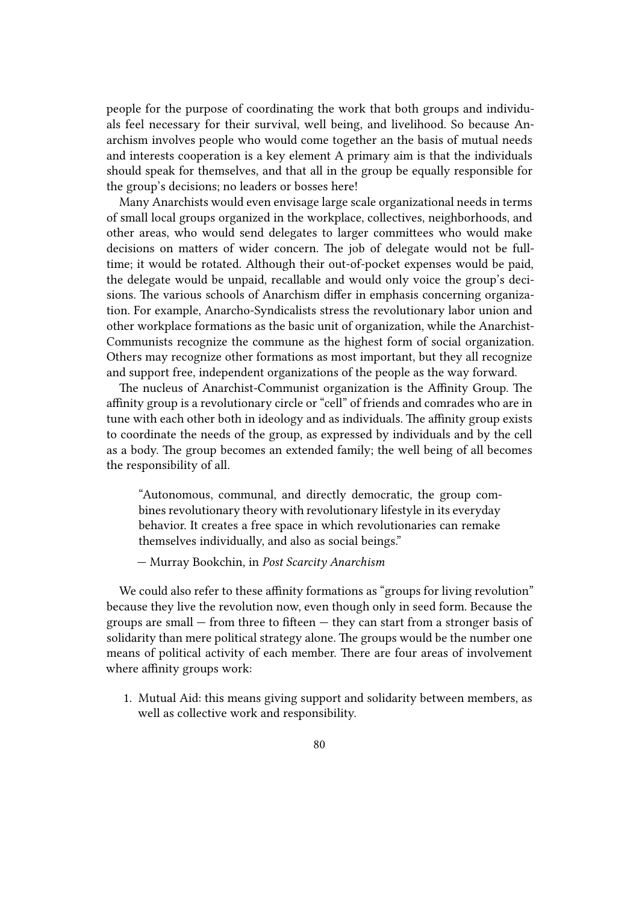people for the purpose of coordinating the work that both groups and individuals feel necessary for their survival, well being, and livelihood. So because Anarchism involves people who would come together an the basis of mutual needs and interests cooperation is a key element A primary aim is that the individuals should speak for themselves, and that all in the group be equally responsible for the group's decisions; no leaders or bosses here!

Many Anarchists would even envisage large scale organizational needs in terms of small local groups organized in the workplace, collectives, neighborhoods, and other areas, who would send delegates to larger committees who would make decisions on matters of wider concern. The job of delegate would not be full-time; it would be rotated. Although their out-of-pocket expenses would be paid, the delegate would be unpaid, recallable and would only voice the group's decisions. The various schools of Anarchism differ in emphasis concerning organization. For example, Anarcho-Syndicalists stress the revolutionary labor union and other workplace formations as the basic unit of organization, while the Anarchist-Communists recognize the commune as the highest form of social organization. Others may recognize other formations as most important, but they all recognize and support free, independent organizations of the people as the way forward.

The nucleus of Anarchist-Communist organization is the Affinity Group. The affinity group is a revolutionary circle or "cell" of friends and comrades who are in tune with each other both in ideology and as individuals. The affinity group exists to coordinate the needs of the group, as expressed by individuals and by the cell as a body. The group becomes an extended family; the well being of all becomes the responsibility of all.

> "Autonomous, communal, and directly democratic, the group combines revolutionary theory with revolutionary lifestyle in its everyday behavior. It creates a free space in which revolutionaries can remake themselves individually, and also as social beings."
>
> — Murray Bookchin, in *Post Scarcity Anarchism*

We could also refer to these affinity formations as "groups for living revolution" because they live the revolution now, even though only in seed form. Because the groups are small — from three to fifteen — they can start from a stronger basis of solidarity than mere political strategy alone. The groups would be the number one means of political activity of each member. There are four areas of involvement where affinity groups work:

1. Mutual Aid: this means giving support and solidarity between members, as well as collective work and responsibility.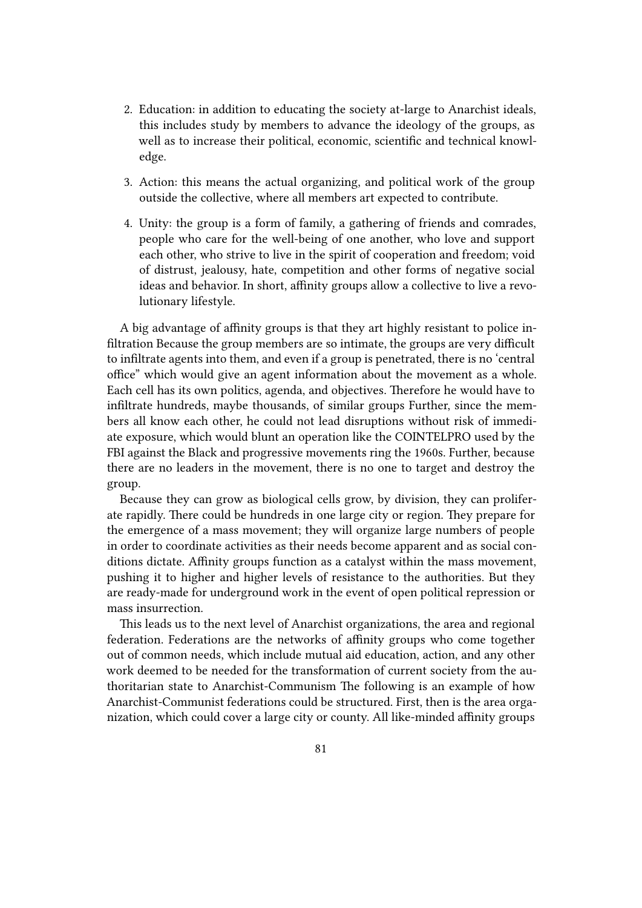2. Education: in addition to educating the society at-large to Anarchist ideals, this includes study by members to advance the ideology of the groups, as well as to increase their political, economic, scientific and technical knowledge.
3. Action: this means the actual organizing, and political work of the group outside the collective, where all members art expected to contribute.
4. Unity: the group is a form of family, a gathering of friends and comrades, people who care for the well-being of one another, who love and support each other, who strive to live in the spirit of cooperation and freedom; void of distrust, jealousy, hate, competition and other forms of negative social ideas and behavior. In short, affinity groups allow a collective to live a revolutionary lifestyle.

A big advantage of affinity groups is that they art highly resistant to police infiltration Because the group members are so intimate, the groups are very difficult to infiltrate agents into them, and even if a group is penetrated, there is no 'central office" which would give an agent information about the movement as a whole. Each cell has its own politics, agenda, and objectives. Therefore he would have to infiltrate hundreds, maybe thousands, of similar groups Further, since the members all know each other, he could not lead disruptions without risk of immediate exposure, which would blunt an operation like the COINTELPRO used by the FBI against the Black and progressive movements ring the 1960s. Further, because there are no leaders in the movement, there is no one to target and destroy the group.

Because they can grow as biological cells grow, by division, they can proliferate rapidly. There could be hundreds in one large city or region. They prepare for the emergence of a mass movement; they will organize large numbers of people in order to coordinate activities as their needs become apparent and as social conditions dictate. Affinity groups function as a catalyst within the mass movement, pushing it to higher and higher levels of resistance to the authorities. But they are ready-made for underground work in the event of open political repression or mass insurrection.

This leads us to the next level of Anarchist organizations, the area and regional federation. Federations are the networks of affinity groups who come together out of common needs, which include mutual aid education, action, and any other work deemed to be needed for the transformation of current society from the authoritarian state to Anarchist-Communism The following is an example of how Anarchist-Communist federations could be structured. First, then is the area organization, which could cover a large city or county. All like-minded affinity groups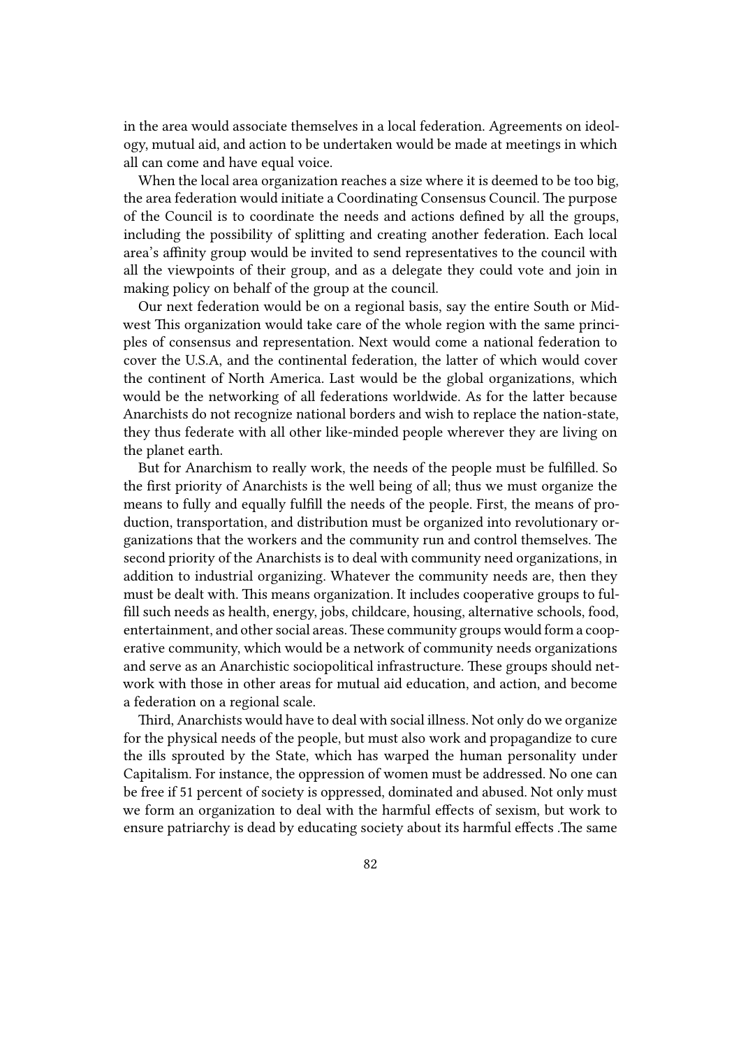in the area would associate themselves in a local federation. Agreements on ideology, mutual aid, and action to be undertaken would be made at meetings in which all can come and have equal voice.

When the local area organization reaches a size where it is deemed to be too big, the area federation would initiate a Coordinating Consensus Council. The purpose of the Council is to coordinate the needs and actions defined by all the groups, including the possibility of splitting and creating another federation. Each local area's affinity group would be invited to send representatives to the council with all the viewpoints of their group, and as a delegate they could vote and join in making policy on behalf of the group at the council.

Our next federation would be on a regional basis, say the entire South or Midwest This organization would take care of the whole region with the same principles of consensus and representation. Next would come a national federation to cover the U.S.A, and the continental federation, the latter of which would cover the continent of North America. Last would be the global organizations, which would be the networking of all federations worldwide. As for the latter because Anarchists do not recognize national borders and wish to replace the nation-state, they thus federate with all other like-minded people wherever they are living on the planet earth.

But for Anarchism to really work, the needs of the people must be fulfilled. So the first priority of Anarchists is the well being of all; thus we must organize the means to fully and equally fulfill the needs of the people. First, the means of production, transportation, and distribution must be organized into revolutionary organizations that the workers and the community run and control themselves. The second priority of the Anarchists is to deal with community need organizations, in addition to industrial organizing. Whatever the community needs are, then they must be dealt with. This means organization. It includes cooperative groups to fulfill such needs as health, energy, jobs, childcare, housing, alternative schools, food, entertainment, and other social areas. These community groups would form a cooperative community, which would be a network of community needs organizations and serve as an Anarchistic sociopolitical infrastructure. These groups should network with those in other areas for mutual aid education, and action, and become a federation on a regional scale.

Third, Anarchists would have to deal with social illness. Not only do we organize for the physical needs of the people, but must also work and propagandize to cure the ills sprouted by the State, which has warped the human personality under Capitalism. For instance, the oppression of women must be addressed. No one can be free if 51 percent of society is oppressed, dominated and abused. Not only must we form an organization to deal with the harmful effects of sexism, but work to ensure patriarchy is dead by educating society about its harmful effects .The same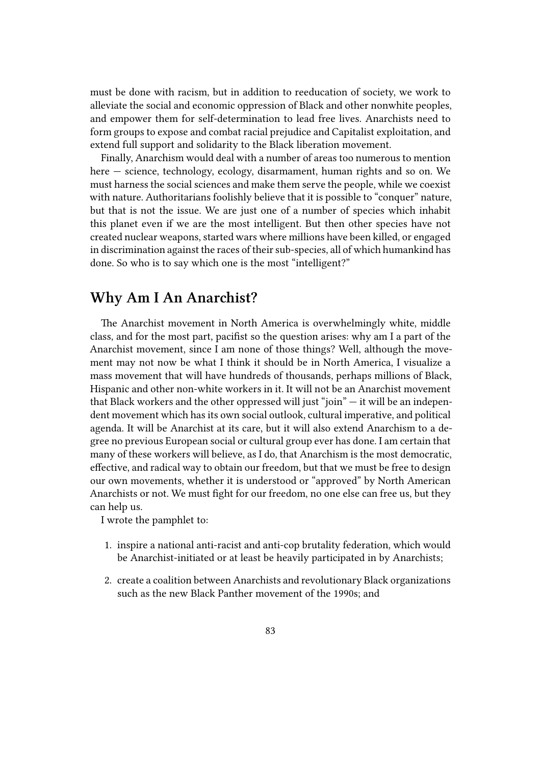must be done with racism, but in addition to reeducation of society, we work to alleviate the social and economic oppression of Black and other nonwhite peoples, and empower them for self-determination to lead free lives. Anarchists need to form groups to expose and combat racial prejudice and Capitalist exploitation, and extend full support and solidarity to the Black liberation movement.

Finally, Anarchism would deal with a number of areas too numerous to mention here — science, technology, ecology, disarmament, human rights and so on. We must harness the social sciences and make them serve the people, while we coexist with nature. Authoritarians foolishly believe that it is possible to "conquer" nature, but that is not the issue. We are just one of a number of species which inhabit this planet even if we are the most intelligent. But then other species have not created nuclear weapons, started wars where millions have been killed, or engaged in discrimination against the races of their sub-species, all of which humankind has done. So who is to say which one is the most "intelligent?"

## Why Am I An Anarchist?

The Anarchist movement in North America is overwhelmingly white, middle class, and for the most part, pacifist so the question arises: why am I a part of the Anarchist movement, since I am none of those things? Well, although the movement may not now be what I think it should be in North America, I visualize a mass movement that will have hundreds of thousands, perhaps millions of Black, Hispanic and other non-white workers in it. It will not be an Anarchist movement that Black workers and the other oppressed will just "join" — it will be an independent movement which has its own social outlook, cultural imperative, and political agenda. It will be Anarchist at its care, but it will also extend Anarchism to a degree no previous European social or cultural group ever has done. I am certain that many of these workers will believe, as I do, that Anarchism is the most democratic, effective, and radical way to obtain our freedom, but that we must be free to design our own movements, whether it is understood or "approved" by North American Anarchists or not. We must fight for our freedom, no one else can free us, but they can help us.

I wrote the pamphlet to:

1. inspire a national anti-racist and anti-cop brutality federation, which would be Anarchist-initiated or at least be heavily participated in by Anarchists;
2. create a coalition between Anarchists and revolutionary Black organizations such as the new Black Panther movement of the 1990s; and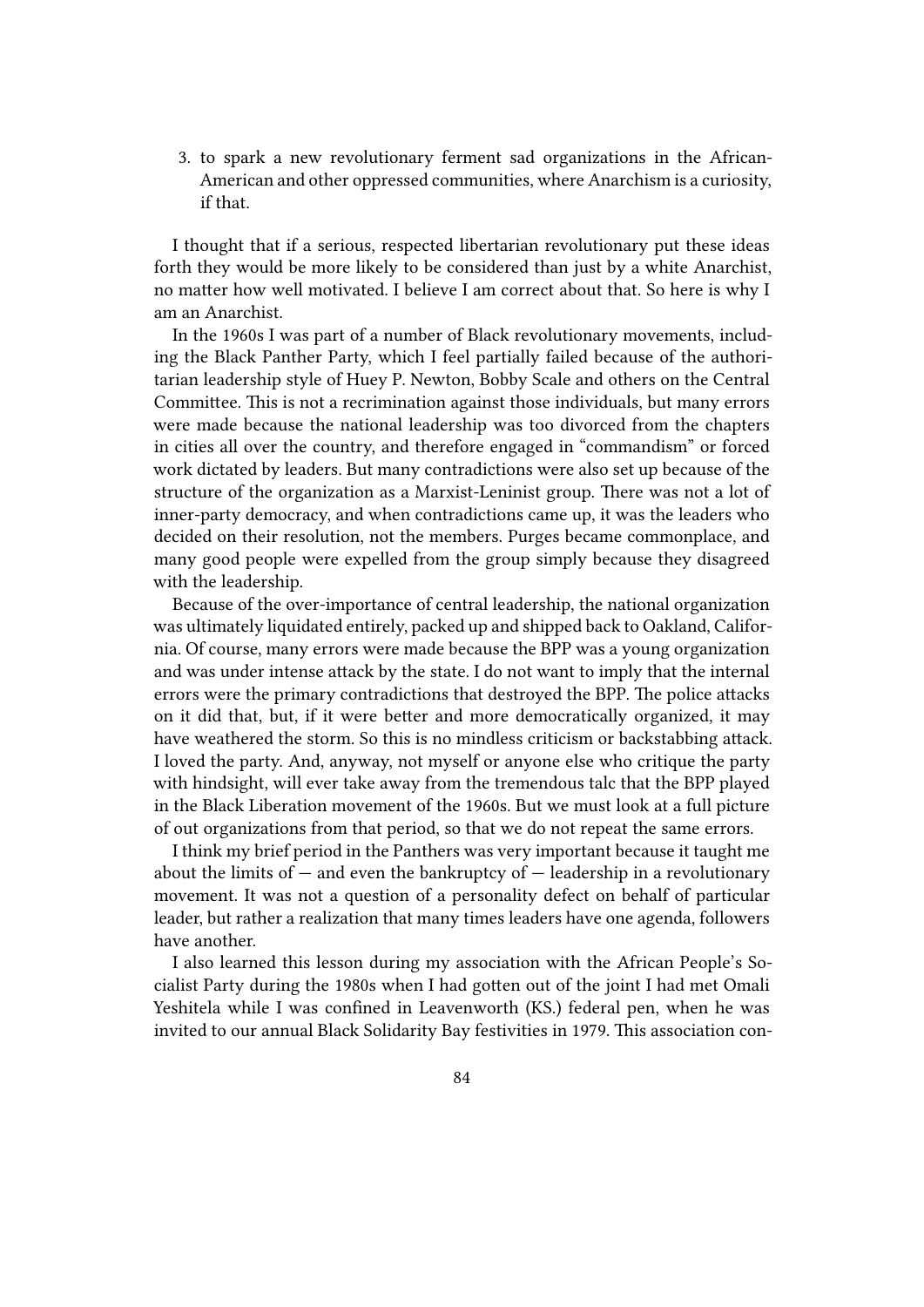3. to spark a new revolutionary ferment sad organizations in the African-American and other oppressed communities, where Anarchism is a curiosity, if that.

I thought that if a serious, respected libertarian revolutionary put these ideas forth they would be more likely to be considered than just by a white Anarchist, no matter how well motivated. I believe I am correct about that. So here is why I am an Anarchist.

In the 1960s I was part of a number of Black revolutionary movements, including the Black Panther Party, which I feel partially failed because of the authoritarian leadership style of Huey P. Newton, Bobby Scale and others on the Central Committee. This is not a recrimination against those individuals, but many errors were made because the national leadership was too divorced from the chapters in cities all over the country, and therefore engaged in "commandism" or forced work dictated by leaders. But many contradictions were also set up because of the structure of the organization as a Marxist-Leninist group. There was not a lot of inner-party democracy, and when contradictions came up, it was the leaders who decided on their resolution, not the members. Purges became commonplace, and many good people were expelled from the group simply because they disagreed with the leadership.

Because of the over-importance of central leadership, the national organization was ultimately liquidated entirely, packed up and shipped back to Oakland, California. Of course, many errors were made because the BPP was a young organization and was under intense attack by the state. I do not want to imply that the internal errors were the primary contradictions that destroyed the BPP. The police attacks on it did that, but, if it were better and more democratically organized, it may have weathered the storm. So this is no mindless criticism or backstabbing attack. I loved the party. And, anyway, not myself or anyone else who critique the party with hindsight, will ever take away from the tremendous talc that the BPP played in the Black Liberation movement of the 1960s. But we must look at a full picture of out organizations from that period, so that we do not repeat the same errors.

I think my brief period in the Panthers was very important because it taught me about the limits of — and even the bankruptcy of — leadership in a revolutionary movement. It was not a question of a personality defect on behalf of particular leader, but rather a realization that many times leaders have one agenda, followers have another.

I also learned this lesson during my association with the African People's Socialist Party during the 1980s when I had gotten out of the joint I had met Omali Yeshitela while I was confined in Leavenworth (KS.) federal pen, when he was invited to our annual Black Solidarity Bay festivities in 1979. This association con-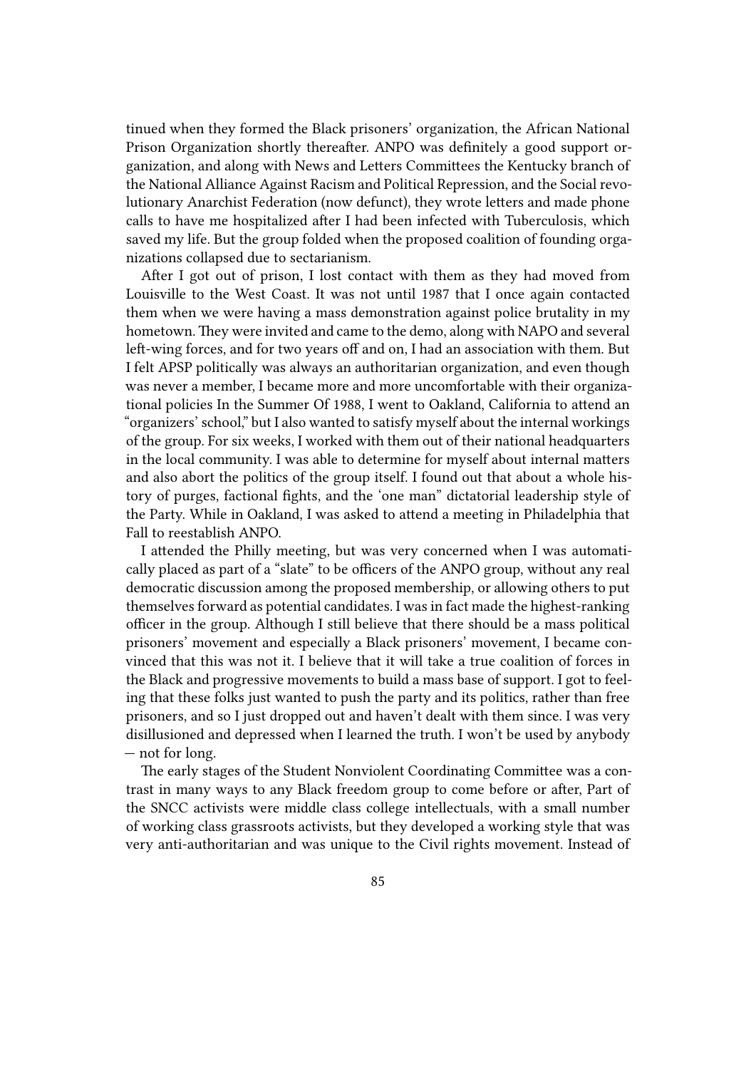tinued when they formed the Black prisoners' organization, the African National Prison Organization shortly thereafter. ANPO was definitely a good support organization, and along with News and Letters Committees the Kentucky branch of the National Alliance Against Racism and Political Repression, and the Social revolutionary Anarchist Federation (now defunct), they wrote letters and made phone calls to have me hospitalized after I had been infected with Tuberculosis, which saved my life. But the group folded when the proposed coalition of founding organizations collapsed due to sectarianism.

After I got out of prison, I lost contact with them as they had moved from Louisville to the West Coast. It was not until 1987 that I once again contacted them when we were having a mass demonstration against police brutality in my hometown. They were invited and came to the demo, along with NAPO and several left-wing forces, and for two years off and on, I had an association with them. But I felt APSP politically was always an authoritarian organization, and even though was never a member, I became more and more uncomfortable with their organizational policies In the Summer Of 1988, I went to Oakland, California to attend an "organizers' school," but I also wanted to satisfy myself about the internal workings of the group. For six weeks, I worked with them out of their national headquarters in the local community. I was able to determine for myself about internal matters and also abort the politics of the group itself. I found out that about a whole history of purges, factional fights, and the 'one man" dictatorial leadership style of the Party. While in Oakland, I was asked to attend a meeting in Philadelphia that Fall to reestablish ANPO.

I attended the Philly meeting, but was very concerned when I was automatically placed as part of a "slate" to be officers of the ANPO group, without any real democratic discussion among the proposed membership, or allowing others to put themselves forward as potential candidates. I was in fact made the highest-ranking officer in the group. Although I still believe that there should be a mass political prisoners' movement and especially a Black prisoners' movement, I became convinced that this was not it. I believe that it will take a true coalition of forces in the Black and progressive movements to build a mass base of support. I got to feeling that these folks just wanted to push the party and its politics, rather than free prisoners, and so I just dropped out and haven't dealt with them since. I was very disillusioned and depressed when I learned the truth. I won't be used by anybody — not for long.

The early stages of the Student Nonviolent Coordinating Committee was a contrast in many ways to any Black freedom group to come before or after, Part of the SNCC activists were middle class college intellectuals, with a small number of working class grassroots activists, but they developed a working style that was very anti-authoritarian and was unique to the Civil rights movement. Instead of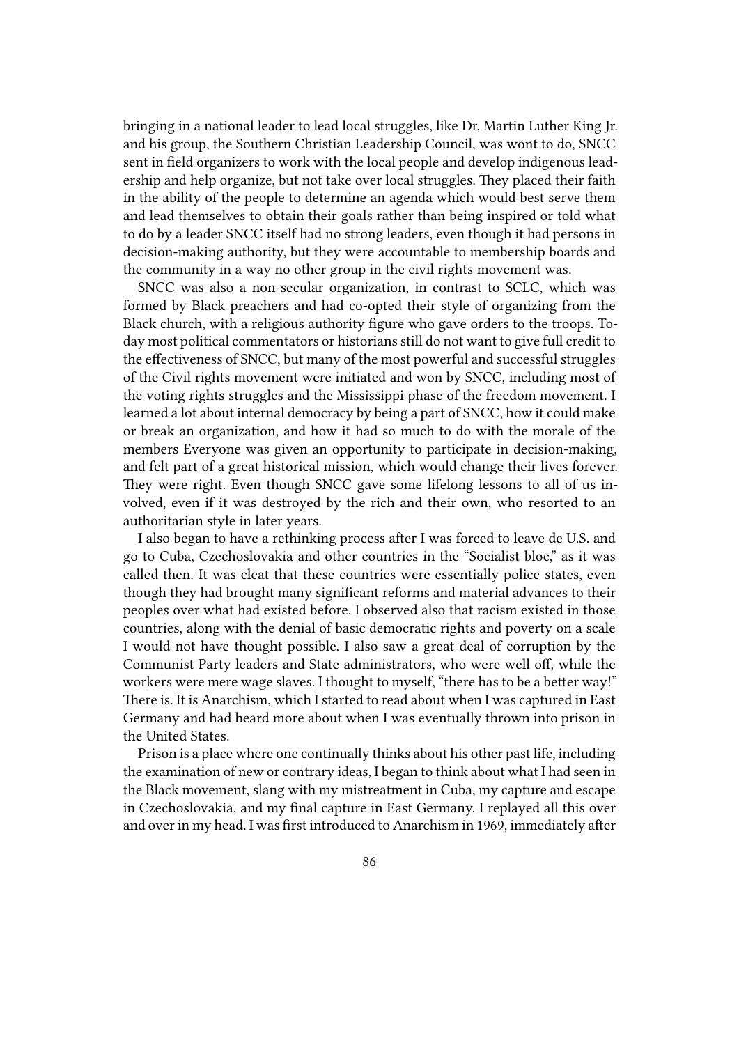bringing in a national leader to lead local struggles, like Dr, Martin Luther King Jr. and his group, the Southern Christian Leadership Council, was wont to do, SNCC sent in field organizers to work with the local people and develop indigenous leadership and help organize, but not take over local struggles. They placed their faith in the ability of the people to determine an agenda which would best serve them and lead themselves to obtain their goals rather than being inspired or told what to do by a leader SNCC itself had no strong leaders, even though it had persons in decision-making authority, but they were accountable to membership boards and the community in a way no other group in the civil rights movement was.

SNCC was also a non-secular organization, in contrast to SCLC, which was formed by Black preachers and had co-opted their style of organizing from the Black church, with a religious authority figure who gave orders to the troops. Today most political commentators or historians still do not want to give full credit to the effectiveness of SNCC, but many of the most powerful and successful struggles of the Civil rights movement were initiated and won by SNCC, including most of the voting rights struggles and the Mississippi phase of the freedom movement. I learned a lot about internal democracy by being a part of SNCC, how it could make or break an organization, and how it had so much to do with the morale of the members Everyone was given an opportunity to participate in decision-making, and felt part of a great historical mission, which would change their lives forever. They were right. Even though SNCC gave some lifelong lessons to all of us involved, even if it was destroyed by the rich and their own, who resorted to an authoritarian style in later years.

I also began to have a rethinking process after I was forced to leave de U.S. and go to Cuba, Czechoslovakia and other countries in the "Socialist bloc," as it was called then. It was cleat that these countries were essentially police states, even though they had brought many significant reforms and material advances to their peoples over what had existed before. I observed also that racism existed in those countries, along with the denial of basic democratic rights and poverty on a scale I would not have thought possible. I also saw a great deal of corruption by the Communist Party leaders and State administrators, who were well off, while the workers were mere wage slaves. I thought to myself, "there has to be a better way!" There is. It is Anarchism, which I started to read about when I was captured in East Germany and had heard more about when I was eventually thrown into prison in the United States.

Prison is a place where one continually thinks about his other past life, including the examination of new or contrary ideas, I began to think about what I had seen in the Black movement, slang with my mistreatment in Cuba, my capture and escape in Czechoslovakia, and my final capture in East Germany. I replayed all this over and over in my head. I was first introduced to Anarchism in 1969, immediately after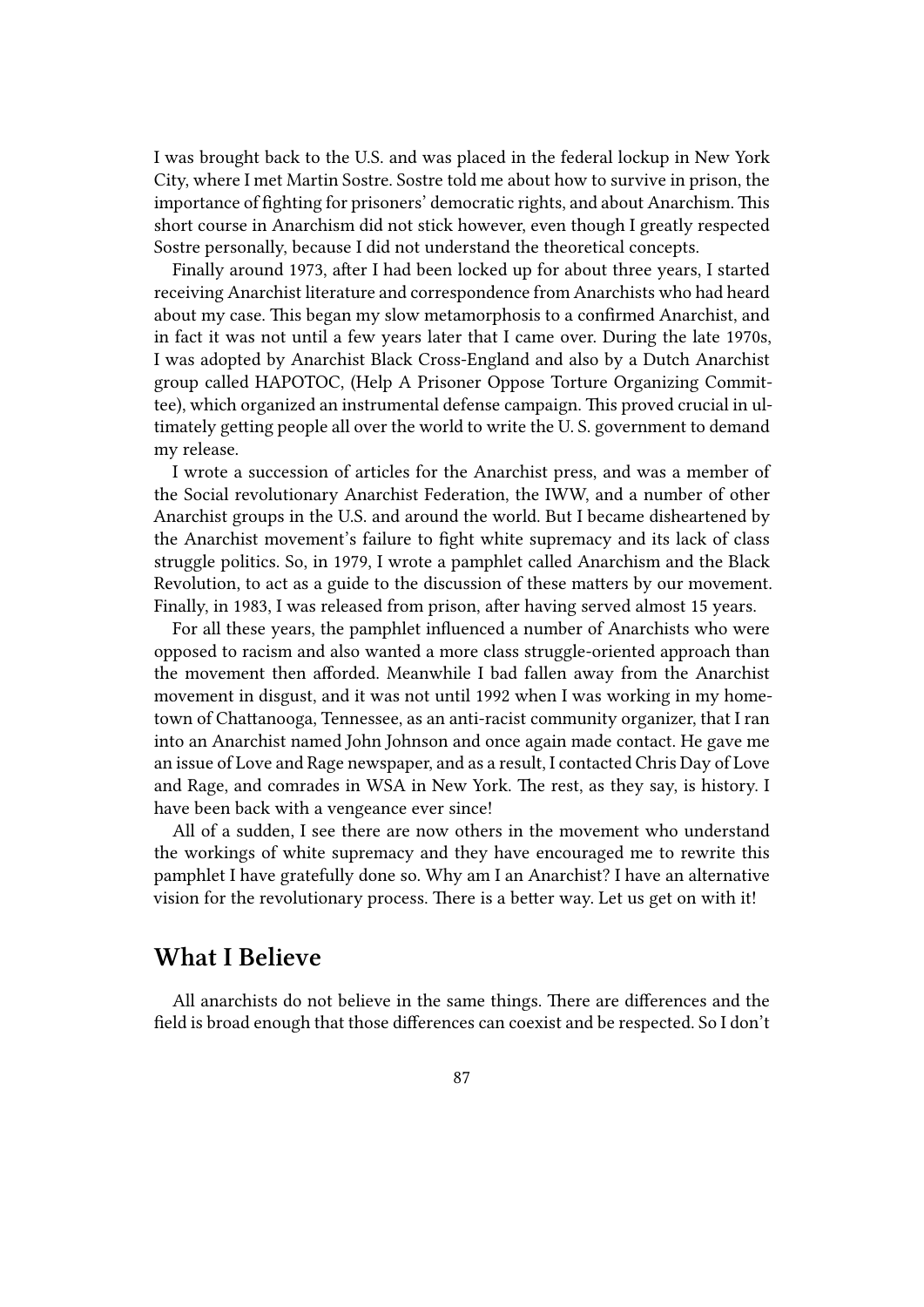I was brought back to the U.S. and was placed in the federal lockup in New York City, where I met Martin Sostre. Sostre told me about how to survive in prison, the importance of fighting for prisoners' democratic rights, and about Anarchism. This short course in Anarchism did not stick however, even though I greatly respected Sostre personally, because I did not understand the theoretical concepts.

Finally around 1973, after I had been locked up for about three years, I started receiving Anarchist literature and correspondence from Anarchists who had heard about my case. This began my slow metamorphosis to a confirmed Anarchist, and in fact it was not until a few years later that I came over. During the late 1970s, I was adopted by Anarchist Black Cross-England and also by a Dutch Anarchist group called HAPOTOC, (Help A Prisoner Oppose Torture Organizing Committee), which organized an instrumental defense campaign. This proved crucial in ultimately getting people all over the world to write the U. S. government to demand my release.

I wrote a succession of articles for the Anarchist press, and was a member of the Social revolutionary Anarchist Federation, the IWW, and a number of other Anarchist groups in the U.S. and around the world. But I became disheartened by the Anarchist movement's failure to fight white supremacy and its lack of class struggle politics. So, in 1979, I wrote a pamphlet called Anarchism and the Black Revolution, to act as a guide to the discussion of these matters by our movement. Finally, in 1983, I was released from prison, after having served almost 15 years.

For all these years, the pamphlet influenced a number of Anarchists who were opposed to racism and also wanted a more class struggle-oriented approach than the movement then afforded. Meanwhile I bad fallen away from the Anarchist movement in disgust, and it was not until 1992 when I was working in my hometown of Chattanooga, Tennessee, as an anti-racist community organizer, that I ran into an Anarchist named John Johnson and once again made contact. He gave me an issue of Love and Rage newspaper, and as a result, I contacted Chris Day of Love and Rage, and comrades in WSA in New York. The rest, as they say, is history. I have been back with a vengeance ever since!

All of a sudden, I see there are now others in the movement who understand the workings of white supremacy and they have encouraged me to rewrite this pamphlet I have gratefully done so. Why am I an Anarchist? I have an alternative vision for the revolutionary process. There is a better way. Let us get on with it!

## What I Believe

All anarchists do not believe in the same things. There are differences and the field is broad enough that those differences can coexist and be respected. So I don't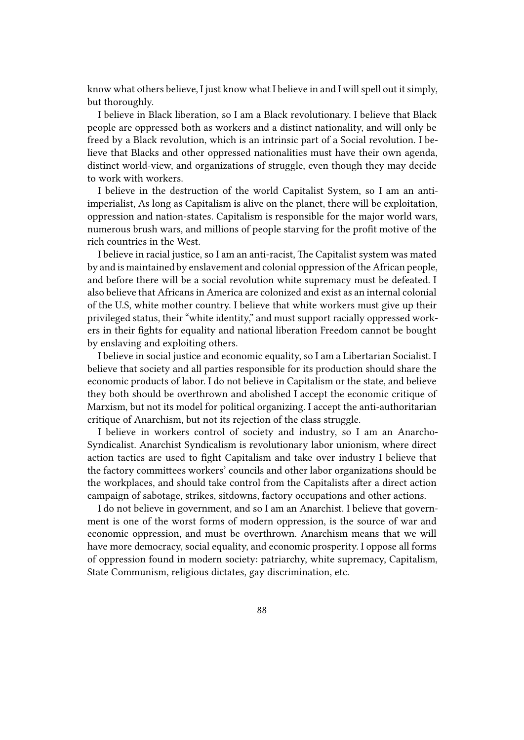know what others believe, I just know what I believe in and I will spell out it simply, but thoroughly.

I believe in Black liberation, so I am a Black revolutionary. I believe that Black people are oppressed both as workers and a distinct nationality, and will only be freed by a Black revolution, which is an intrinsic part of a Social revolution. I believe that Blacks and other oppressed nationalities must have their own agenda, distinct world-view, and organizations of struggle, even though they may decide to work with workers.

I believe in the destruction of the world Capitalist System, so I am an anti-imperialist, As long as Capitalism is alive on the planet, there will be exploitation, oppression and nation-states. Capitalism is responsible for the major world wars, numerous brush wars, and millions of people starving for the profit motive of the rich countries in the West.

I believe in racial justice, so I am an anti-racist, The Capitalist system was mated by and is maintained by enslavement and colonial oppression of the African people, and before there will be a social revolution white supremacy must be defeated. I also believe that Africans in America are colonized and exist as an internal colonial of the U.S, white mother country. I believe that white workers must give up their privileged status, their "white identity," and must support racially oppressed workers in their fights for equality and national liberation Freedom cannot be bought by enslaving and exploiting others.

I believe in social justice and economic equality, so I am a Libertarian Socialist. I believe that society and all parties responsible for its production should share the economic products of labor. I do not believe in Capitalism or the state, and believe they both should be overthrown and abolished I accept the economic critique of Marxism, but not its model for political organizing. I accept the anti-authoritarian critique of Anarchism, but not its rejection of the class struggle.

I believe in workers control of society and industry, so I am an Anarcho-Syndicalist. Anarchist Syndicalism is revolutionary labor unionism, where direct action tactics are used to fight Capitalism and take over industry I believe that the factory committees workers' councils and other labor organizations should be the workplaces, and should take control from the Capitalists after a direct action campaign of sabotage, strikes, sitdowns, factory occupations and other actions.

I do not believe in government, and so I am an Anarchist. I believe that government is one of the worst forms of modern oppression, is the source of war and economic oppression, and must be overthrown. Anarchism means that we will have more democracy, social equality, and economic prosperity. I oppose all forms of oppression found in modern society: patriarchy, white supremacy, Capitalism, State Communism, religious dictates, gay discrimination, etc.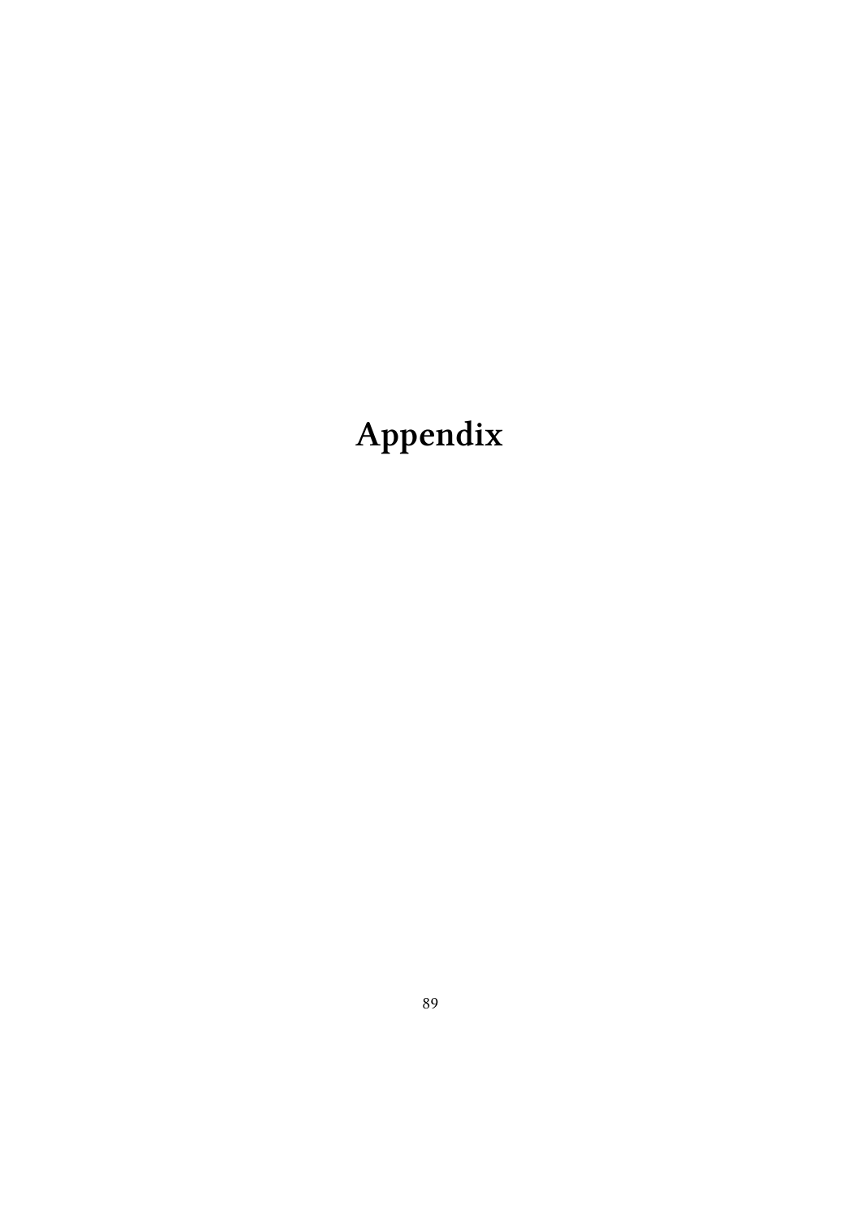# Appendix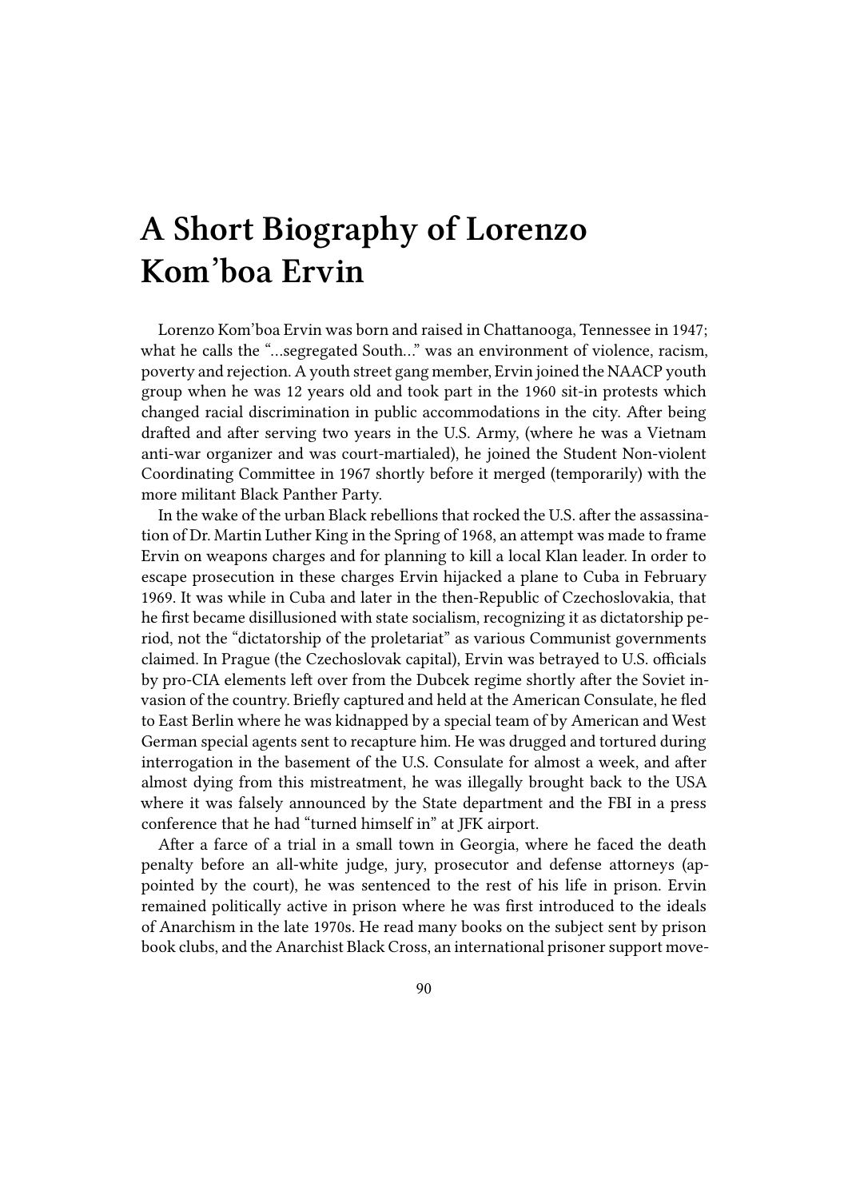# A Short Biography of Lorenzo Kom'boa Ervin

Lorenzo Kom'boa Ervin was born and raised in Chattanooga, Tennessee in 1947; what he calls the "…segregated South…" was an environment of violence, racism, poverty and rejection. A youth street gang member, Ervin joined the NAACP youth group when he was 12 years old and took part in the 1960 sit-in protests which changed racial discrimination in public accommodations in the city. After being drafted and after serving two years in the U.S. Army, (where he was a Vietnam anti-war organizer and was court-martialed), he joined the Student Non-violent Coordinating Committee in 1967 shortly before it merged (temporarily) with the more militant Black Panther Party.

In the wake of the urban Black rebellions that rocked the U.S. after the assassination of Dr. Martin Luther King in the Spring of 1968, an attempt was made to frame Ervin on weapons charges and for planning to kill a local Klan leader. In order to escape prosecution in these charges Ervin hijacked a plane to Cuba in February 1969. It was while in Cuba and later in the then-Republic of Czechoslovakia, that he first became disillusioned with state socialism, recognizing it as dictatorship period, not the "dictatorship of the proletariat" as various Communist governments claimed. In Prague (the Czechoslovak capital), Ervin was betrayed to U.S. officials by pro-CIA elements left over from the Dubcek regime shortly after the Soviet invasion of the country. Briefly captured and held at the American Consulate, he fled to East Berlin where he was kidnapped by a special team of by American and West German special agents sent to recapture him. He was drugged and tortured during interrogation in the basement of the U.S. Consulate for almost a week, and after almost dying from this mistreatment, he was illegally brought back to the USA where it was falsely announced by the State department and the FBI in a press conference that he had "turned himself in" at JFK airport.

After a farce of a trial in a small town in Georgia, where he faced the death penalty before an all-white judge, jury, prosecutor and defense attorneys (appointed by the court), he was sentenced to the rest of his life in prison. Ervin remained politically active in prison where he was first introduced to the ideals of Anarchism in the late 1970s. He read many books on the subject sent by prison book clubs, and the Anarchist Black Cross, an international prisoner support move-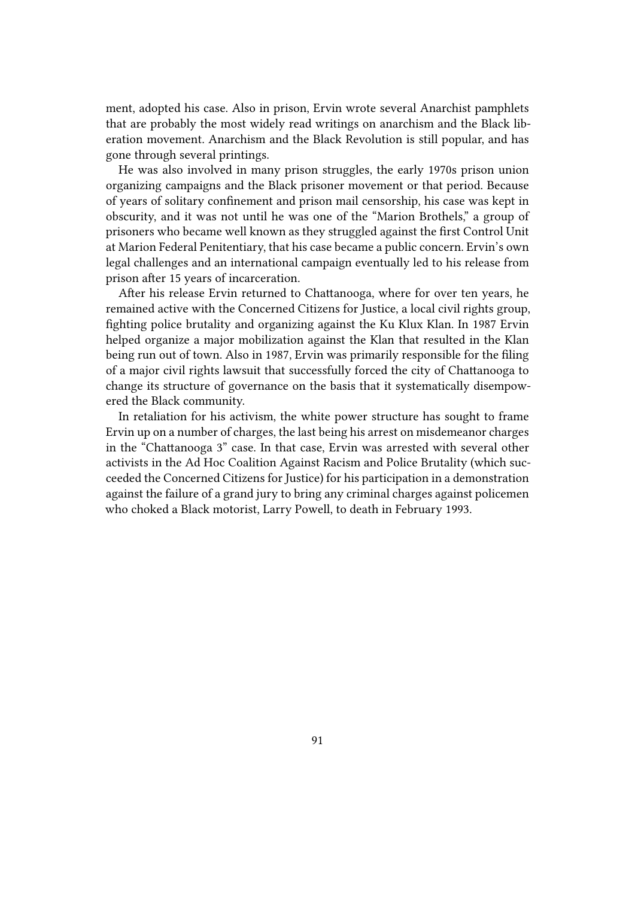ment, adopted his case. Also in prison, Ervin wrote several Anarchist pamphlets that are probably the most widely read writings on anarchism and the Black liberation movement. Anarchism and the Black Revolution is still popular, and has gone through several printings.

He was also involved in many prison struggles, the early 1970s prison union organizing campaigns and the Black prisoner movement or that period. Because of years of solitary confinement and prison mail censorship, his case was kept in obscurity, and it was not until he was one of the "Marion Brothels," a group of prisoners who became well known as they struggled against the first Control Unit at Marion Federal Penitentiary, that his case became a public concern. Ervin's own legal challenges and an international campaign eventually led to his release from prison after 15 years of incarceration.

After his release Ervin returned to Chattanooga, where for over ten years, he remained active with the Concerned Citizens for Justice, a local civil rights group, fighting police brutality and organizing against the Ku Klux Klan. In 1987 Ervin helped organize a major mobilization against the Klan that resulted in the Klan being run out of town. Also in 1987, Ervin was primarily responsible for the filing of a major civil rights lawsuit that successfully forced the city of Chattanooga to change its structure of governance on the basis that it systematically disempowered the Black community.

In retaliation for his activism, the white power structure has sought to frame Ervin up on a number of charges, the last being his arrest on misdemeanor charges in the "Chattanooga 3" case. In that case, Ervin was arrested with several other activists in the Ad Hoc Coalition Against Racism and Police Brutality (which succeeded the Concerned Citizens for Justice) for his participation in a demonstration against the failure of a grand jury to bring any criminal charges against policemen who choked a Black motorist, Larry Powell, to death in February 1993.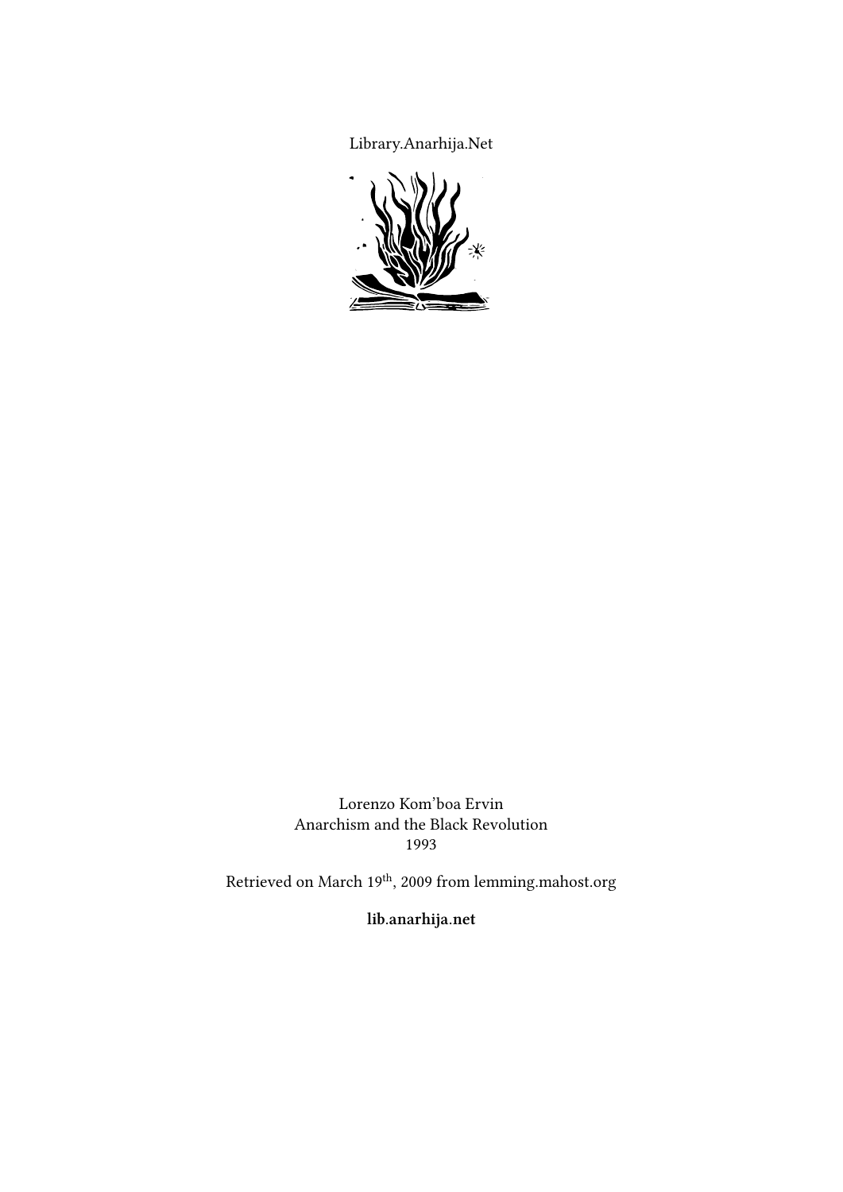Library.Anarhija.Net

Lorenzo Kom'boa Ervin
Anarchism and the Black Revolution
1993

Retrieved on March 19th, 2009 from lemming.mahost.org

**lib.anarhija.net**